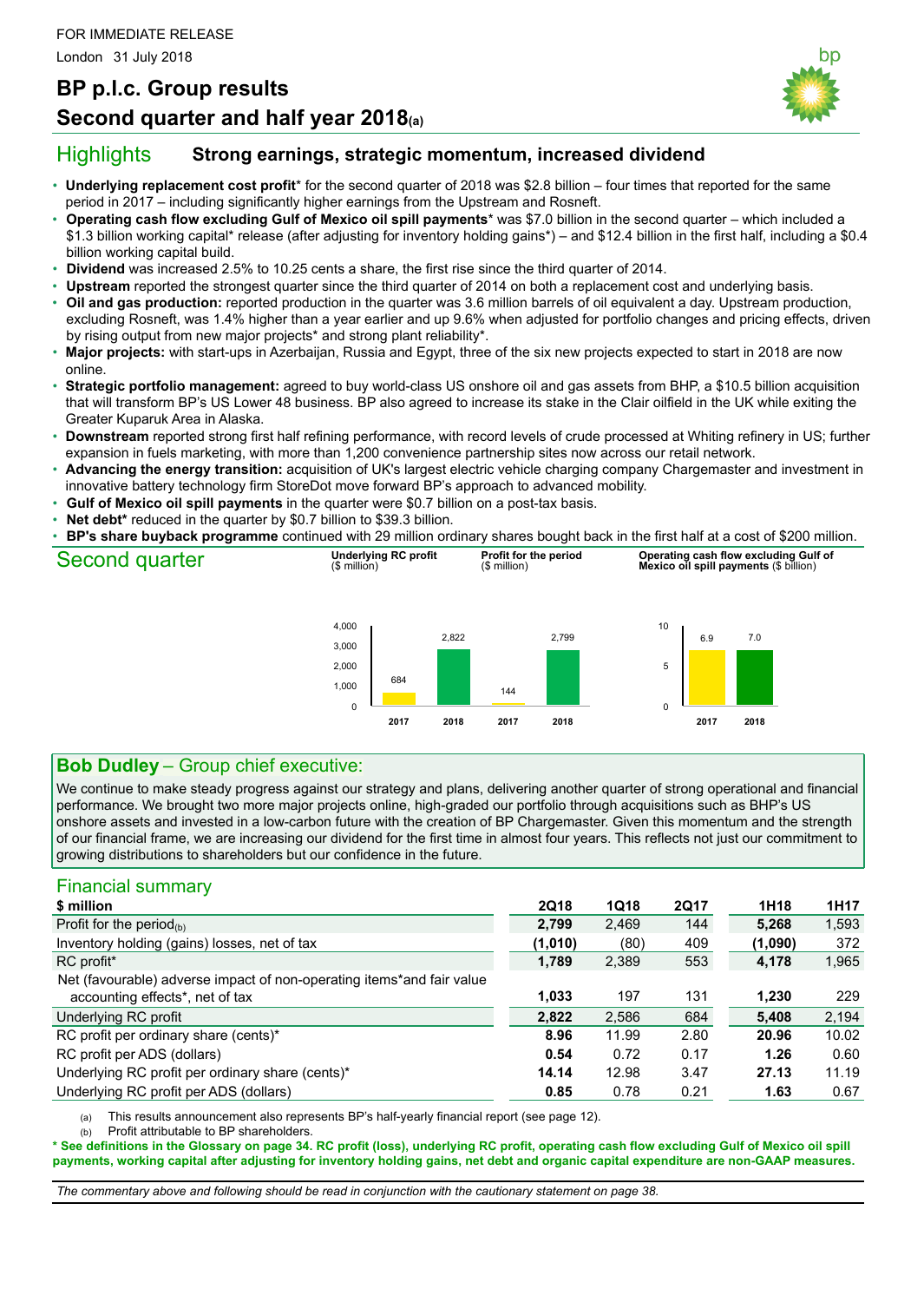FOR IMMEDIATE RELEASE

London 31 July 2018

# BP p.l.c. Group results
# Second quarter and half year 2018(a)

## Highlights — Strong earnings, strategic momentum, increased dividend

- **Underlying replacement cost profit*** for the second quarter of 2018 was $2.8 billion – four times that reported for the same period in 2017 – including significantly higher earnings from the Upstream and Rosneft.
- **Operating cash flow excluding Gulf of Mexico oil spill payments*** was $7.0 billion in the second quarter – which included a $1.3 billion working capital* release (after adjusting for inventory holding gains*) – and $12.4 billion in the first half, including a $0.4 billion working capital build.
- **Dividend** was increased 2.5% to 10.25 cents a share, the first rise since the third quarter of 2014.
- **Upstream** reported the strongest quarter since the third quarter of 2014 on both a replacement cost and underlying basis.
- **Oil and gas production:** reported production in the quarter was 3.6 million barrels of oil equivalent a day. Upstream production, excluding Rosneft, was 1.4% higher than a year earlier and up 9.6% when adjusted for portfolio changes and pricing effects, driven by rising output from new major projects* and strong plant reliability*.
- **Major projects:** with start-ups in Azerbaijan, Russia and Egypt, three of the six new projects expected to start in 2018 are now online.
- **Strategic portfolio management:** agreed to buy world-class US onshore oil and gas assets from BHP, a $10.5 billion acquisition that will transform BP's US Lower 48 business. BP also agreed to increase its stake in the Clair oilfield in the UK while exiting the Greater Kuparuk Area in Alaska.
- **Downstream** reported strong first half refining performance, with record levels of crude processed at Whiting refinery in US; further expansion in fuels marketing, with more than 1,200 convenience partnership sites now across our retail network.
- **Advancing the energy transition:** acquisition of UK's largest electric vehicle charging company Chargemaster and investment in innovative battery technology firm StoreDot move forward BP's approach to advanced mobility.
- **Gulf of Mexico oil spill payments** in the quarter were $0.7 billion on a post-tax basis.
- **Net debt*** reduced in the quarter by $0.7 billion to $39.3 billion.
- **BP's share buyback programme** continued with 29 million ordinary shares bought back in the first half at a cost of $200 million.

## Second quarter

| | 2017 | 2018 |
|---|---|---|
| Underlying RC profit ($ million) | 684 | 2,822 |
| Profit for the period ($ million) | 144 | 2,799 |
| Operating cash flow excluding Gulf of Mexico oil spill payments ($ billion) | 6.9 | 7.0 |

### Bob Dudley – Group chief executive:

We continue to make steady progress against our strategy and plans, delivering another quarter of strong operational and financial performance. We brought two more major projects online, high-graded our portfolio through acquisitions such as BHP's US onshore assets and invested in a low-carbon future with the creation of BP Chargemaster. Given this momentum and the strength of our financial frame, we are increasing our dividend for the first time in almost four years. This reflects not just our commitment to growing distributions to shareholders but our confidence in the future.

## Financial summary

| $ million | 2Q18 | 1Q18 | 2Q17 | 1H18 | 1H17 |
|---|---|---|---|---|---|
| Profit for the period(b) | **2,799** | 2,469 | 144 | **5,268** | 1,593 |
| Inventory holding (gains) losses, net of tax | **(1,010)** | (80) | 409 | **(1,090)** | 372 |
| RC profit* | **1,789** | 2,389 | 553 | **4,178** | 1,965 |
| Net (favourable) adverse impact of non-operating items* and fair value accounting effects*, net of tax | **1,033** | 197 | 131 | **1,230** | 229 |
| Underlying RC profit | **2,822** | 2,586 | 684 | **5,408** | 2,194 |
| RC profit per ordinary share (cents)* | **8.96** | 11.99 | 2.80 | **20.96** | 10.02 |
| RC profit per ADS (dollars) | **0.54** | 0.72 | 0.17 | **1.26** | 0.60 |
| Underlying RC profit per ordinary share (cents)* | **14.14** | 12.98 | 3.47 | **27.13** | 11.19 |
| Underlying RC profit per ADS (dollars) | **0.85** | 0.78 | 0.21 | **1.63** | 0.67 |

(a) This results announcement also represents BP's half-yearly financial report (see page 12).

(b) Profit attributable to BP shareholders.

**\* See definitions in the Glossary on page 34. RC profit (loss), underlying RC profit, operating cash flow excluding Gulf of Mexico oil spill payments, working capital after adjusting for inventory holding gains, net debt and organic capital expenditure are non-GAAP measures.**

*The commentary above and following should be read in conjunction with the cautionary statement on page 38.*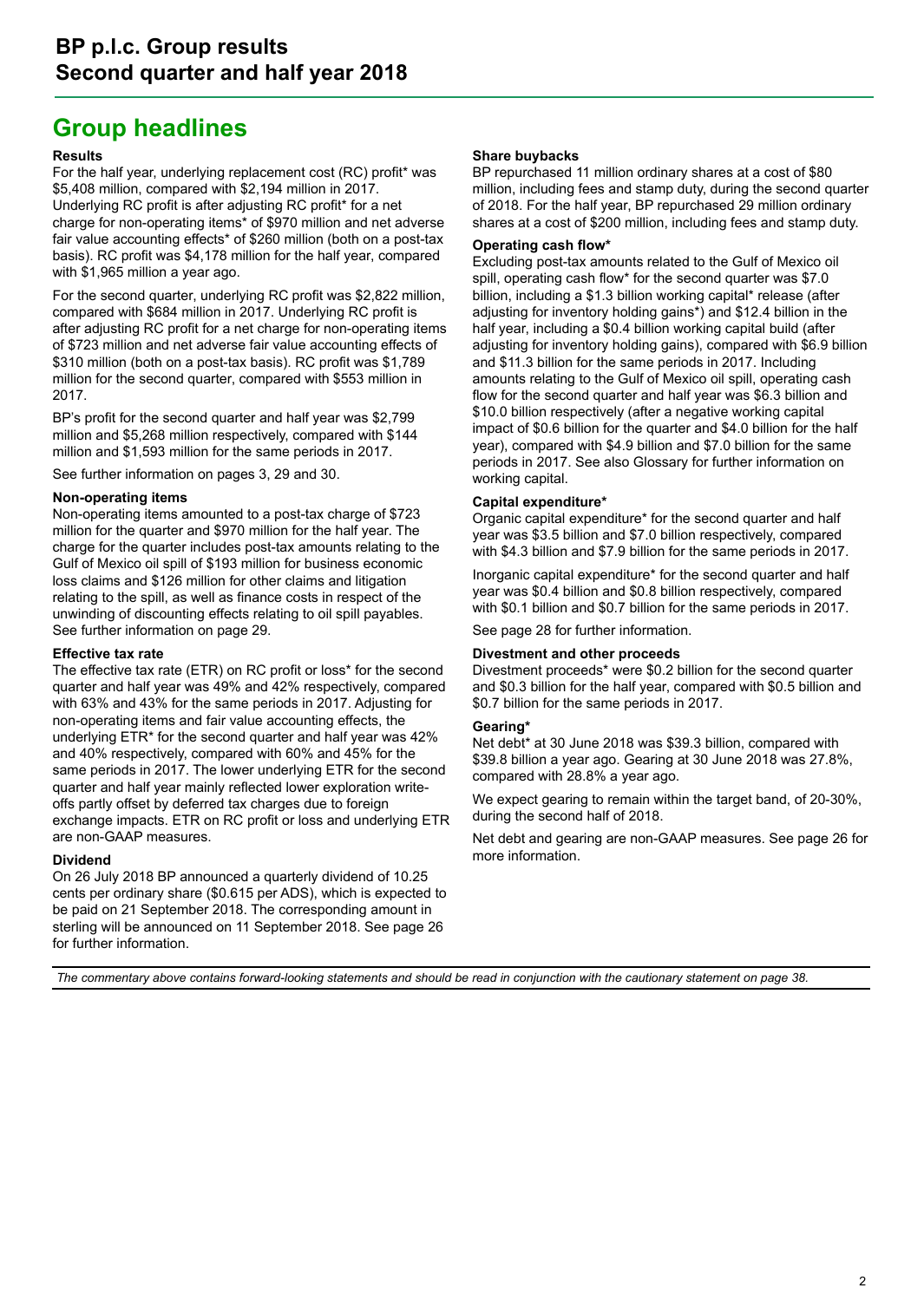# BP p.l.c. Group results
# Second quarter and half year 2018

## Group headlines

### Results

For the half year, underlying replacement cost (RC) profit* was $5,408 million, compared with $2,194 million in 2017. Underlying RC profit is after adjusting RC profit* for a net charge for non-operating items* of $970 million and net adverse fair value accounting effects* of $260 million (both on a post-tax basis). RC profit was $4,178 million for the half year, compared with $1,965 million a year ago.

For the second quarter, underlying RC profit was $2,822 million, compared with $684 million in 2017. Underlying RC profit is after adjusting RC profit for a net charge for non-operating items of $723 million and net adverse fair value accounting effects of $310 million (both on a post-tax basis). RC profit was $1,789 million for the second quarter, compared with $553 million in 2017.

BP's profit for the second quarter and half year was $2,799 million and $5,268 million respectively, compared with $144 million and $1,593 million for the same periods in 2017.

See further information on pages 3, 29 and 30.

### Non-operating items

Non-operating items amounted to a post-tax charge of $723 million for the quarter and $970 million for the half year. The charge for the quarter includes post-tax amounts relating to the Gulf of Mexico oil spill of $193 million for business economic loss claims and $126 million for other claims and litigation relating to the spill, as well as finance costs in respect of the unwinding of discounting effects relating to oil spill payables. See further information on page 29.

### Effective tax rate

The effective tax rate (ETR) on RC profit or loss* for the second quarter and half year was 49% and 42% respectively, compared with 63% and 43% for the same periods in 2017. Adjusting for non-operating items and fair value accounting effects, the underlying ETR* for the second quarter and half year was 42% and 40% respectively, compared with 60% and 45% for the same periods in 2017. The lower underlying ETR for the second quarter and half year mainly reflected lower exploration write-offs partly offset by deferred tax charges due to foreign exchange impacts. ETR on RC profit or loss and underlying ETR are non-GAAP measures.

### Dividend

On 26 July 2018 BP announced a quarterly dividend of 10.25 cents per ordinary share ($0.615 per ADS), which is expected to be paid on 21 September 2018. The corresponding amount in sterling will be announced on 11 September 2018. See page 26 for further information.

### Share buybacks

BP repurchased 11 million ordinary shares at a cost of $80 million, including fees and stamp duty, during the second quarter of 2018. For the half year, BP repurchased 29 million ordinary shares at a cost of $200 million, including fees and stamp duty.

### Operating cash flow*

Excluding post-tax amounts related to the Gulf of Mexico oil spill, operating cash flow* for the second quarter was $7.0 billion, including a $1.3 billion working capital* release (after adjusting for inventory holding gains*) and $12.4 billion in the half year, including a $0.4 billion working capital build (after adjusting for inventory holding gains), compared with $6.9 billion and $11.3 billion for the same periods in 2017. Including amounts relating to the Gulf of Mexico oil spill, operating cash flow for the second quarter and half year was $6.3 billion and $10.0 billion respectively (after a negative working capital impact of $0.6 billion for the quarter and $4.0 billion for the half year), compared with $4.9 billion and $7.0 billion for the same periods in 2017. See also Glossary for further information on working capital.

### Capital expenditure*

Organic capital expenditure* for the second quarter and half year was $3.5 billion and $7.0 billion respectively, compared with $4.3 billion and $7.9 billion for the same periods in 2017.

Inorganic capital expenditure* for the second quarter and half year was $0.4 billion and $0.8 billion respectively, compared with $0.1 billion and $0.7 billion for the same periods in 2017.

See page 28 for further information.

### Divestment and other proceeds

Divestment proceeds* were $0.2 billion for the second quarter and $0.3 billion for the half year, compared with $0.5 billion and $0.7 billion for the same periods in 2017.

### Gearing*

Net debt* at 30 June 2018 was $39.3 billion, compared with $39.8 billion a year ago. Gearing at 30 June 2018 was 27.8%, compared with 28.8% a year ago.

We expect gearing to remain within the target band, of 20-30%, during the second half of 2018.

Net debt and gearing are non-GAAP measures. See page 26 for more information.

*The commentary above contains forward-looking statements and should be read in conjunction with the cautionary statement on page 38.*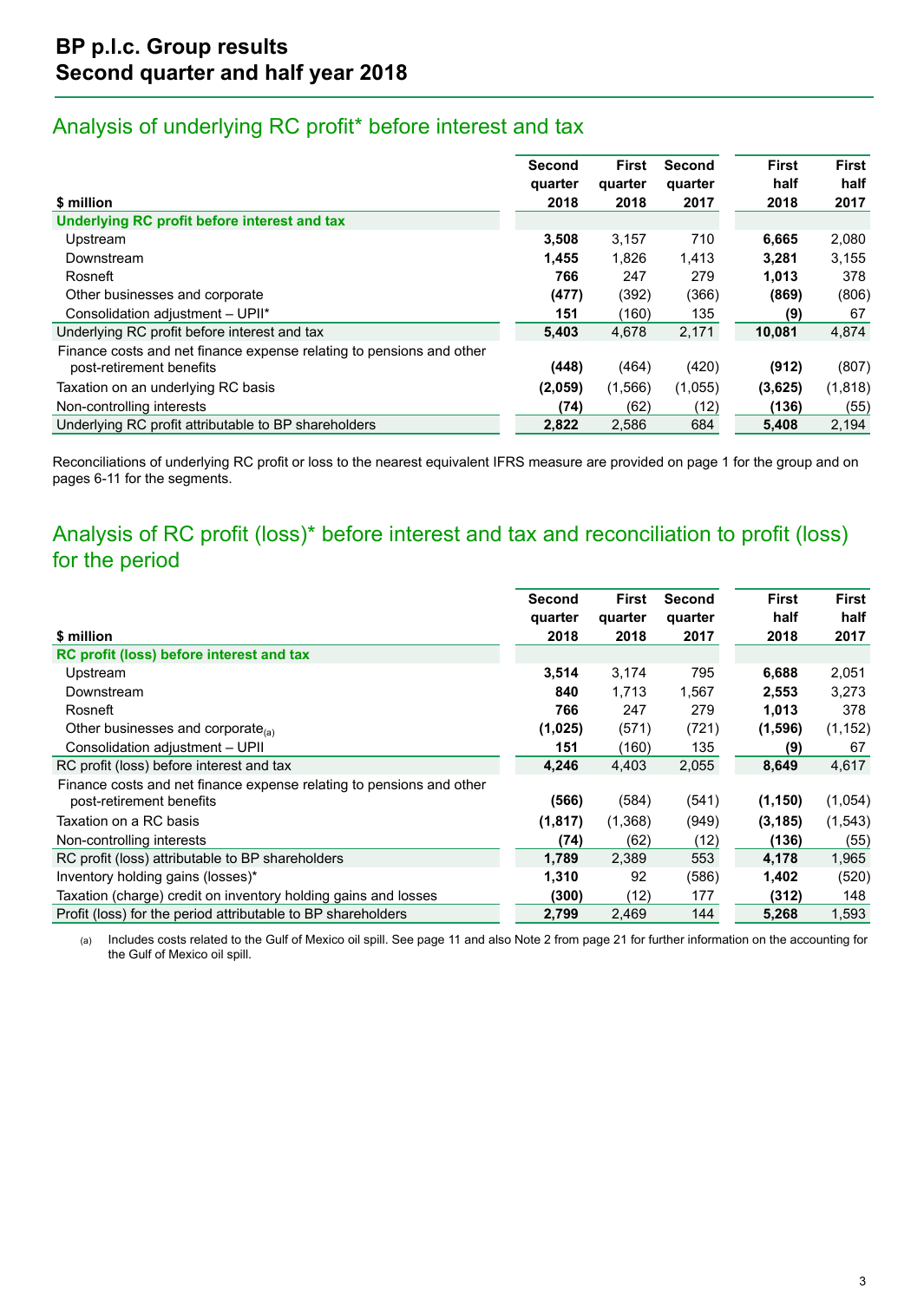# BP p.l.c. Group results
# Second quarter and half year 2018

## Analysis of underlying RC profit* before interest and tax

| $ million | Second quarter 2018 | First quarter 2018 | Second quarter 2017 | First half 2018 | First half 2017 |
|---|---|---|---|---|---|
| **Underlying RC profit before interest and tax** | | | | | |
| Upstream | **3,508** | 3,157 | 710 | **6,665** | 2,080 |
| Downstream | **1,455** | 1,826 | 1,413 | **3,281** | 3,155 |
| Rosneft | **766** | 247 | 279 | **1,013** | 378 |
| Other businesses and corporate | **(477)** | (392) | (366) | **(869)** | (806) |
| Consolidation adjustment – UPII* | **151** | (160) | 135 | **(9)** | 67 |
| Underlying RC profit before interest and tax | **5,403** | 4,678 | 2,171 | **10,081** | 4,874 |
| Finance costs and net finance expense relating to pensions and other post-retirement benefits | **(448)** | (464) | (420) | **(912)** | (807) |
| Taxation on an underlying RC basis | **(2,059)** | (1,566) | (1,055) | **(3,625)** | (1,818) |
| Non-controlling interests | **(74)** | (62) | (12) | **(136)** | (55) |
| Underlying RC profit attributable to BP shareholders | **2,822** | 2,586 | 684 | **5,408** | 2,194 |

Reconciliations of underlying RC profit or loss to the nearest equivalent IFRS measure are provided on page 1 for the group and on pages 6-11 for the segments.

## Analysis of RC profit (loss)* before interest and tax and reconciliation to profit (loss) for the period

| $ million | Second quarter 2018 | First quarter 2018 | Second quarter 2017 | First half 2018 | First half 2017 |
|---|---|---|---|---|---|
| **RC profit (loss) before interest and tax** | | | | | |
| Upstream | **3,514** | 3,174 | 795 | **6,688** | 2,051 |
| Downstream | **840** | 1,713 | 1,567 | **2,553** | 3,273 |
| Rosneft | **766** | 247 | 279 | **1,013** | 378 |
| Other businesses and corporate(a) | **(1,025)** | (571) | (721) | **(1,596)** | (1,152) |
| Consolidation adjustment – UPII | **151** | (160) | 135 | **(9)** | 67 |
| RC profit (loss) before interest and tax | **4,246** | 4,403 | 2,055 | **8,649** | 4,617 |
| Finance costs and net finance expense relating to pensions and other post-retirement benefits | **(566)** | (584) | (541) | **(1,150)** | (1,054) |
| Taxation on a RC basis | **(1,817)** | (1,368) | (949) | **(3,185)** | (1,543) |
| Non-controlling interests | **(74)** | (62) | (12) | **(136)** | (55) |
| RC profit (loss) attributable to BP shareholders | **1,789** | 2,389 | 553 | **4,178** | 1,965 |
| Inventory holding gains (losses)* | **1,310** | 92 | (586) | **1,402** | (520) |
| Taxation (charge) credit on inventory holding gains and losses | **(300)** | (12) | 177 | **(312)** | 148 |
| Profit (loss) for the period attributable to BP shareholders | **2,799** | 2,469 | 144 | **5,268** | 1,593 |

(a) Includes costs related to the Gulf of Mexico oil spill. See page 11 and also Note 2 from page 21 for further information on the accounting for the Gulf of Mexico oil spill.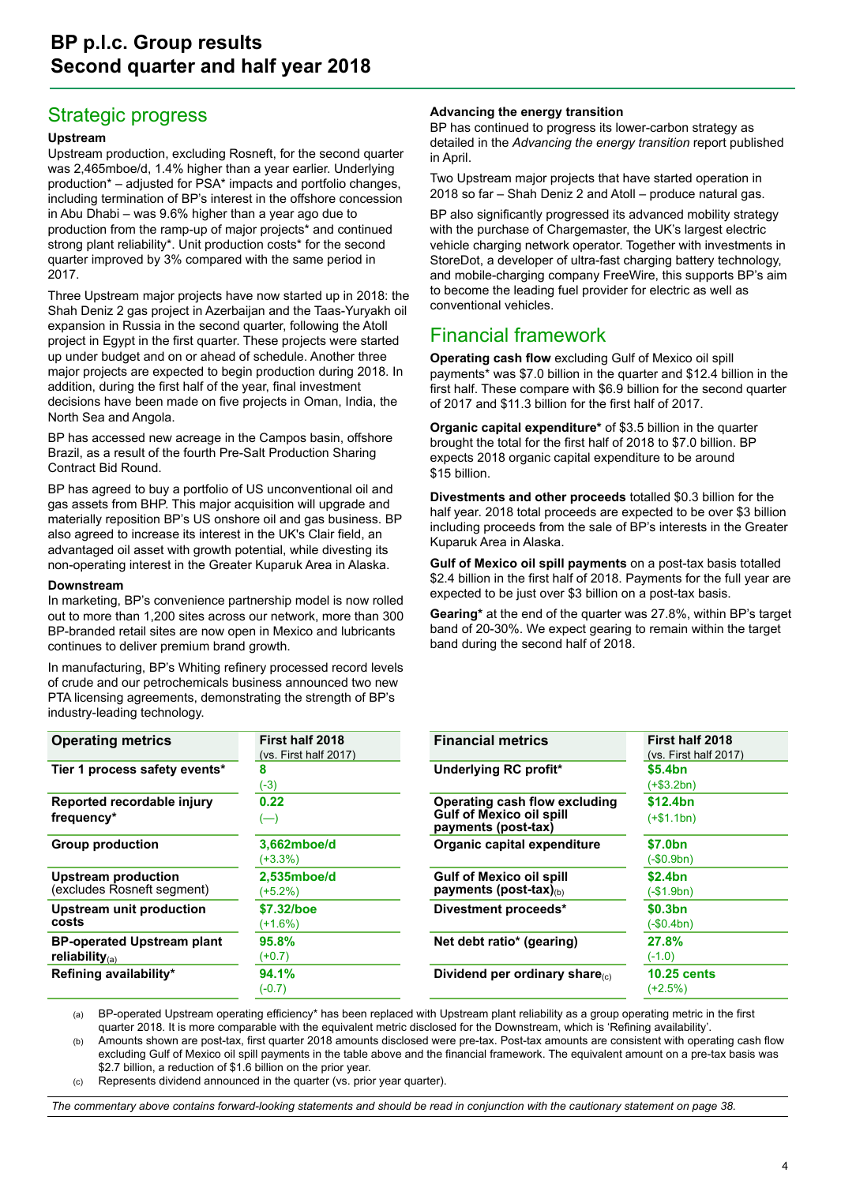# BP p.l.c. Group results
# Second quarter and half year 2018

## Strategic progress

### Upstream

Upstream production, excluding Rosneft, for the second quarter was 2,465mboe/d, 1.4% higher than a year earlier. Underlying production* – adjusted for PSA* impacts and portfolio changes, including termination of BP's interest in the offshore concession in Abu Dhabi – was 9.6% higher than a year ago due to production from the ramp-up of major projects* and continued strong plant reliability*. Unit production costs* for the second quarter improved by 3% compared with the same period in 2017.

Three Upstream major projects have now started up in 2018: the Shah Deniz 2 gas project in Azerbaijan and the Taas-Yuryakh oil expansion in Russia in the second quarter, following the Atoll project in Egypt in the first quarter. These projects were started up under budget and on or ahead of schedule. Another three major projects are expected to begin production during 2018. In addition, during the first half of the year, final investment decisions have been made on five projects in Oman, India, the North Sea and Angola.

BP has accessed new acreage in the Campos basin, offshore Brazil, as a result of the fourth Pre-Salt Production Sharing Contract Bid Round.

BP has agreed to buy a portfolio of US unconventional oil and gas assets from BHP. This major acquisition will upgrade and materially reposition BP's US onshore oil and gas business. BP also agreed to increase its interest in the UK's Clair field, an advantaged oil asset with growth potential, while divesting its non-operating interest in the Greater Kuparuk Area in Alaska.

### Downstream

In marketing, BP's convenience partnership model is now rolled out to more than 1,200 sites across our network, more than 300 BP-branded retail sites are now open in Mexico and lubricants continues to deliver premium brand growth.

In manufacturing, BP's Whiting refinery processed record levels of crude and our petrochemicals business announced two new PTA licensing agreements, demonstrating the strength of BP's industry-leading technology.

### Advancing the energy transition

BP has continued to progress its lower-carbon strategy as detailed in the *Advancing the energy transition* report published in April.

Two Upstream major projects that have started operation in 2018 so far – Shah Deniz 2 and Atoll – produce natural gas.

BP also significantly progressed its advanced mobility strategy with the purchase of Chargemaster, the UK's largest electric vehicle charging network operator. Together with investments in StoreDot, a developer of ultra-fast charging battery technology, and mobile-charging company FreeWire, this supports BP's aim to become the leading fuel provider for electric as well as conventional vehicles.

## Financial framework

**Operating cash flow** excluding Gulf of Mexico oil spill payments* was $7.0 billion in the quarter and $12.4 billion in the first half. These compare with $6.9 billion for the second quarter of 2017 and $11.3 billion for the first half of 2017.

**Organic capital expenditure*** of $3.5 billion in the quarter brought the total for the first half of 2018 to $7.0 billion. BP expects 2018 organic capital expenditure to be around $15 billion.

**Divestments and other proceeds** totalled $0.3 billion for the half year. 2018 total proceeds are expected to be over $3 billion including proceeds from the sale of BP's interests in the Greater Kuparuk Area in Alaska.

**Gulf of Mexico oil spill payments** on a post-tax basis totalled $2.4 billion in the first half of 2018. Payments for the full year are expected to be just over $3 billion on a post-tax basis.

**Gearing*** at the end of the quarter was 27.8%, within BP's target band of 20-30%. We expect gearing to remain within the target band during the second half of 2018.

| Operating metrics | First half 2018 (vs. First half 2017) |
|---|---|
| Tier 1 process safety events* | 8 (-3) |
| Reported recordable injury frequency* | 0.22 (—) |
| Group production | 3,662mboe/d (+3.3%) |
| Upstream production (excludes Rosneft segment) | 2,535mboe/d (+5.2%) |
| Upstream unit production costs | $7.32/boe (+1.6%) |
| BP-operated Upstream plant reliability(a) | 95.8% (+0.7) |
| Refining availability* | 94.1% (-0.7) |

| Financial metrics | First half 2018 (vs. First half 2017) |
|---|---|
| Underlying RC profit* | $5.4bn (+$3.2bn) |
| Operating cash flow excluding Gulf of Mexico oil spill payments (post-tax) | $12.4bn (+$1.1bn) |
| Organic capital expenditure | $7.0bn (-$0.9bn) |
| Gulf of Mexico oil spill payments (post-tax)(b) | $2.4bn (-$1.9bn) |
| Divestment proceeds* | $0.3bn (-$0.4bn) |
| Net debt ratio* (gearing) | 27.8% (-1.0) |
| Dividend per ordinary share(c) | 10.25 cents (+2.5%) |

(a) BP-operated Upstream operating efficiency* has been replaced with Upstream plant reliability as a group operating metric in the first quarter 2018. It is more comparable with the equivalent metric disclosed for the Downstream, which is 'Refining availability'.

(b) Amounts shown are post-tax, first quarter 2018 amounts disclosed were pre-tax. Post-tax amounts are consistent with operating cash flow excluding Gulf of Mexico oil spill payments in the table above and the financial framework. The equivalent amount on a pre-tax basis was $2.7 billion, a reduction of $1.6 billion on the prior year.

(c) Represents dividend announced in the quarter (vs. prior year quarter).

*The commentary above contains forward-looking statements and should be read in conjunction with the cautionary statement on page 38.*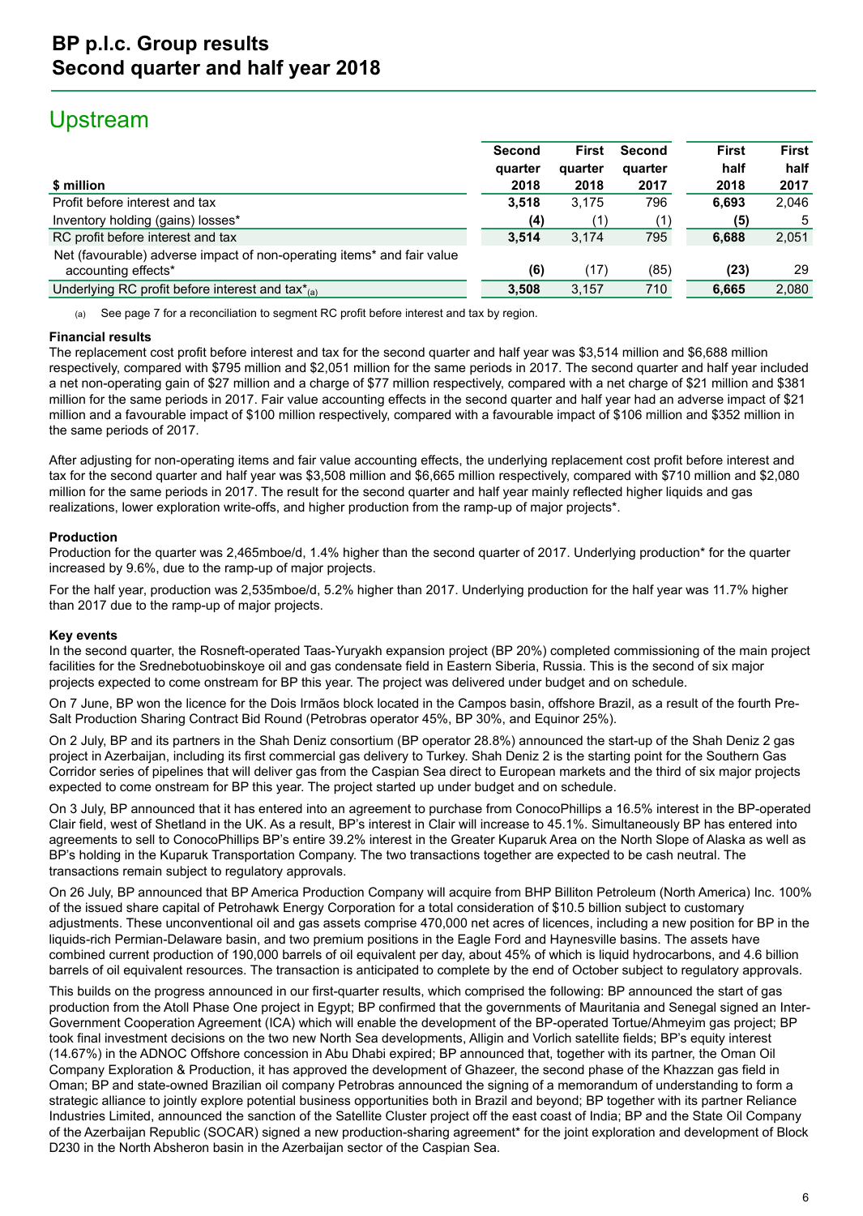# BP p.l.c. Group results
# Second quarter and half year 2018

## Upstream

| $ million | Second quarter 2018 | First quarter 2018 | Second quarter 2017 | First half 2018 | First half 2017 |
|---|---|---|---|---|---|
| Profit before interest and tax | **3,518** | 3,175 | 796 | **6,693** | 2,046 |
| Inventory holding (gains) losses* | **(4)** | (1) | (1) | **(5)** | 5 |
| RC profit before interest and tax | **3,514** | 3,174 | 795 | **6,688** | 2,051 |
| Net (favourable) adverse impact of non-operating items* and fair value accounting effects* | **(6)** | (17) | (85) | **(23)** | 29 |
| Underlying RC profit before interest and tax*(a) | **3,508** | 3,157 | 710 | **6,665** | 2,080 |

(a) See page 7 for a reconciliation to segment RC profit before interest and tax by region.

**Financial results**

The replacement cost profit before interest and tax for the second quarter and half year was $3,514 million and $6,688 million respectively, compared with $795 million and $2,051 million for the same periods in 2017. The second quarter and half year included a net non-operating gain of $27 million and a charge of $77 million respectively, compared with a net charge of $21 million and $381 million for the same periods in 2017. Fair value accounting effects in the second quarter and half year had an adverse impact of $21 million and a favourable impact of $100 million respectively, compared with a favourable impact of $106 million and $352 million in the same periods of 2017.

After adjusting for non-operating items and fair value accounting effects, the underlying replacement cost profit before interest and tax for the second quarter and half year was $3,508 million and $6,665 million respectively, compared with $710 million and $2,080 million for the same periods in 2017. The result for the second quarter and half year mainly reflected higher liquids and gas realizations, lower exploration write-offs, and higher production from the ramp-up of major projects*.

**Production**

Production for the quarter was 2,465mboe/d, 1.4% higher than the second quarter of 2017. Underlying production* for the quarter increased by 9.6%, due to the ramp-up of major projects.

For the half year, production was 2,535mboe/d, 5.2% higher than 2017. Underlying production for the half year was 11.7% higher than 2017 due to the ramp-up of major projects.

**Key events**

In the second quarter, the Rosneft-operated Taas-Yuryakh expansion project (BP 20%) completed commissioning of the main project facilities for the Srednebotuobinskoye oil and gas condensate field in Eastern Siberia, Russia. This is the second of six major projects expected to come onstream for BP this year. The project was delivered under budget and on schedule.

On 7 June, BP won the licence for the Dois Irmãos block located in the Campos basin, offshore Brazil, as a result of the fourth Pre-Salt Production Sharing Contract Bid Round (Petrobras operator 45%, BP 30%, and Equinor 25%).

On 2 July, BP and its partners in the Shah Deniz consortium (BP operator 28.8%) announced the start-up of the Shah Deniz 2 gas project in Azerbaijan, including its first commercial gas delivery to Turkey. Shah Deniz 2 is the starting point for the Southern Gas Corridor series of pipelines that will deliver gas from the Caspian Sea direct to European markets and the third of six major projects expected to come onstream for BP this year. The project started up under budget and on schedule.

On 3 July, BP announced that it has entered into an agreement to purchase from ConocoPhillips a 16.5% interest in the BP-operated Clair field, west of Shetland in the UK. As a result, BP's interest in Clair will increase to 45.1%. Simultaneously BP has entered into agreements to sell to ConocoPhillips BP's entire 39.2% interest in the Greater Kuparuk Area on the North Slope of Alaska as well as BP's holding in the Kuparuk Transportation Company. The two transactions together are expected to be cash neutral. The transactions remain subject to regulatory approvals.

On 26 July, BP announced that BP America Production Company will acquire from BHP Billiton Petroleum (North America) Inc. 100% of the issued share capital of Petrohawk Energy Corporation for a total consideration of $10.5 billion subject to customary adjustments. These unconventional oil and gas assets comprise 470,000 net acres of licences, including a new position for BP in the liquids-rich Permian-Delaware basin, and two premium positions in the Eagle Ford and Haynesville basins. The assets have combined current production of 190,000 barrels of oil equivalent per day, about 45% of which is liquid hydrocarbons, and 4.6 billion barrels of oil equivalent resources. The transaction is anticipated to complete by the end of October subject to regulatory approvals.

This builds on the progress announced in our first-quarter results, which comprised the following: BP announced the start of gas production from the Atoll Phase One project in Egypt; BP confirmed that the governments of Mauritania and Senegal signed an Inter-Government Cooperation Agreement (ICA) which will enable the development of the BP-operated Tortue/Ahmeyim gas project; BP took final investment decisions on the two new North Sea developments, Alligin and Vorlich satellite fields; BP's equity interest (14.67%) in the ADNOC Offshore concession in Abu Dhabi expired; BP announced that, together with its partner, the Oman Oil Company Exploration & Production, it has approved the development of Ghazeer, the second phase of the Khazzan gas field in Oman; BP and state-owned Brazilian oil company Petrobras announced the signing of a memorandum of understanding to form a strategic alliance to jointly explore potential business opportunities both in Brazil and beyond; BP together with its partner Reliance Industries Limited, announced the sanction of the Satellite Cluster project off the east coast of India; BP and the State Oil Company of the Azerbaijan Republic (SOCAR) signed a new production-sharing agreement* for the joint exploration and development of Block D230 in the North Absheron basin in the Azerbaijan sector of the Caspian Sea.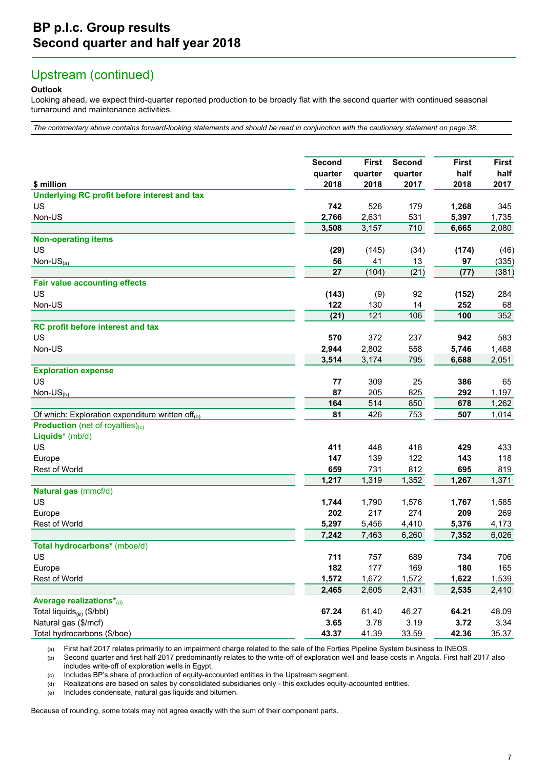## Upstream (continued)

**Outlook**

Looking ahead, we expect third-quarter reported production to be broadly flat with the second quarter with continued seasonal turnaround and maintenance activities.

*The commentary above contains forward-looking statements and should be read in conjunction with the cautionary statement on page 38.*

| $ million | Second quarter 2018 | First quarter 2018 | Second quarter 2017 | First half 2018 | First half 2017 |
|---|---|---|---|---|---|
| **Underlying RC profit before interest and tax** | | | | | |
| US | **742** | 526 | 179 | **1,268** | 345 |
| Non-US | **2,766** | 2,631 | 531 | **5,397** | 1,735 |
| | **3,508** | 3,157 | 710 | **6,665** | 2,080 |
| **Non-operating items** | | | | | |
| US | **(29)** | (145) | (34) | **(174)** | (46) |
| Non-US(a) | **56** | 41 | 13 | **97** | (335) |
| | **27** | (104) | (21) | **(77)** | (381) |
| **Fair value accounting effects** | | | | | |
| US | **(143)** | (9) | 92 | **(152)** | 284 |
| Non-US | **122** | 130 | 14 | **252** | 68 |
| | **(21)** | 121 | 106 | **100** | 352 |
| **RC profit before interest and tax** | | | | | |
| US | **570** | 372 | 237 | **942** | 583 |
| Non-US | **2,944** | 2,802 | 558 | **5,746** | 1,468 |
| | **3,514** | 3,174 | 795 | **6,688** | 2,051 |
| **Exploration expense** | | | | | |
| US | **77** | 309 | 25 | **386** | 65 |
| Non-US(b) | **87** | 205 | 825 | **292** | 1,197 |
| | **164** | 514 | 850 | **678** | 1,262 |
| Of which: Exploration expenditure written off(b) | **81** | 426 | 753 | **507** | 1,014 |
| **Production** (net of royalties)(c) | | | | | |
| **Liquids*** (mb/d) | | | | | |
| US | **411** | 448 | 418 | **429** | 433 |
| Europe | **147** | 139 | 122 | **143** | 118 |
| Rest of World | **659** | 731 | 812 | **695** | 819 |
| | **1,217** | 1,319 | 1,352 | **1,267** | 1,371 |
| **Natural gas** (mmcf/d) | | | | | |
| US | **1,744** | 1,790 | 1,576 | **1,767** | 1,585 |
| Europe | **202** | 217 | 274 | **209** | 269 |
| Rest of World | **5,297** | 5,456 | 4,410 | **5,376** | 4,173 |
| | **7,242** | 7,463 | 6,260 | **7,352** | 6,026 |
| **Total hydrocarbons*** (mboe/d) | | | | | |
| US | **711** | 757 | 689 | **734** | 706 |
| Europe | **182** | 177 | 169 | **180** | 165 |
| Rest of World | **1,572** | 1,672 | 1,572 | **1,622** | 1,539 |
| | **2,465** | 2,605 | 2,431 | **2,535** | 2,410 |
| **Average realizations***(d) | | | | | |
| Total liquids(e) ($/bbl) | **67.24** | 61.40 | 46.27 | **64.21** | 48.09 |
| Natural gas ($/mcf) | **3.65** | 3.78 | 3.19 | **3.72** | 3.34 |
| Total hydrocarbons ($/boe) | **43.37** | 41.39 | 33.59 | **42.36** | 35.37 |

(a) First half 2017 relates primarily to an impairment charge related to the sale of the Forties Pipeline System business to INEOS.

(b) Second quarter and first half 2017 predominantly relates to the write-off of exploration well and lease costs in Angola. First half 2017 also includes write-off of exploration wells in Egypt.

(c) Includes BP's share of production of equity-accounted entities in the Upstream segment.

(d) Realizations are based on sales by consolidated subsidiaries only - this excludes equity-accounted entities.

(e) Includes condensate, natural gas liquids and bitumen.

Because of rounding, some totals may not agree exactly with the sum of their component parts.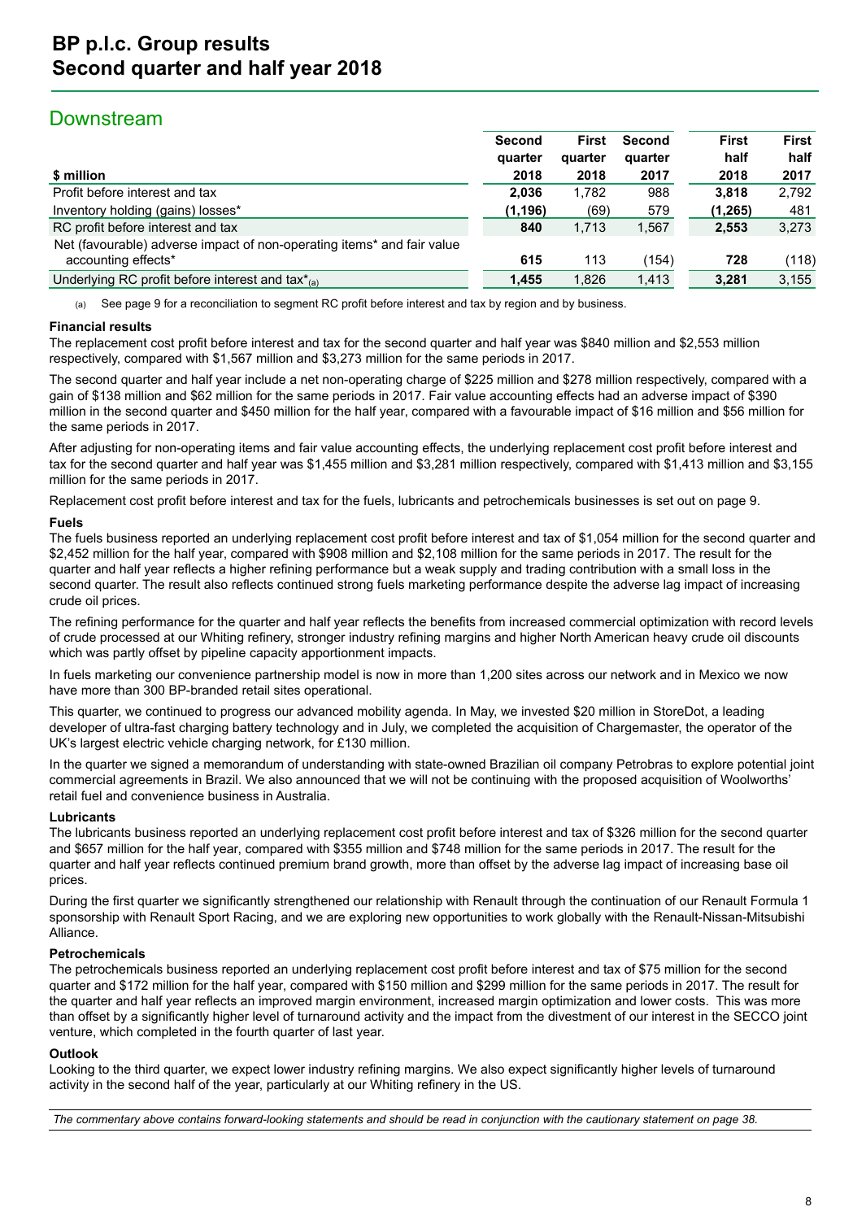## Downstream

| $ million | Second quarter 2018 | First quarter 2018 | Second quarter 2017 | First half 2018 | First half 2017 |
|---|---|---|---|---|---|
| Profit before interest and tax | **2,036** | 1,782 | 988 | **3,818** | 2,792 |
| Inventory holding (gains) losses* | **(1,196)** | (69) | 579 | **(1,265)** | 481 |
| RC profit before interest and tax | **840** | 1,713 | 1,567 | **2,553** | 3,273 |
| Net (favourable) adverse impact of non-operating items* and fair value accounting effects* | **615** | 113 | (154) | **728** | (118) |
| Underlying RC profit before interest and tax*[(a)] | **1,455** | 1,826 | 1,413 | **3,281** | 3,155 |

(a) See page 9 for a reconciliation to segment RC profit before interest and tax by region and by business.

**Financial results**

The replacement cost profit before interest and tax for the second quarter and half year was $840 million and $2,553 million respectively, compared with $1,567 million and $3,273 million for the same periods in 2017.

The second quarter and half year include a net non-operating charge of $225 million and $278 million respectively, compared with a gain of $138 million and $62 million for the same periods in 2017. Fair value accounting effects had an adverse impact of $390 million in the second quarter and $450 million for the half year, compared with a favourable impact of $16 million and $56 million for the same periods in 2017.

After adjusting for non-operating items and fair value accounting effects, the underlying replacement cost profit before interest and tax for the second quarter and half year was $1,455 million and $3,281 million respectively, compared with $1,413 million and $3,155 million for the same periods in 2017.

Replacement cost profit before interest and tax for the fuels, lubricants and petrochemicals businesses is set out on page 9.

**Fuels**

The fuels business reported an underlying replacement cost profit before interest and tax of $1,054 million for the second quarter and $2,452 million for the half year, compared with $908 million and $2,108 million for the same periods in 2017. The result for the quarter and half year reflects a higher refining performance but a weak supply and trading contribution with a small loss in the second quarter. The result also reflects continued strong fuels marketing performance despite the adverse lag impact of increasing crude oil prices.

The refining performance for the quarter and half year reflects the benefits from increased commercial optimization with record levels of crude processed at our Whiting refinery, stronger industry refining margins and higher North American heavy crude oil discounts which was partly offset by pipeline capacity apportionment impacts.

In fuels marketing our convenience partnership model is now in more than 1,200 sites across our network and in Mexico we now have more than 300 BP-branded retail sites operational.

This quarter, we continued to progress our advanced mobility agenda. In May, we invested $20 million in StoreDot, a leading developer of ultra-fast charging battery technology and in July, we completed the acquisition of Chargemaster, the operator of the UK's largest electric vehicle charging network, for £130 million.

In the quarter we signed a memorandum of understanding with state-owned Brazilian oil company Petrobras to explore potential joint commercial agreements in Brazil. We also announced that we will not be continuing with the proposed acquisition of Woolworths' retail fuel and convenience business in Australia.

**Lubricants**

The lubricants business reported an underlying replacement cost profit before interest and tax of $326 million for the second quarter and $657 million for the half year, compared with $355 million and $748 million for the same periods in 2017. The result for the quarter and half year reflects continued premium brand growth, more than offset by the adverse lag impact of increasing base oil prices.

During the first quarter we significantly strengthened our relationship with Renault through the continuation of our Renault Formula 1 sponsorship with Renault Sport Racing, and we are exploring new opportunities to work globally with the Renault-Nissan-Mitsubishi Alliance.

**Petrochemicals**

The petrochemicals business reported an underlying replacement cost profit before interest and tax of $75 million for the second quarter and $172 million for the half year, compared with $150 million and $299 million for the same periods in 2017. The result for the quarter and half year reflects an improved margin environment, increased margin optimization and lower costs. This was more than offset by a significantly higher level of turnaround activity and the impact from the divestment of our interest in the SECCO joint venture, which completed in the fourth quarter of last year.

**Outlook**

Looking to the third quarter, we expect lower industry refining margins. We also expect significantly higher levels of turnaround activity in the second half of the year, particularly at our Whiting refinery in the US.

*The commentary above contains forward-looking statements and should be read in conjunction with the cautionary statement on page 38.*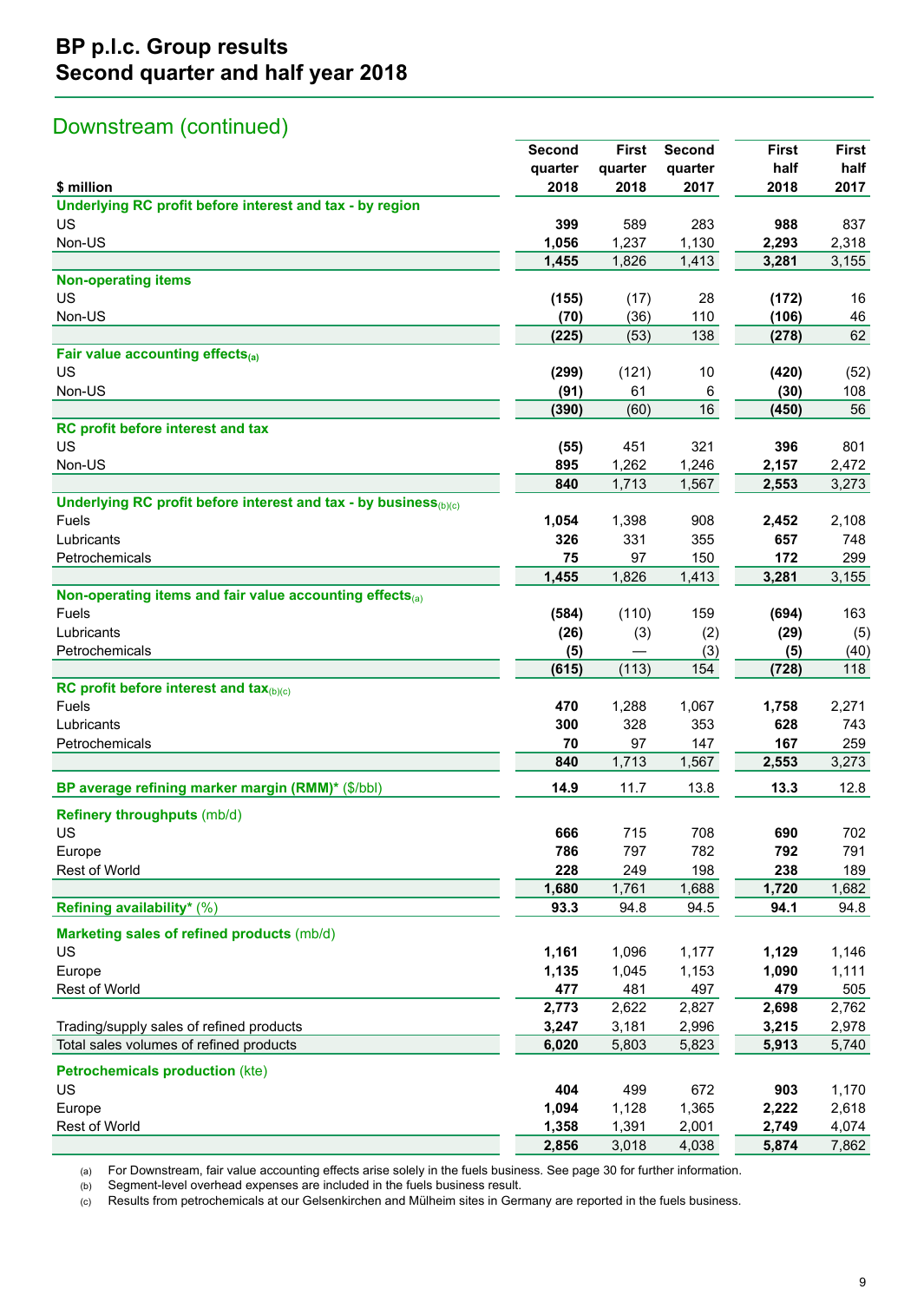# BP p.l.c. Group results
# Second quarter and half year 2018

## Downstream (continued)

| $ million | Second quarter 2018 | First quarter 2018 | Second quarter 2017 | First half 2018 | First half 2017 |
|---|---|---|---|---|---|
| **Underlying RC profit before interest and tax - by region** | | | | | |
| US | **399** | 589 | 283 | **988** | 837 |
| Non-US | **1,056** | 1,237 | 1,130 | **2,293** | 2,318 |
| | **1,455** | 1,826 | 1,413 | **3,281** | 3,155 |
| **Non-operating items** | | | | | |
| US | **(155)** | (17) | 28 | **(172)** | 16 |
| Non-US | **(70)** | (36) | 110 | **(106)** | 46 |
| | **(225)** | (53) | 138 | **(278)** | 62 |
| **Fair value accounting effects(a)** | | | | | |
| US | **(299)** | (121) | 10 | **(420)** | (52) |
| Non-US | **(91)** | 61 | 6 | **(30)** | 108 |
| | **(390)** | (60) | 16 | **(450)** | 56 |
| **RC profit before interest and tax** | | | | | |
| US | **(55)** | 451 | 321 | **396** | 801 |
| Non-US | **895** | 1,262 | 1,246 | **2,157** | 2,472 |
| | **840** | 1,713 | 1,567 | **2,553** | 3,273 |
| **Underlying RC profit before interest and tax - by business(b)(c)** | | | | | |
| Fuels | **1,054** | 1,398 | 908 | **2,452** | 2,108 |
| Lubricants | **326** | 331 | 355 | **657** | 748 |
| Petrochemicals | **75** | 97 | 150 | **172** | 299 |
| | **1,455** | 1,826 | 1,413 | **3,281** | 3,155 |
| **Non-operating items and fair value accounting effects(a)** | | | | | |
| Fuels | **(584)** | (110) | 159 | **(694)** | 163 |
| Lubricants | **(26)** | (3) | (2) | **(29)** | (5) |
| Petrochemicals | **(5)** | — | (3) | **(5)** | (40) |
| | **(615)** | (113) | 154 | **(728)** | 118 |
| **RC profit before interest and tax(b)(c)** | | | | | |
| Fuels | **470** | 1,288 | 1,067 | **1,758** | 2,271 |
| Lubricants | **300** | 328 | 353 | **628** | 743 |
| Petrochemicals | **70** | 97 | 147 | **167** | 259 |
| | **840** | 1,713 | 1,567 | **2,553** | 3,273 |
| **BP average refining marker margin (RMM)*** ($/bbl) | **14.9** | 11.7 | 13.8 | **13.3** | 12.8 |
| **Refinery throughputs** (mb/d) | | | | | |
| US | **666** | 715 | 708 | **690** | 702 |
| Europe | **786** | 797 | 782 | **792** | 791 |
| Rest of World | **228** | 249 | 198 | **238** | 189 |
| | **1,680** | 1,761 | 1,688 | **1,720** | 1,682 |
| **Refining availability*** (%) | **93.3** | 94.8 | 94.5 | **94.1** | 94.8 |
| **Marketing sales of refined products** (mb/d) | | | | | |
| US | **1,161** | 1,096 | 1,177 | **1,129** | 1,146 |
| Europe | **1,135** | 1,045 | 1,153 | **1,090** | 1,111 |
| Rest of World | **477** | 481 | 497 | **479** | 505 |
| | **2,773** | 2,622 | 2,827 | **2,698** | 2,762 |
| Trading/supply sales of refined products | **3,247** | 3,181 | 2,996 | **3,215** | 2,978 |
| Total sales volumes of refined products | **6,020** | 5,803 | 5,823 | **5,913** | 5,740 |
| **Petrochemicals production** (kte) | | | | | |
| US | **404** | 499 | 672 | **903** | 1,170 |
| Europe | **1,094** | 1,128 | 1,365 | **2,222** | 2,618 |
| Rest of World | **1,358** | 1,391 | 2,001 | **2,749** | 4,074 |
| | **2,856** | 3,018 | 4,038 | **5,874** | 7,862 |

(a) For Downstream, fair value accounting effects arise solely in the fuels business. See page 30 for further information.
(b) Segment-level overhead expenses are included in the fuels business result.
(c) Results from petrochemicals at our Gelsenkirchen and Mülheim sites in Germany are reported in the fuels business.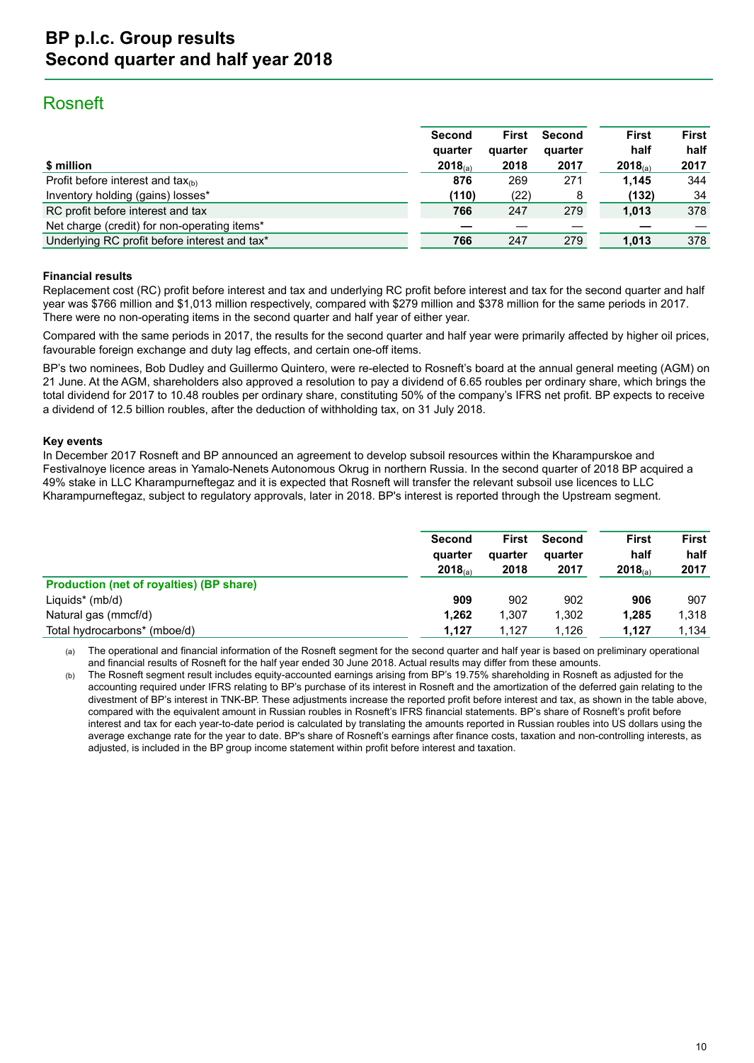## Rosneft

| $ million | Second quarter 2018(a) | First quarter 2018 | Second quarter 2017 | First half 2018(a) | First half 2017 |
|---|---|---|---|---|---|
| Profit before interest and tax(b) | **876** | 269 | 271 | **1,145** | 344 |
| Inventory holding (gains) losses* | **(110)** | (22) | 8 | **(132)** | 34 |
| RC profit before interest and tax | **766** | 247 | 279 | **1,013** | 378 |
| Net charge (credit) for non-operating items* | **—** | — | — | **—** | — |
| Underlying RC profit before interest and tax* | **766** | 247 | 279 | **1,013** | 378 |

### Financial results

Replacement cost (RC) profit before interest and tax and underlying RC profit before interest and tax for the second quarter and half year was $766 million and $1,013 million respectively, compared with $279 million and $378 million for the same periods in 2017. There were no non-operating items in the second quarter and half year of either year.

Compared with the same periods in 2017, the results for the second quarter and half year were primarily affected by higher oil prices, favourable foreign exchange and duty lag effects, and certain one-off items.

BP's two nominees, Bob Dudley and Guillermo Quintero, were re-elected to Rosneft's board at the annual general meeting (AGM) on 21 June. At the AGM, shareholders also approved a resolution to pay a dividend of 6.65 roubles per ordinary share, which brings the total dividend for 2017 to 10.48 roubles per ordinary share, constituting 50% of the company's IFRS net profit. BP expects to receive a dividend of 12.5 billion roubles, after the deduction of withholding tax, on 31 July 2018.

### Key events

In December 2017 Rosneft and BP announced an agreement to develop subsoil resources within the Kharampurskoe and Festivalnoye licence areas in Yamalo-Nenets Autonomous Okrug in northern Russia. In the second quarter of 2018 BP acquired a 49% stake in LLC Kharampurneftegaz and it is expected that Rosneft will transfer the relevant subsoil use licences to LLC Kharampurneftegaz, subject to regulatory approvals, later in 2018. BP's interest is reported through the Upstream segment.

| | Second quarter 2018(a) | First quarter 2018 | Second quarter 2017 | First half 2018(a) | First half 2017 |
|---|---|---|---|---|---|
| **Production (net of royalties) (BP share)** | | | | | |
| Liquids* (mb/d) | **909** | 902 | 902 | **906** | 907 |
| Natural gas (mmcf/d) | **1,262** | 1,307 | 1,302 | **1,285** | 1,318 |
| Total hydrocarbons* (mboe/d) | **1,127** | 1,127 | 1,126 | **1,127** | 1,134 |

(a) The operational and financial information of the Rosneft segment for the second quarter and half year is based on preliminary operational and financial results of Rosneft for the half year ended 30 June 2018. Actual results may differ from these amounts.

(b) The Rosneft segment result includes equity-accounted earnings arising from BP's 19.75% shareholding in Rosneft as adjusted for the accounting required under IFRS relating to BP's purchase of its interest in Rosneft and the amortization of the deferred gain relating to the divestment of BP's interest in TNK-BP. These adjustments increase the reported profit before interest and tax, as shown in the table above, compared with the equivalent amount in Russian roubles in Rosneft's IFRS financial statements. BP's share of Rosneft's profit before interest and tax for each year-to-date period is calculated by translating the amounts reported in Russian roubles into US dollars using the average exchange rate for the year to date. BP's share of Rosneft's earnings after finance costs, taxation and non-controlling interests, as adjusted, is included in the BP group income statement within profit before interest and taxation.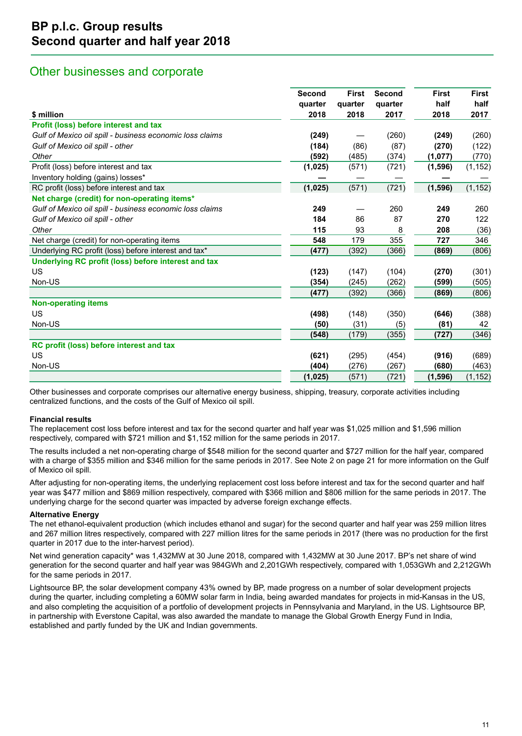# BP p.l.c. Group results
## Second quarter and half year 2018

## Other businesses and corporate

| $ million | Second quarter 2018 | First quarter 2018 | Second quarter 2017 | First half 2018 | First half 2017 |
|---|---|---|---|---|---|
| **Profit (loss) before interest and tax** | | | | | |
| *Gulf of Mexico oil spill - business economic loss claims* | **(249)** | — | (260) | **(249)** | (260) |
| *Gulf of Mexico oil spill - other* | **(184)** | (86) | (87) | **(270)** | (122) |
| *Other* | **(592)** | (485) | (374) | **(1,077)** | (770) |
| Profit (loss) before interest and tax | **(1,025)** | (571) | (721) | **(1,596)** | (1,152) |
| Inventory holding (gains) losses* | **—** | — | — | **—** | — |
| RC profit (loss) before interest and tax | **(1,025)** | (571) | (721) | **(1,596)** | (1,152) |
| **Net charge (credit) for non-operating items*** | | | | | |
| *Gulf of Mexico oil spill - business economic loss claims* | **249** | — | 260 | **249** | 260 |
| *Gulf of Mexico oil spill - other* | **184** | 86 | 87 | **270** | 122 |
| *Other* | **115** | 93 | 8 | **208** | (36) |
| Net charge (credit) for non-operating items | **548** | 179 | 355 | **727** | 346 |
| Underlying RC profit (loss) before interest and tax* | **(477)** | (392) | (366) | **(869)** | (806) |
| **Underlying RC profit (loss) before interest and tax** | | | | | |
| US | **(123)** | (147) | (104) | **(270)** | (301) |
| Non-US | **(354)** | (245) | (262) | **(599)** | (505) |
| | **(477)** | (392) | (366) | **(869)** | (806) |
| **Non-operating items** | | | | | |
| US | **(498)** | (148) | (350) | **(646)** | (388) |
| Non-US | **(50)** | (31) | (5) | **(81)** | 42 |
| | **(548)** | (179) | (355) | **(727)** | (346) |
| **RC profit (loss) before interest and tax** | | | | | |
| US | **(621)** | (295) | (454) | **(916)** | (689) |
| Non-US | **(404)** | (276) | (267) | **(680)** | (463) |
| | **(1,025)** | (571) | (721) | **(1,596)** | (1,152) |

Other businesses and corporate comprises our alternative energy business, shipping, treasury, corporate activities including centralized functions, and the costs of the Gulf of Mexico oil spill.

**Financial results**

The replacement cost loss before interest and tax for the second quarter and half year was $1,025 million and $1,596 million respectively, compared with $721 million and $1,152 million for the same periods in 2017.

The results included a net non-operating charge of $548 million for the second quarter and $727 million for the half year, compared with a charge of $355 million and $346 million for the same periods in 2017. See Note 2 on page 21 for more information on the Gulf of Mexico oil spill.

After adjusting for non-operating items, the underlying replacement cost loss before interest and tax for the second quarter and half year was $477 million and $869 million respectively, compared with $366 million and $806 million for the same periods in 2017. The underlying charge for the second quarter was impacted by adverse foreign exchange effects.

**Alternative Energy**

The net ethanol-equivalent production (which includes ethanol and sugar) for the second quarter and half year was 259 million litres and 267 million litres respectively, compared with 227 million litres for the same periods in 2017 (there was no production for the first quarter in 2017 due to the inter-harvest period).

Net wind generation capacity* was 1,432MW at 30 June 2018, compared with 1,432MW at 30 June 2017. BP's net share of wind generation for the second quarter and half year was 984GWh and 2,201GWh respectively, compared with 1,053GWh and 2,212GWh for the same periods in 2017.

Lightsource BP, the solar development company 43% owned by BP, made progress on a number of solar development projects during the quarter, including completing a 60MW solar farm in India, being awarded mandates for projects in mid-Kansas in the US, and also completing the acquisition of a portfolio of development projects in Pennsylvania and Maryland, in the US. Lightsource BP, in partnership with Everstone Capital, was also awarded the mandate to manage the Global Growth Energy Fund in India, established and partly funded by the UK and Indian governments.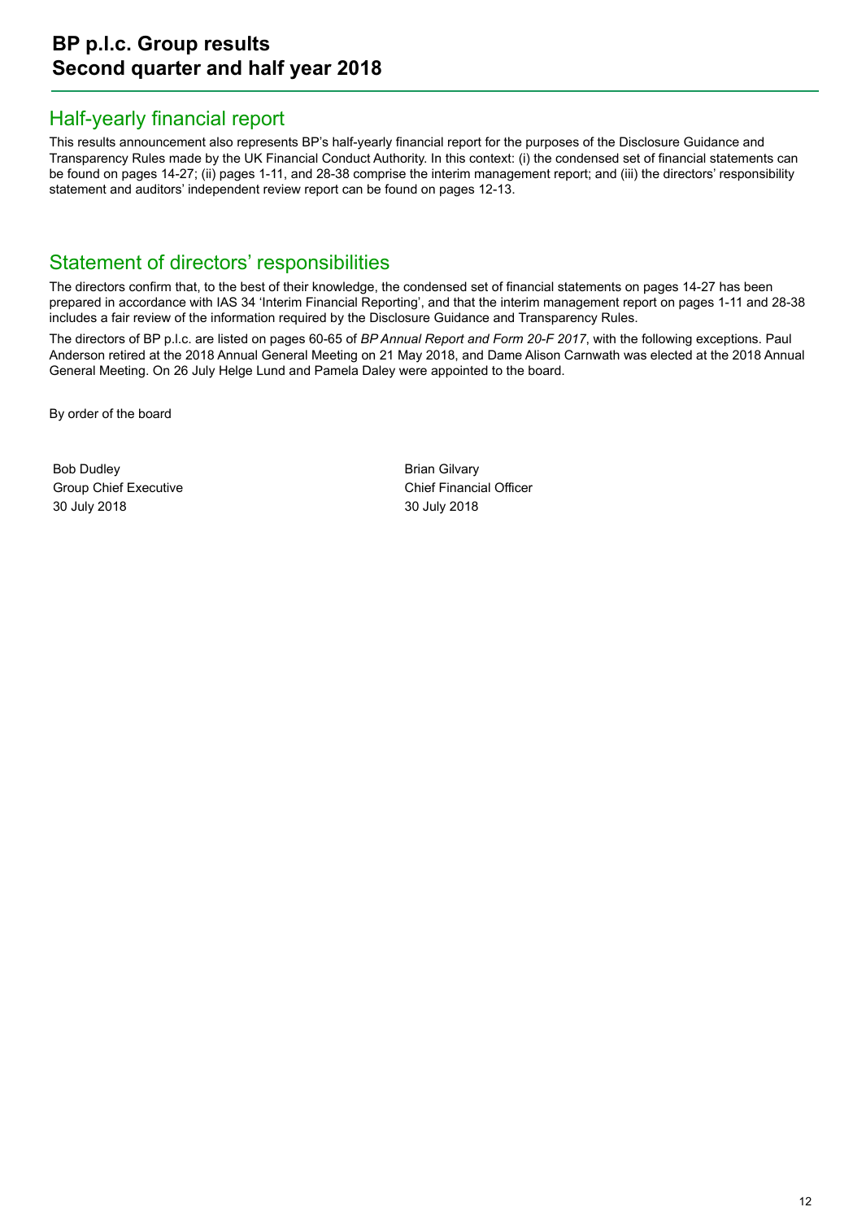## Half-yearly financial report

This results announcement also represents BP's half-yearly financial report for the purposes of the Disclosure Guidance and Transparency Rules made by the UK Financial Conduct Authority. In this context: (i) the condensed set of financial statements can be found on pages 14-27; (ii) pages 1-11, and 28-38 comprise the interim management report; and (iii) the directors' responsibility statement and auditors' independent review report can be found on pages 12-13.

## Statement of directors' responsibilities

The directors confirm that, to the best of their knowledge, the condensed set of financial statements on pages 14-27 has been prepared in accordance with IAS 34 'Interim Financial Reporting', and that the interim management report on pages 1-11 and 28-38 includes a fair review of the information required by the Disclosure Guidance and Transparency Rules.

The directors of BP p.l.c. are listed on pages 60-65 of *BP Annual Report and Form 20-F 2017*, with the following exceptions. Paul Anderson retired at the 2018 Annual General Meeting on 21 May 2018, and Dame Alison Carnwath was elected at the 2018 Annual General Meeting. On 26 July Helge Lund and Pamela Daley were appointed to the board.

By order of the board

Bob Dudley
Group Chief Executive
30 July 2018

Brian Gilvary
Chief Financial Officer
30 July 2018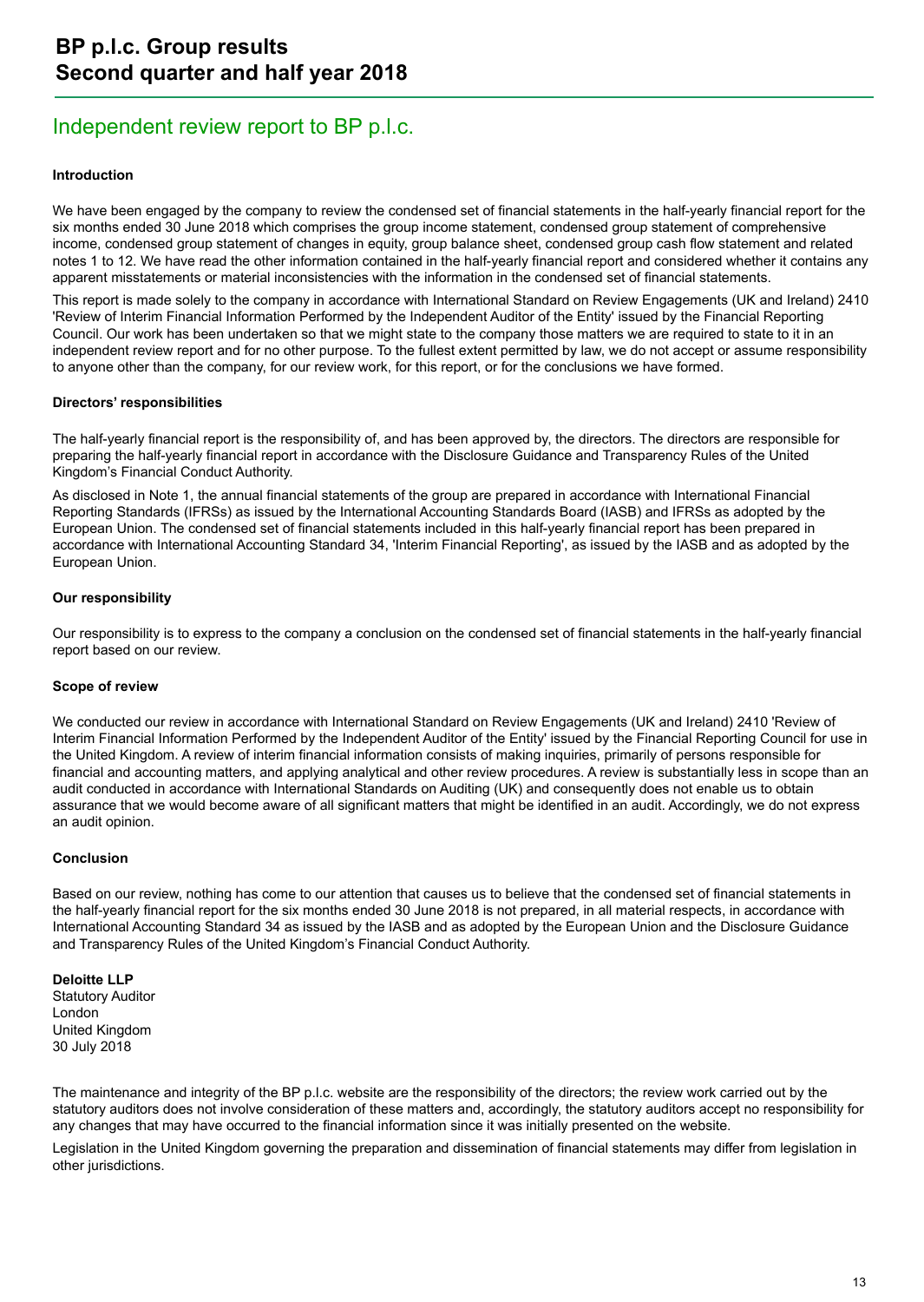# Independent review report to BP p.l.c.

**Introduction**

We have been engaged by the company to review the condensed set of financial statements in the half-yearly financial report for the six months ended 30 June 2018 which comprises the group income statement, condensed group statement of comprehensive income, condensed group statement of changes in equity, group balance sheet, condensed group cash flow statement and related notes 1 to 12. We have read the other information contained in the half-yearly financial report and considered whether it contains any apparent misstatements or material inconsistencies with the information in the condensed set of financial statements.

This report is made solely to the company in accordance with International Standard on Review Engagements (UK and Ireland) 2410 'Review of Interim Financial Information Performed by the Independent Auditor of the Entity' issued by the Financial Reporting Council. Our work has been undertaken so that we might state to the company those matters we are required to state to it in an independent review report and for no other purpose. To the fullest extent permitted by law, we do not accept or assume responsibility to anyone other than the company, for our review work, for this report, or for the conclusions we have formed.

**Directors' responsibilities**

The half-yearly financial report is the responsibility of, and has been approved by, the directors. The directors are responsible for preparing the half-yearly financial report in accordance with the Disclosure Guidance and Transparency Rules of the United Kingdom's Financial Conduct Authority.

As disclosed in Note 1, the annual financial statements of the group are prepared in accordance with International Financial Reporting Standards (IFRSs) as issued by the International Accounting Standards Board (IASB) and IFRSs as adopted by the European Union. The condensed set of financial statements included in this half-yearly financial report has been prepared in accordance with International Accounting Standard 34, 'Interim Financial Reporting', as issued by the IASB and as adopted by the European Union.

**Our responsibility**

Our responsibility is to express to the company a conclusion on the condensed set of financial statements in the half-yearly financial report based on our review.

**Scope of review**

We conducted our review in accordance with International Standard on Review Engagements (UK and Ireland) 2410 'Review of Interim Financial Information Performed by the Independent Auditor of the Entity' issued by the Financial Reporting Council for use in the United Kingdom. A review of interim financial information consists of making inquiries, primarily of persons responsible for financial and accounting matters, and applying analytical and other review procedures. A review is substantially less in scope than an audit conducted in accordance with International Standards on Auditing (UK) and consequently does not enable us to obtain assurance that we would become aware of all significant matters that might be identified in an audit. Accordingly, we do not express an audit opinion.

**Conclusion**

Based on our review, nothing has come to our attention that causes us to believe that the condensed set of financial statements in the half-yearly financial report for the six months ended 30 June 2018 is not prepared, in all material respects, in accordance with International Accounting Standard 34 as issued by the IASB and as adopted by the European Union and the Disclosure Guidance and Transparency Rules of the United Kingdom's Financial Conduct Authority.

**Deloitte LLP**
Statutory Auditor
London
United Kingdom
30 July 2018

The maintenance and integrity of the BP p.l.c. website are the responsibility of the directors; the review work carried out by the statutory auditors does not involve consideration of these matters and, accordingly, the statutory auditors accept no responsibility for any changes that may have occurred to the financial information since it was initially presented on the website.

Legislation in the United Kingdom governing the preparation and dissemination of financial statements may differ from legislation in other jurisdictions.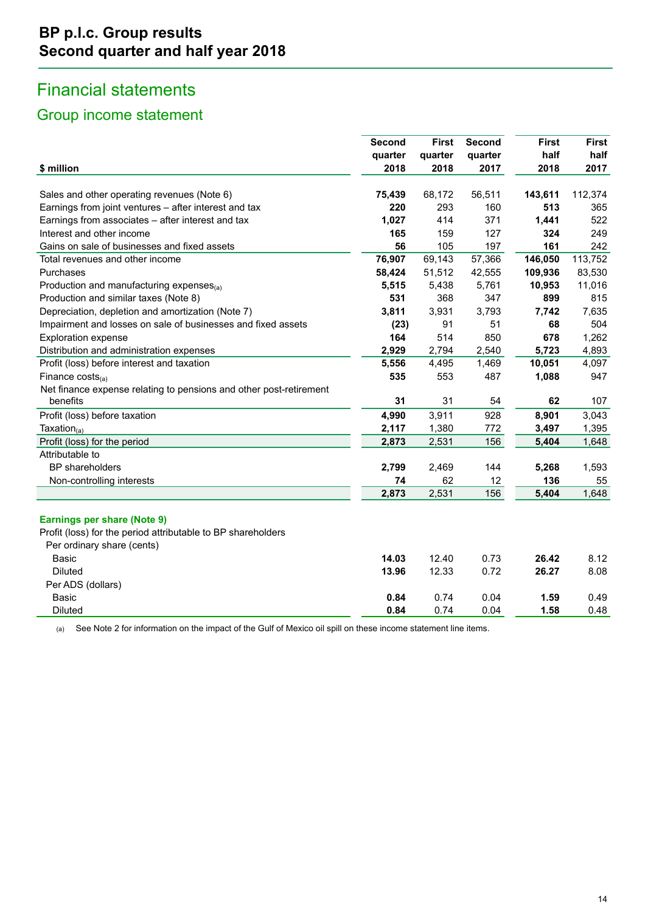# Financial statements

## Group income statement

| $ million | Second quarter 2018 | First quarter 2018 | Second quarter 2017 | First half 2018 | First half 2017 |
|---|---|---|---|---|---|
| Sales and other operating revenues (Note 6) | **75,439** | 68,172 | 56,511 | **143,611** | 112,374 |
| Earnings from joint ventures – after interest and tax | **220** | 293 | 160 | **513** | 365 |
| Earnings from associates – after interest and tax | **1,027** | 414 | 371 | **1,441** | 522 |
| Interest and other income | **165** | 159 | 127 | **324** | 249 |
| Gains on sale of businesses and fixed assets | **56** | 105 | 197 | **161** | 242 |
| Total revenues and other income | **76,907** | 69,143 | 57,366 | **146,050** | 113,752 |
| Purchases | **58,424** | 51,512 | 42,555 | **109,936** | 83,530 |
| Production and manufacturing expenses[(a)] | **5,515** | 5,438 | 5,761 | **10,953** | 11,016 |
| Production and similar taxes (Note 8) | **531** | 368 | 347 | **899** | 815 |
| Depreciation, depletion and amortization (Note 7) | **3,811** | 3,931 | 3,793 | **7,742** | 7,635 |
| Impairment and losses on sale of businesses and fixed assets | **(23)** | 91 | 51 | **68** | 504 |
| Exploration expense | **164** | 514 | 850 | **678** | 1,262 |
| Distribution and administration expenses | **2,929** | 2,794 | 2,540 | **5,723** | 4,893 |
| Profit (loss) before interest and taxation | **5,556** | 4,495 | 1,469 | **10,051** | 4,097 |
| Finance costs[(a)] | **535** | 553 | 487 | **1,088** | 947 |
| Net finance expense relating to pensions and other post-retirement benefits | **31** | 31 | 54 | **62** | 107 |
| Profit (loss) before taxation | **4,990** | 3,911 | 928 | **8,901** | 3,043 |
| Taxation[(a)] | **2,117** | 1,380 | 772 | **3,497** | 1,395 |
| Profit (loss) for the period | **2,873** | 2,531 | 156 | **5,404** | 1,648 |
| Attributable to | | | | | |
| BP shareholders | **2,799** | 2,469 | 144 | **5,268** | 1,593 |
| Non-controlling interests | **74** | 62 | 12 | **136** | 55 |
| | **2,873** | 2,531 | 156 | **5,404** | 1,648 |
| **Earnings per share (Note 9)** | | | | | |
| Profit (loss) for the period attributable to BP shareholders | | | | | |
| Per ordinary share (cents) | | | | | |
| Basic | **14.03** | 12.40 | 0.73 | **26.42** | 8.12 |
| Diluted | **13.96** | 12.33 | 0.72 | **26.27** | 8.08 |
| Per ADS (dollars) | | | | | |
| Basic | **0.84** | 0.74 | 0.04 | **1.59** | 0.49 |
| Diluted | **0.84** | 0.74 | 0.04 | **1.58** | 0.48 |

(a) See Note 2 for information on the impact of the Gulf of Mexico oil spill on these income statement line items.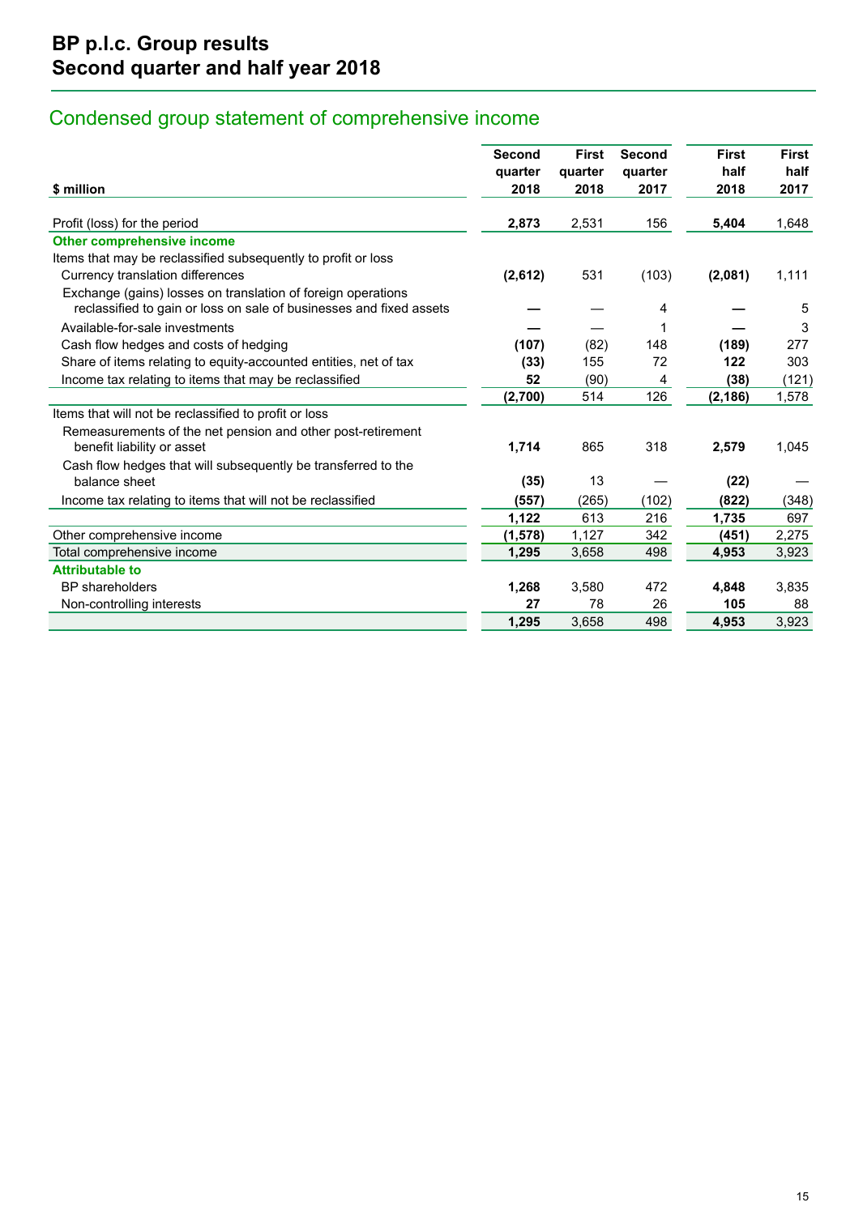# BP p.l.c. Group results
## Second quarter and half year 2018

## Condensed group statement of comprehensive income

| $ million | Second quarter 2018 | First quarter 2018 | Second quarter 2017 | First half 2018 | First half 2017 |
|---|---|---|---|---|---|
| Profit (loss) for the period | **2,873** | 2,531 | 156 | **5,404** | 1,648 |
| **Other comprehensive income** | | | | | |
| Items that may be reclassified subsequently to profit or loss | | | | | |
| Currency translation differences | **(2,612)** | 531 | (103) | **(2,081)** | 1,111 |
| Exchange (gains) losses on translation of foreign operations reclassified to gain or loss on sale of businesses and fixed assets | **—** | — | 4 | **—** | 5 |
| Available-for-sale investments | **—** | — | 1 | **—** | 3 |
| Cash flow hedges and costs of hedging | **(107)** | (82) | 148 | **(189)** | 277 |
| Share of items relating to equity-accounted entities, net of tax | **(33)** | 155 | 72 | **122** | 303 |
| Income tax relating to items that may be reclassified | **52** | (90) | 4 | **(38)** | (121) |
| | **(2,700)** | 514 | 126 | **(2,186)** | 1,578 |
| Items that will not be reclassified to profit or loss | | | | | |
| Remeasurements of the net pension and other post-retirement benefit liability or asset | **1,714** | 865 | 318 | **2,579** | 1,045 |
| Cash flow hedges that will subsequently be transferred to the balance sheet | **(35)** | 13 | — | **(22)** | — |
| Income tax relating to items that will not be reclassified | **(557)** | (265) | (102) | **(822)** | (348) |
| | **1,122** | 613 | 216 | **1,735** | 697 |
| Other comprehensive income | **(1,578)** | 1,127 | 342 | **(451)** | 2,275 |
| Total comprehensive income | **1,295** | 3,658 | 498 | **4,953** | 3,923 |
| **Attributable to** | | | | | |
| BP shareholders | **1,268** | 3,580 | 472 | **4,848** | 3,835 |
| Non-controlling interests | **27** | 78 | 26 | **105** | 88 |
| | **1,295** | 3,658 | 498 | **4,953** | 3,923 |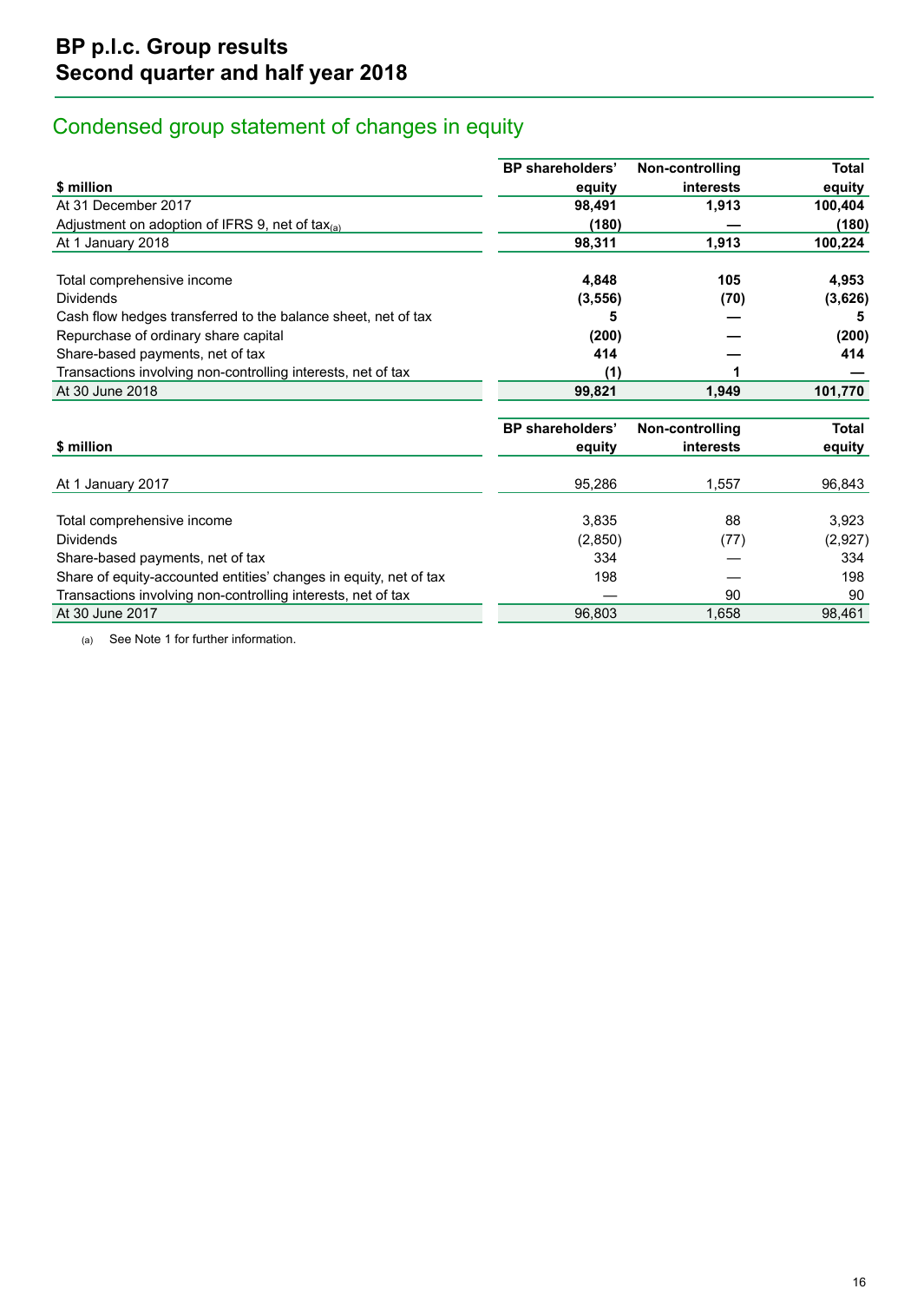## Condensed group statement of changes in equity

| $ million | BP shareholders' equity | Non-controlling interests | Total equity |
|---|---|---|---|
| At 31 December 2017 | **98,491** | **1,913** | **100,404** |
| Adjustment on adoption of IFRS 9, net of tax[(a)] | **(180)** | **—** | **(180)** |
| At 1 January 2018 | **98,311** | **1,913** | **100,224** |
| | | | |
| Total comprehensive income | **4,848** | **105** | **4,953** |
| Dividends | **(3,556)** | **(70)** | **(3,626)** |
| Cash flow hedges transferred to the balance sheet, net of tax | **5** | **—** | **5** |
| Repurchase of ordinary share capital | **(200)** | **—** | **(200)** |
| Share-based payments, net of tax | **414** | **—** | **414** |
| Transactions involving non-controlling interests, net of tax | **(1)** | **1** | **—** |
| At 30 June 2018 | **99,821** | **1,949** | **101,770** |

| $ million | BP shareholders' equity | Non-controlling interests | Total equity |
|---|---|---|---|
| At 1 January 2017 | 95,286 | 1,557 | 96,843 |
| | | | |
| Total comprehensive income | 3,835 | 88 | 3,923 |
| Dividends | (2,850) | (77) | (2,927) |
| Share-based payments, net of tax | 334 | — | 334 |
| Share of equity-accounted entities' changes in equity, net of tax | 198 | — | 198 |
| Transactions involving non-controlling interests, net of tax | — | 90 | 90 |
| At 30 June 2017 | 96,803 | 1,658 | 98,461 |

(a) See Note 1 for further information.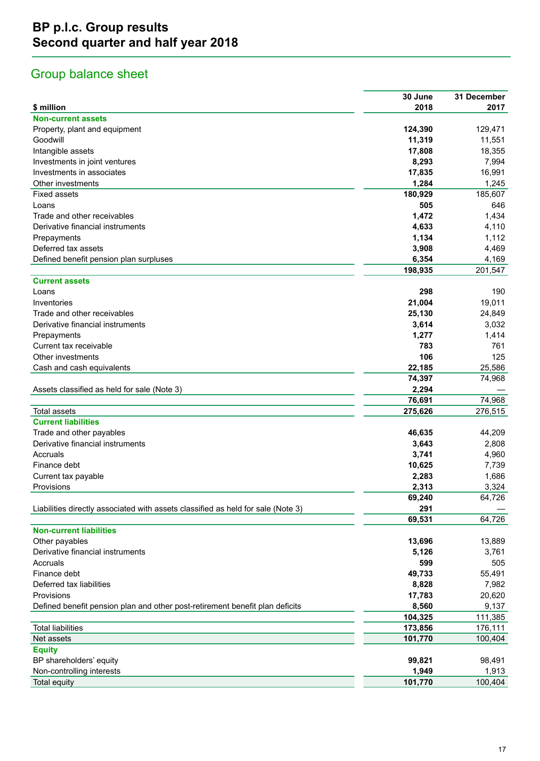# BP p.l.c. Group results
## Second quarter and half year 2018

## Group balance sheet

| $ million | 30 June 2018 | 31 December 2017 |
|---|---|---|
| **Non-current assets** | | |
| Property, plant and equipment | **124,390** | 129,471 |
| Goodwill | **11,319** | 11,551 |
| Intangible assets | **17,808** | 18,355 |
| Investments in joint ventures | **8,293** | 7,994 |
| Investments in associates | **17,835** | 16,991 |
| Other investments | **1,284** | 1,245 |
| Fixed assets | **180,929** | 185,607 |
| Loans | **505** | 646 |
| Trade and other receivables | **1,472** | 1,434 |
| Derivative financial instruments | **4,633** | 4,110 |
| Prepayments | **1,134** | 1,112 |
| Deferred tax assets | **3,908** | 4,469 |
| Defined benefit pension plan surpluses | **6,354** | 4,169 |
| | **198,935** | 201,547 |
| **Current assets** | | |
| Loans | **298** | 190 |
| Inventories | **21,004** | 19,011 |
| Trade and other receivables | **25,130** | 24,849 |
| Derivative financial instruments | **3,614** | 3,032 |
| Prepayments | **1,277** | 1,414 |
| Current tax receivable | **783** | 761 |
| Other investments | **106** | 125 |
| Cash and cash equivalents | **22,185** | 25,586 |
| | **74,397** | 74,968 |
| Assets classified as held for sale (Note 3) | **2,294** | — |
| | **76,691** | 74,968 |
| Total assets | **275,626** | 276,515 |
| **Current liabilities** | | |
| Trade and other payables | **46,635** | 44,209 |
| Derivative financial instruments | **3,643** | 2,808 |
| Accruals | **3,741** | 4,960 |
| Finance debt | **10,625** | 7,739 |
| Current tax payable | **2,283** | 1,686 |
| Provisions | **2,313** | 3,324 |
| | **69,240** | 64,726 |
| Liabilities directly associated with assets classified as held for sale (Note 3) | **291** | — |
| | **69,531** | 64,726 |
| **Non-current liabilities** | | |
| Other payables | **13,696** | 13,889 |
| Derivative financial instruments | **5,126** | 3,761 |
| Accruals | **599** | 505 |
| Finance debt | **49,733** | 55,491 |
| Deferred tax liabilities | **8,828** | 7,982 |
| Provisions | **17,783** | 20,620 |
| Defined benefit pension plan and other post-retirement benefit plan deficits | **8,560** | 9,137 |
| | **104,325** | 111,385 |
| Total liabilities | **173,856** | 176,111 |
| Net assets | **101,770** | 100,404 |
| **Equity** | | |
| BP shareholders' equity | **99,821** | 98,491 |
| Non-controlling interests | **1,949** | 1,913 |
| Total equity | **101,770** | 100,404 |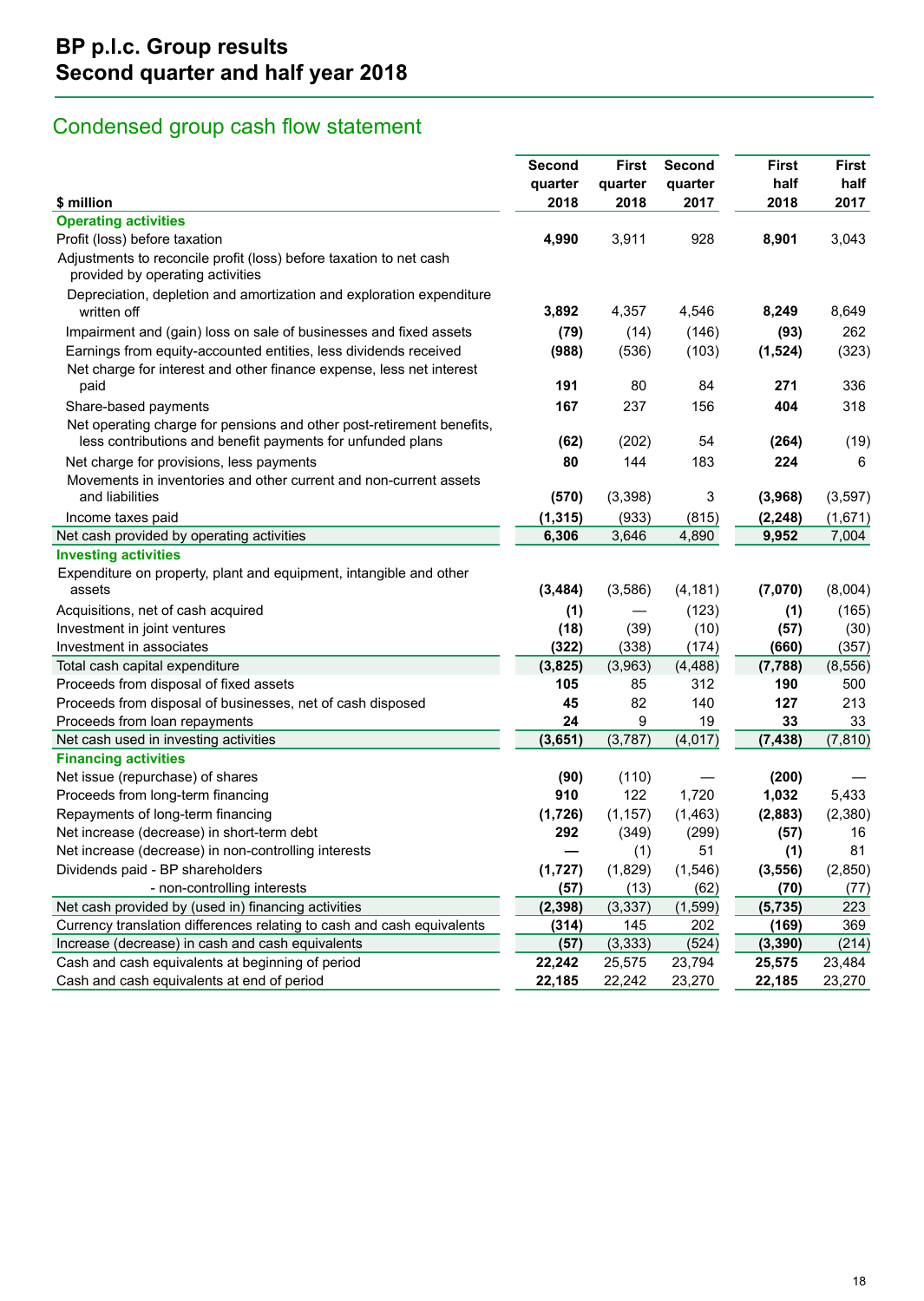# BP p.l.c. Group results
# Second quarter and half year 2018

## Condensed group cash flow statement

| $ million | Second quarter 2018 | First quarter 2018 | Second quarter 2017 | First half 2018 | First half 2017 |
|---|---|---|---|---|---|
| **Operating activities** | | | | | |
| Profit (loss) before taxation | **4,990** | 3,911 | 928 | **8,901** | 3,043 |
| Adjustments to reconcile profit (loss) before taxation to net cash provided by operating activities | | | | | |
| Depreciation, depletion and amortization and exploration expenditure written off | **3,892** | 4,357 | 4,546 | **8,249** | 8,649 |
| Impairment and (gain) loss on sale of businesses and fixed assets | **(79)** | (14) | (146) | **(93)** | 262 |
| Earnings from equity-accounted entities, less dividends received | **(988)** | (536) | (103) | **(1,524)** | (323) |
| Net charge for interest and other finance expense, less net interest paid | **191** | 80 | 84 | **271** | 336 |
| Share-based payments | **167** | 237 | 156 | **404** | 318 |
| Net operating charge for pensions and other post-retirement benefits, less contributions and benefit payments for unfunded plans | **(62)** | (202) | 54 | **(264)** | (19) |
| Net charge for provisions, less payments | **80** | 144 | 183 | **224** | 6 |
| Movements in inventories and other current and non-current assets and liabilities | **(570)** | (3,398) | 3 | **(3,968)** | (3,597) |
| Income taxes paid | **(1,315)** | (933) | (815) | **(2,248)** | (1,671) |
| Net cash provided by operating activities | **6,306** | 3,646 | 4,890 | **9,952** | 7,004 |
| **Investing activities** | | | | | |
| Expenditure on property, plant and equipment, intangible and other assets | **(3,484)** | (3,586) | (4,181) | **(7,070)** | (8,004) |
| Acquisitions, net of cash acquired | **(1)** | — | (123) | **(1)** | (165) |
| Investment in joint ventures | **(18)** | (39) | (10) | **(57)** | (30) |
| Investment in associates | **(322)** | (338) | (174) | **(660)** | (357) |
| Total cash capital expenditure | **(3,825)** | (3,963) | (4,488) | **(7,788)** | (8,556) |
| Proceeds from disposal of fixed assets | **105** | 85 | 312 | **190** | 500 |
| Proceeds from disposal of businesses, net of cash disposed | **45** | 82 | 140 | **127** | 213 |
| Proceeds from loan repayments | **24** | 9 | 19 | **33** | 33 |
| Net cash used in investing activities | **(3,651)** | (3,787) | (4,017) | **(7,438)** | (7,810) |
| **Financing activities** | | | | | |
| Net issue (repurchase) of shares | **(90)** | (110) | — | **(200)** | — |
| Proceeds from long-term financing | **910** | 122 | 1,720 | **1,032** | 5,433 |
| Repayments of long-term financing | **(1,726)** | (1,157) | (1,463) | **(2,883)** | (2,380) |
| Net increase (decrease) in short-term debt | **292** | (349) | (299) | **(57)** | 16 |
| Net increase (decrease) in non-controlling interests | **—** | (1) | 51 | **(1)** | 81 |
| Dividends paid - BP shareholders | **(1,727)** | (1,829) | (1,546) | **(3,556)** | (2,850) |
| - non-controlling interests | **(57)** | (13) | (62) | **(70)** | (77) |
| Net cash provided by (used in) financing activities | **(2,398)** | (3,337) | (1,599) | **(5,735)** | 223 |
| Currency translation differences relating to cash and cash equivalents | **(314)** | 145 | 202 | **(169)** | 369 |
| Increase (decrease) in cash and cash equivalents | **(57)** | (3,333) | (524) | **(3,390)** | (214) |
| Cash and cash equivalents at beginning of period | **22,242** | 25,575 | 23,794 | **25,575** | 23,484 |
| Cash and cash equivalents at end of period | **22,185** | 22,242 | 23,270 | **22,185** | 23,270 |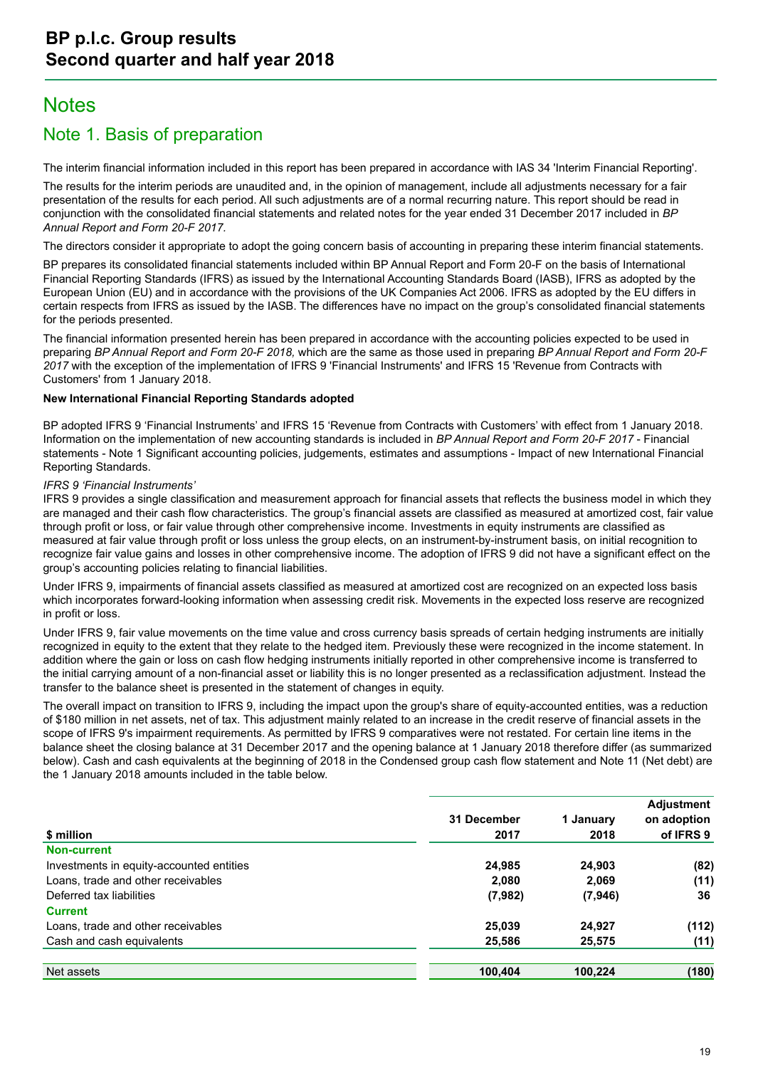# Notes

## Note 1. Basis of preparation

The interim financial information included in this report has been prepared in accordance with IAS 34 'Interim Financial Reporting'.

The results for the interim periods are unaudited and, in the opinion of management, include all adjustments necessary for a fair presentation of the results for each period. All such adjustments are of a normal recurring nature. This report should be read in conjunction with the consolidated financial statements and related notes for the year ended 31 December 2017 included in *BP Annual Report and Form 20-F 2017*.

The directors consider it appropriate to adopt the going concern basis of accounting in preparing these interim financial statements.

BP prepares its consolidated financial statements included within BP Annual Report and Form 20-F on the basis of International Financial Reporting Standards (IFRS) as issued by the International Accounting Standards Board (IASB), IFRS as adopted by the European Union (EU) and in accordance with the provisions of the UK Companies Act 2006. IFRS as adopted by the EU differs in certain respects from IFRS as issued by the IASB. The differences have no impact on the group's consolidated financial statements for the periods presented.

The financial information presented herein has been prepared in accordance with the accounting policies expected to be used in preparing *BP Annual Report and Form 20-F 2018,* which are the same as those used in preparing *BP Annual Report and Form 20-F 2017* with the exception of the implementation of IFRS 9 'Financial Instruments' and IFRS 15 'Revenue from Contracts with Customers' from 1 January 2018.

**New International Financial Reporting Standards adopted**

BP adopted IFRS 9 'Financial Instruments' and IFRS 15 'Revenue from Contracts with Customers' with effect from 1 January 2018. Information on the implementation of new accounting standards is included in *BP Annual Report and Form 20-F 2017* - Financial statements - Note 1 Significant accounting policies, judgements, estimates and assumptions - Impact of new International Financial Reporting Standards.

*IFRS 9 'Financial Instruments'*

IFRS 9 provides a single classification and measurement approach for financial assets that reflects the business model in which they are managed and their cash flow characteristics. The group's financial assets are classified as measured at amortized cost, fair value through profit or loss, or fair value through other comprehensive income. Investments in equity instruments are classified as measured at fair value through profit or loss unless the group elects, on an instrument-by-instrument basis, on initial recognition to recognize fair value gains and losses in other comprehensive income. The adoption of IFRS 9 did not have a significant effect on the group's accounting policies relating to financial liabilities.

Under IFRS 9, impairments of financial assets classified as measured at amortized cost are recognized on an expected loss basis which incorporates forward-looking information when assessing credit risk. Movements in the expected loss reserve are recognized in profit or loss.

Under IFRS 9, fair value movements on the time value and cross currency basis spreads of certain hedging instruments are initially recognized in equity to the extent that they relate to the hedged item. Previously these were recognized in the income statement. In addition where the gain or loss on cash flow hedging instruments initially reported in other comprehensive income is transferred to the initial carrying amount of a non-financial asset or liability this is no longer presented as a reclassification adjustment. Instead the transfer to the balance sheet is presented in the statement of changes in equity.

The overall impact on transition to IFRS 9, including the impact upon the group's share of equity-accounted entities, was a reduction of $180 million in net assets, net of tax. This adjustment mainly related to an increase in the credit reserve of financial assets in the scope of IFRS 9's impairment requirements. As permitted by IFRS 9 comparatives were not restated. For certain line items in the balance sheet the closing balance at 31 December 2017 and the opening balance at 1 January 2018 therefore differ (as summarized below). Cash and cash equivalents at the beginning of 2018 in the Condensed group cash flow statement and Note 11 (Net debt) are the 1 January 2018 amounts included in the table below.

| $ million | 31 December 2017 | 1 January 2018 | Adjustment on adoption of IFRS 9 |
|---|---|---|---|
| **Non-current** | | | |
| Investments in equity-accounted entities | **24,985** | **24,903** | **(82)** |
| Loans, trade and other receivables | **2,080** | **2,069** | **(11)** |
| Deferred tax liabilities | **(7,982)** | **(7,946)** | **36** |
| **Current** | | | |
| Loans, trade and other receivables | **25,039** | **24,927** | **(112)** |
| Cash and cash equivalents | **25,586** | **25,575** | **(11)** |
| Net assets | **100,404** | **100,224** | **(180)** |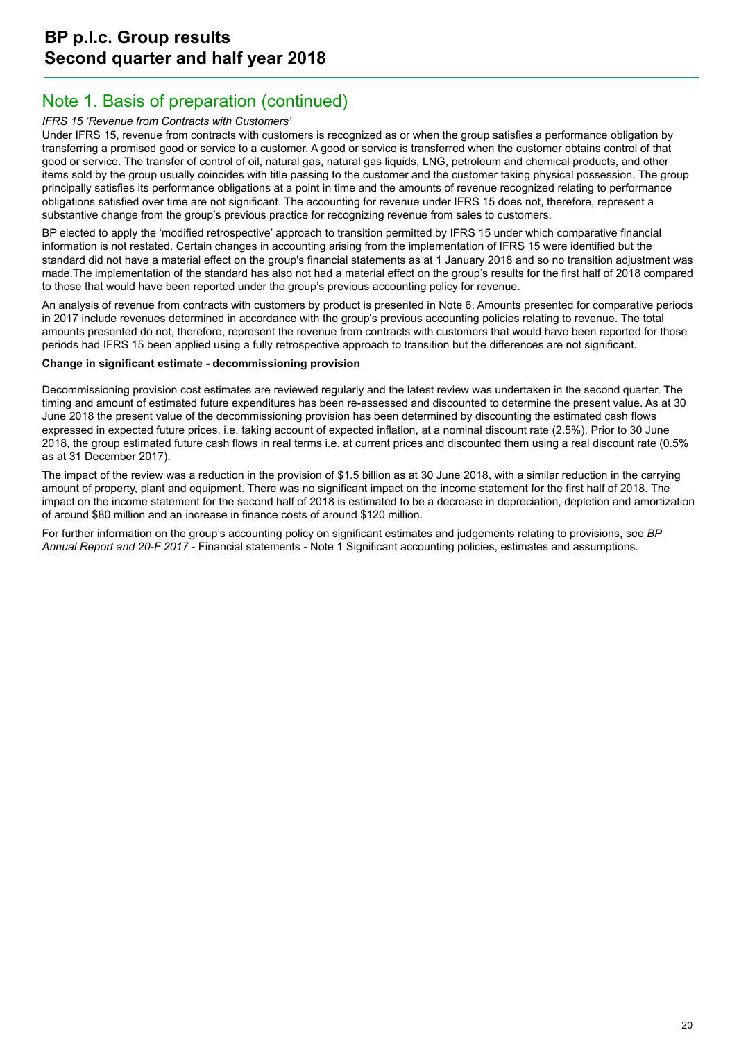## Note 1. Basis of preparation (continued)

*IFRS 15 'Revenue from Contracts with Customers'*

Under IFRS 15, revenue from contracts with customers is recognized as or when the group satisfies a performance obligation by transferring a promised good or service to a customer. A good or service is transferred when the customer obtains control of that good or service. The transfer of control of oil, natural gas, natural gas liquids, LNG, petroleum and chemical products, and other items sold by the group usually coincides with title passing to the customer and the customer taking physical possession. The group principally satisfies its performance obligations at a point in time and the amounts of revenue recognized relating to performance obligations satisfied over time are not significant. The accounting for revenue under IFRS 15 does not, therefore, represent a substantive change from the group's previous practice for recognizing revenue from sales to customers.

BP elected to apply the 'modified retrospective' approach to transition permitted by IFRS 15 under which comparative financial information is not restated. Certain changes in accounting arising from the implementation of IFRS 15 were identified but the standard did not have a material effect on the group's financial statements as at 1 January 2018 and so no transition adjustment was made.The implementation of the standard has also not had a material effect on the group's results for the first half of 2018 compared to those that would have been reported under the group's previous accounting policy for revenue.

An analysis of revenue from contracts with customers by product is presented in Note 6. Amounts presented for comparative periods in 2017 include revenues determined in accordance with the group's previous accounting policies relating to revenue. The total amounts presented do not, therefore, represent the revenue from contracts with customers that would have been reported for those periods had IFRS 15 been applied using a fully retrospective approach to transition but the differences are not significant.

**Change in significant estimate - decommissioning provision**

Decommissioning provision cost estimates are reviewed regularly and the latest review was undertaken in the second quarter. The timing and amount of estimated future expenditures has been re-assessed and discounted to determine the present value. As at 30 June 2018 the present value of the decommissioning provision has been determined by discounting the estimated cash flows expressed in expected future prices, i.e. taking account of expected inflation, at a nominal discount rate (2.5%). Prior to 30 June 2018, the group estimated future cash flows in real terms i.e. at current prices and discounted them using a real discount rate (0.5% as at 31 December 2017).

The impact of the review was a reduction in the provision of $1.5 billion as at 30 June 2018, with a similar reduction in the carrying amount of property, plant and equipment. There was no significant impact on the income statement for the first half of 2018. The impact on the income statement for the second half of 2018 is estimated to be a decrease in depreciation, depletion and amortization of around $80 million and an increase in finance costs of around $120 million.

For further information on the group's accounting policy on significant estimates and judgements relating to provisions, see *BP Annual Report and 20-F 2017* - Financial statements - Note 1 Significant accounting policies, estimates and assumptions.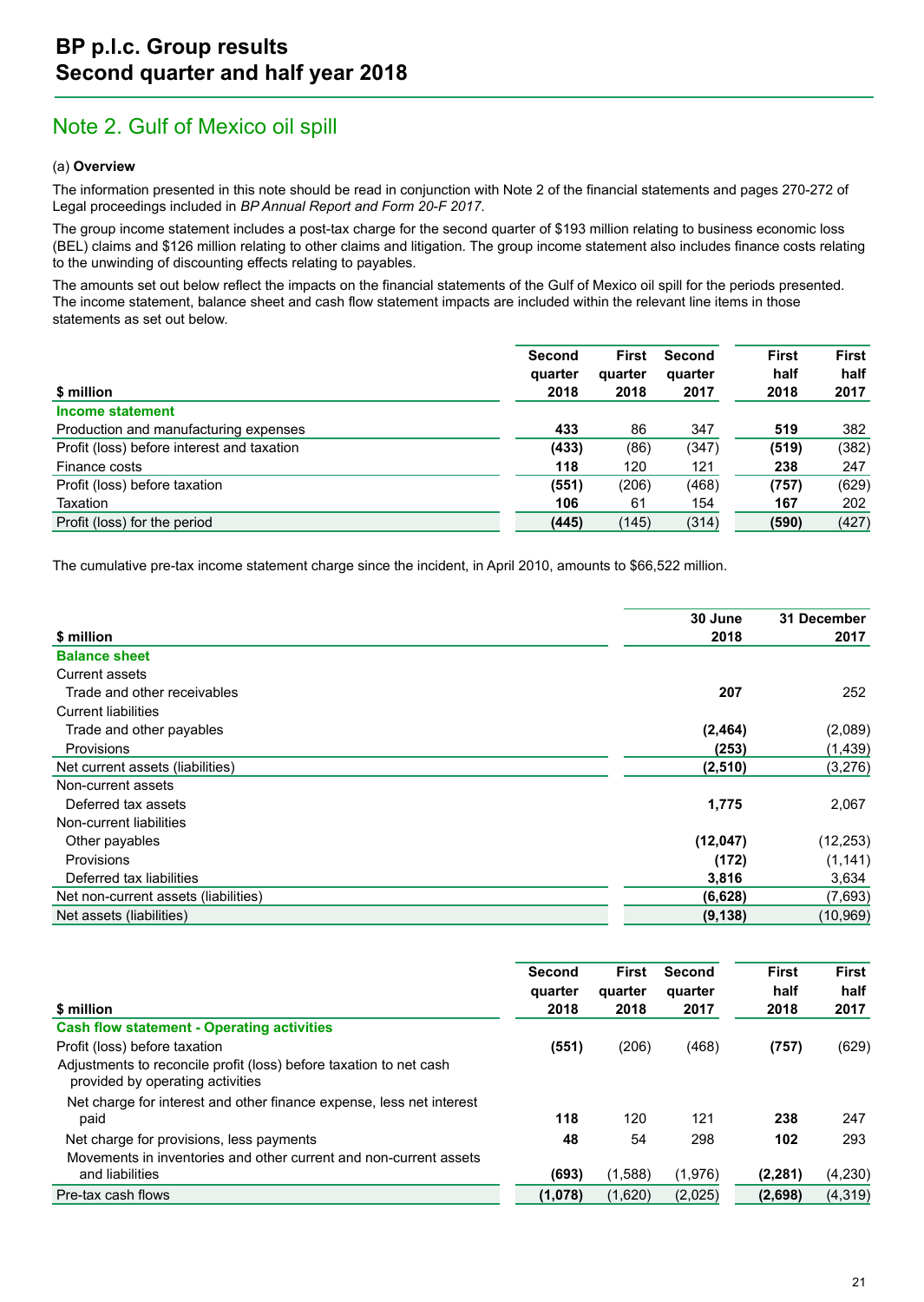## Note 2. Gulf of Mexico oil spill

(a) **Overview**

The information presented in this note should be read in conjunction with Note 2 of the financial statements and pages 270-272 of Legal proceedings included in *BP Annual Report and Form 20-F 2017*.

The group income statement includes a post-tax charge for the second quarter of $193 million relating to business economic loss (BEL) claims and $126 million relating to other claims and litigation. The group income statement also includes finance costs relating to the unwinding of discounting effects relating to payables.

The amounts set out below reflect the impacts on the financial statements of the Gulf of Mexico oil spill for the periods presented. The income statement, balance sheet and cash flow statement impacts are included within the relevant line items in those statements as set out below.

| $ million | Second quarter 2018 | First quarter 2018 | Second quarter 2017 | First half 2018 | First half 2017 |
|---|---|---|---|---|---|
| **Income statement** | | | | | |
| Production and manufacturing expenses | **433** | 86 | 347 | **519** | 382 |
| Profit (loss) before interest and taxation | **(433)** | (86) | (347) | **(519)** | (382) |
| Finance costs | **118** | 120 | 121 | **238** | 247 |
| Profit (loss) before taxation | **(551)** | (206) | (468) | **(757)** | (629) |
| Taxation | **106** | 61 | 154 | **167** | 202 |
| Profit (loss) for the period | **(445)** | (145) | (314) | **(590)** | (427) |

The cumulative pre-tax income statement charge since the incident, in April 2010, amounts to $66,522 million.

| $ million | 30 June 2018 | 31 December 2017 |
|---|---|---|
| **Balance sheet** | | |
| Current assets | | |
| Trade and other receivables | **207** | 252 |
| Current liabilities | | |
| Trade and other payables | **(2,464)** | (2,089) |
| Provisions | **(253)** | (1,439) |
| Net current assets (liabilities) | **(2,510)** | (3,276) |
| Non-current assets | | |
| Deferred tax assets | **1,775** | 2,067 |
| Non-current liabilities | | |
| Other payables | **(12,047)** | (12,253) |
| Provisions | **(172)** | (1,141) |
| Deferred tax liabilities | **3,816** | 3,634 |
| Net non-current assets (liabilities) | **(6,628)** | (7,693) |
| Net assets (liabilities) | **(9,138)** | (10,969) |

| $ million | Second quarter 2018 | First quarter 2018 | Second quarter 2017 | First half 2018 | First half 2017 |
|---|---|---|---|---|---|
| **Cash flow statement - Operating activities** | | | | | |
| Profit (loss) before taxation | **(551)** | (206) | (468) | **(757)** | (629) |
| Adjustments to reconcile profit (loss) before taxation to net cash provided by operating activities | | | | | |
| Net charge for interest and other finance expense, less net interest paid | **118** | 120 | 121 | **238** | 247 |
| Net charge for provisions, less payments | **48** | 54 | 298 | **102** | 293 |
| Movements in inventories and other current and non-current assets and liabilities | **(693)** | (1,588) | (1,976) | **(2,281)** | (4,230) |
| Pre-tax cash flows | **(1,078)** | (1,620) | (2,025) | **(2,698)** | (4,319) |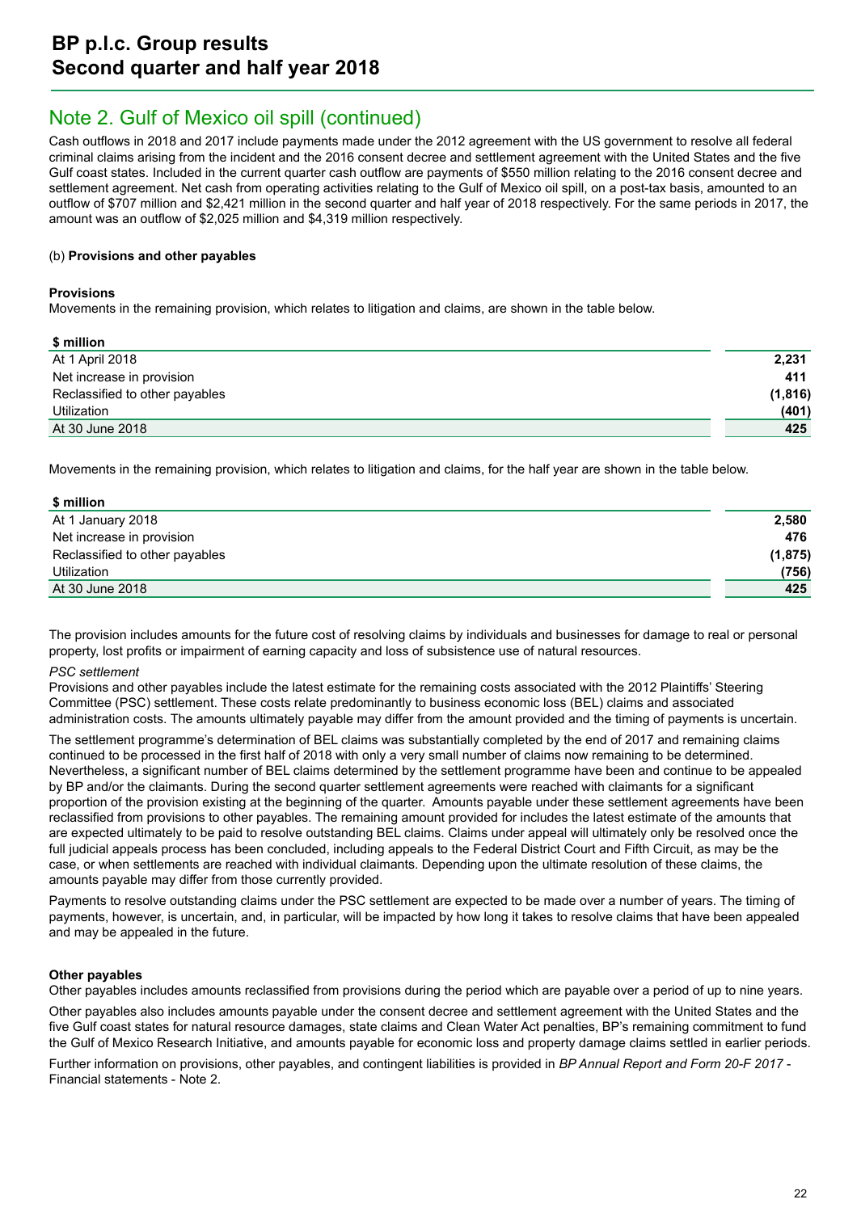## Note 2. Gulf of Mexico oil spill (continued)

Cash outflows in 2018 and 2017 include payments made under the 2012 agreement with the US government to resolve all federal criminal claims arising from the incident and the 2016 consent decree and settlement agreement with the United States and the five Gulf coast states. Included in the current quarter cash outflow are payments of $550 million relating to the 2016 consent decree and settlement agreement. Net cash from operating activities relating to the Gulf of Mexico oil spill, on a post-tax basis, amounted to an outflow of $707 million and $2,421 million in the second quarter and half year of 2018 respectively. For the same periods in 2017, the amount was an outflow of $2,025 million and $4,319 million respectively.

(b) **Provisions and other payables**

**Provisions**

Movements in the remaining provision, which relates to litigation and claims, are shown in the table below.

| $ million | |
|---|---|
| At 1 April 2018 | **2,231** |
| Net increase in provision | **411** |
| Reclassified to other payables | **(1,816)** |
| Utilization | **(401)** |
| At 30 June 2018 | **425** |

Movements in the remaining provision, which relates to litigation and claims, for the half year are shown in the table below.

| $ million | |
|---|---|
| At 1 January 2018 | **2,580** |
| Net increase in provision | **476** |
| Reclassified to other payables | **(1,875)** |
| Utilization | **(756)** |
| At 30 June 2018 | **425** |

The provision includes amounts for the future cost of resolving claims by individuals and businesses for damage to real or personal property, lost profits or impairment of earning capacity and loss of subsistence use of natural resources.

*PSC settlement*

Provisions and other payables include the latest estimate for the remaining costs associated with the 2012 Plaintiffs' Steering Committee (PSC) settlement. These costs relate predominantly to business economic loss (BEL) claims and associated administration costs. The amounts ultimately payable may differ from the amount provided and the timing of payments is uncertain.

The settlement programme's determination of BEL claims was substantially completed by the end of 2017 and remaining claims continued to be processed in the first half of 2018 with only a very small number of claims now remaining to be determined. Nevertheless, a significant number of BEL claims determined by the settlement programme have been and continue to be appealed by BP and/or the claimants. During the second quarter settlement agreements were reached with claimants for a significant proportion of the provision existing at the beginning of the quarter. Amounts payable under these settlement agreements have been reclassified from provisions to other payables. The remaining amount provided for includes the latest estimate of the amounts that are expected ultimately to be paid to resolve outstanding BEL claims. Claims under appeal will ultimately only be resolved once the full judicial appeals process has been concluded, including appeals to the Federal District Court and Fifth Circuit, as may be the case, or when settlements are reached with individual claimants. Depending upon the ultimate resolution of these claims, the amounts payable may differ from those currently provided.

Payments to resolve outstanding claims under the PSC settlement are expected to be made over a number of years. The timing of payments, however, is uncertain, and, in particular, will be impacted by how long it takes to resolve claims that have been appealed and may be appealed in the future.

**Other payables**

Other payables includes amounts reclassified from provisions during the period which are payable over a period of up to nine years.

Other payables also includes amounts payable under the consent decree and settlement agreement with the United States and the five Gulf coast states for natural resource damages, state claims and Clean Water Act penalties, BP's remaining commitment to fund the Gulf of Mexico Research Initiative, and amounts payable for economic loss and property damage claims settled in earlier periods.

Further information on provisions, other payables, and contingent liabilities is provided in *BP Annual Report and Form 20-F 2017* - Financial statements - Note 2.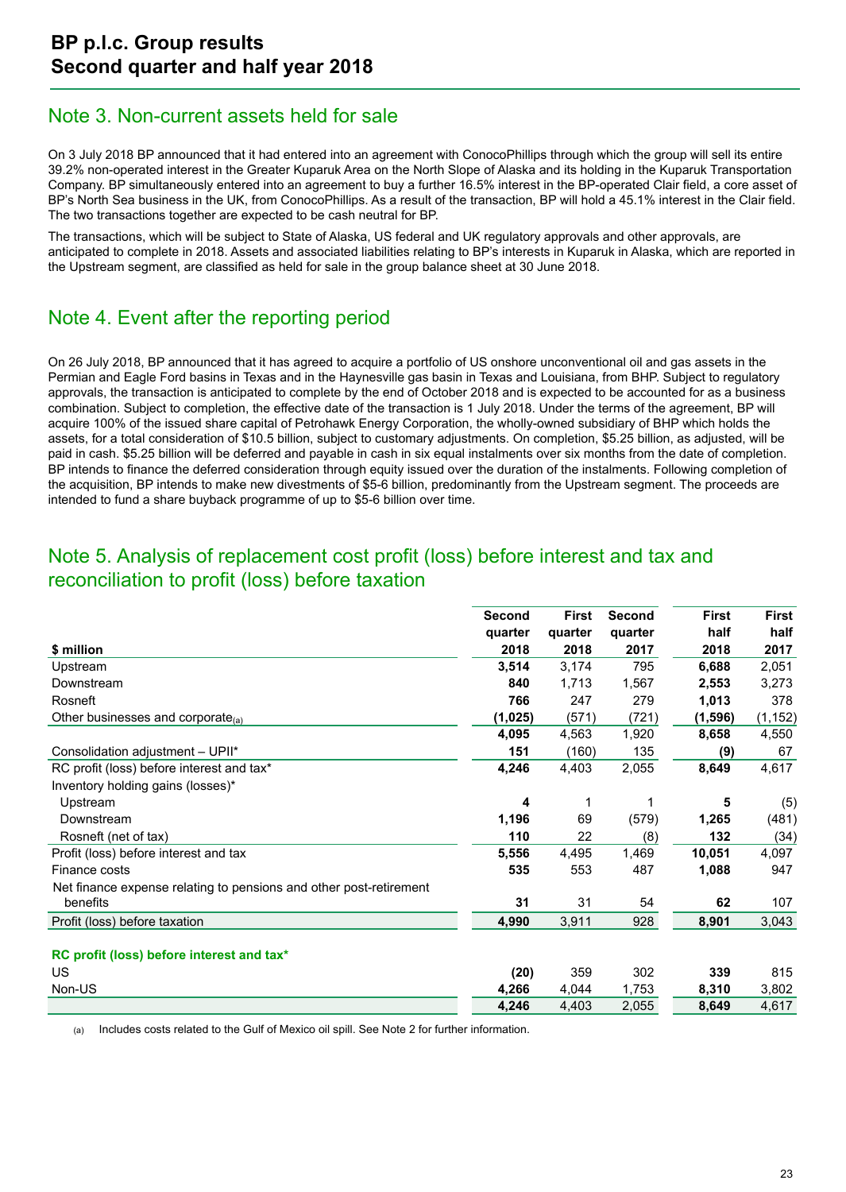## Note 3. Non-current assets held for sale

On 3 July 2018 BP announced that it had entered into an agreement with ConocoPhillips through which the group will sell its entire 39.2% non-operated interest in the Greater Kuparuk Area on the North Slope of Alaska and its holding in the Kuparuk Transportation Company. BP simultaneously entered into an agreement to buy a further 16.5% interest in the BP-operated Clair field, a core asset of BP's North Sea business in the UK, from ConocoPhillips. As a result of the transaction, BP will hold a 45.1% interest in the Clair field. The two transactions together are expected to be cash neutral for BP.

The transactions, which will be subject to State of Alaska, US federal and UK regulatory approvals and other approvals, are anticipated to complete in 2018. Assets and associated liabilities relating to BP's interests in Kuparuk in Alaska, which are reported in the Upstream segment, are classified as held for sale in the group balance sheet at 30 June 2018.

## Note 4. Event after the reporting period

On 26 July 2018, BP announced that it has agreed to acquire a portfolio of US onshore unconventional oil and gas assets in the Permian and Eagle Ford basins in Texas and in the Haynesville gas basin in Texas and Louisiana, from BHP. Subject to regulatory approvals, the transaction is anticipated to complete by the end of October 2018 and is expected to be accounted for as a business combination. Subject to completion, the effective date of the transaction is 1 July 2018. Under the terms of the agreement, BP will acquire 100% of the issued share capital of Petrohawk Energy Corporation, the wholly-owned subsidiary of BHP which holds the assets, for a total consideration of $10.5 billion, subject to customary adjustments. On completion, $5.25 billion, as adjusted, will be paid in cash. $5.25 billion will be deferred and payable in cash in six equal instalments over six months from the date of completion. BP intends to finance the deferred consideration through equity issued over the duration of the instalments. Following completion of the acquisition, BP intends to make new divestments of $5-6 billion, predominantly from the Upstream segment. The proceeds are intended to fund a share buyback programme of up to $5-6 billion over time.

## Note 5. Analysis of replacement cost profit (loss) before interest and tax and reconciliation to profit (loss) before taxation

| $ million | Second quarter 2018 | First quarter 2018 | Second quarter 2017 | First half 2018 | First half 2017 |
|---|---|---|---|---|---|
| Upstream | **3,514** | 3,174 | 795 | **6,688** | 2,051 |
| Downstream | **840** | 1,713 | 1,567 | **2,553** | 3,273 |
| Rosneft | **766** | 247 | 279 | **1,013** | 378 |
| Other businesses and corporate[(a)] | **(1,025)** | (571) | (721) | **(1,596)** | (1,152) |
| | **4,095** | 4,563 | 1,920 | **8,658** | 4,550 |
| Consolidation adjustment – UPII* | **151** | (160) | 135 | **(9)** | 67 |
| RC profit (loss) before interest and tax* | **4,246** | 4,403 | 2,055 | **8,649** | 4,617 |
| Inventory holding gains (losses)* | | | | | |
| Upstream | **4** | 1 | 1 | **5** | (5) |
| Downstream | **1,196** | 69 | (579) | **1,265** | (481) |
| Rosneft (net of tax) | **110** | 22 | (8) | **132** | (34) |
| Profit (loss) before interest and tax | **5,556** | 4,495 | 1,469 | **10,051** | 4,097 |
| Finance costs | **535** | 553 | 487 | **1,088** | 947 |
| Net finance expense relating to pensions and other post-retirement benefits | **31** | 31 | 54 | **62** | 107 |
| Profit (loss) before taxation | **4,990** | 3,911 | 928 | **8,901** | 3,043 |
| **RC profit (loss) before interest and tax*** | | | | | |
| US | **(20)** | 359 | 302 | **339** | 815 |
| Non-US | **4,266** | 4,044 | 1,753 | **8,310** | 3,802 |
| | **4,246** | 4,403 | 2,055 | **8,649** | 4,617 |

(a) Includes costs related to the Gulf of Mexico oil spill. See Note 2 for further information.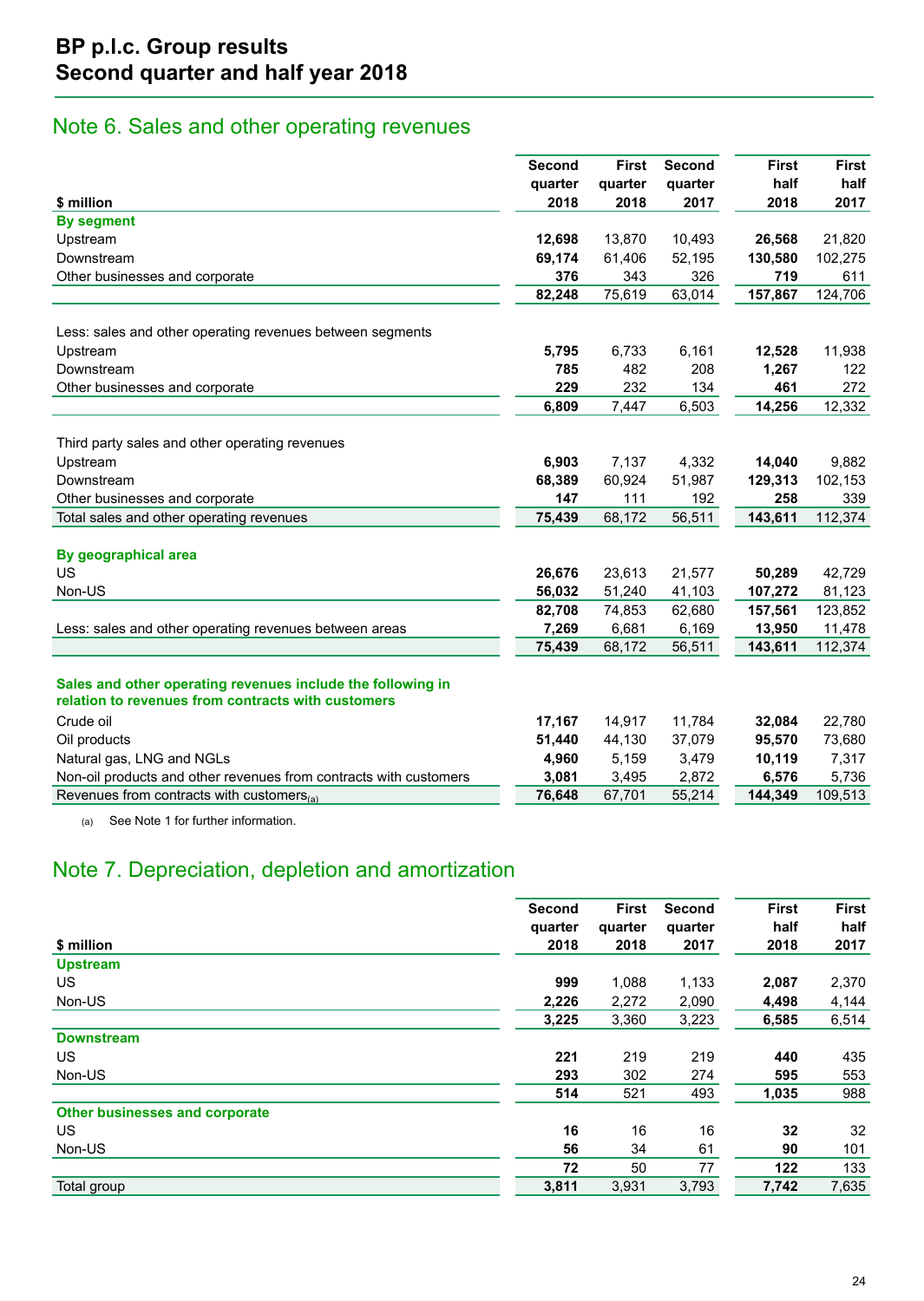# BP p.l.c. Group results
## Second quarter and half year 2018

## Note 6. Sales and other operating revenues

| $ million | Second quarter 2018 | First quarter 2018 | Second quarter 2017 | First half 2018 | First half 2017 |
|---|---|---|---|---|---|
| **By segment** | | | | | |
| Upstream | **12,698** | 13,870 | 10,493 | **26,568** | 21,820 |
| Downstream | **69,174** | 61,406 | 52,195 | **130,580** | 102,275 |
| Other businesses and corporate | **376** | 343 | 326 | **719** | 611 |
| | **82,248** | 75,619 | 63,014 | **157,867** | 124,706 |
| Less: sales and other operating revenues between segments | | | | | |
| Upstream | **5,795** | 6,733 | 6,161 | **12,528** | 11,938 |
| Downstream | **785** | 482 | 208 | **1,267** | 122 |
| Other businesses and corporate | **229** | 232 | 134 | **461** | 272 |
| | **6,809** | 7,447 | 6,503 | **14,256** | 12,332 |
| Third party sales and other operating revenues | | | | | |
| Upstream | **6,903** | 7,137 | 4,332 | **14,040** | 9,882 |
| Downstream | **68,389** | 60,924 | 51,987 | **129,313** | 102,153 |
| Other businesses and corporate | **147** | 111 | 192 | **258** | 339 |
| Total sales and other operating revenues | **75,439** | 68,172 | 56,511 | **143,611** | 112,374 |
| **By geographical area** | | | | | |
| US | **26,676** | 23,613 | 21,577 | **50,289** | 42,729 |
| Non-US | **56,032** | 51,240 | 41,103 | **107,272** | 81,123 |
| | **82,708** | 74,853 | 62,680 | **157,561** | 123,852 |
| Less: sales and other operating revenues between areas | **7,269** | 6,681 | 6,169 | **13,950** | 11,478 |
| | **75,439** | 68,172 | 56,511 | **143,611** | 112,374 |
| **Sales and other operating revenues include the following in relation to revenues from contracts with customers** | | | | | |
| Crude oil | **17,167** | 14,917 | 11,784 | **32,084** | 22,780 |
| Oil products | **51,440** | 44,130 | 37,079 | **95,570** | 73,680 |
| Natural gas, LNG and NGLs | **4,960** | 5,159 | 3,479 | **10,119** | 7,317 |
| Non-oil products and other revenues from contracts with customers | **3,081** | 3,495 | 2,872 | **6,576** | 5,736 |
| Revenues from contracts with customers[(a)] | **76,648** | 67,701 | 55,214 | **144,349** | 109,513 |

(a) See Note 1 for further information.

## Note 7. Depreciation, depletion and amortization

| $ million | Second quarter 2018 | First quarter 2018 | Second quarter 2017 | First half 2018 | First half 2017 |
|---|---|---|---|---|---|
| **Upstream** | | | | | |
| US | **999** | 1,088 | 1,133 | **2,087** | 2,370 |
| Non-US | **2,226** | 2,272 | 2,090 | **4,498** | 4,144 |
| | **3,225** | 3,360 | 3,223 | **6,585** | 6,514 |
| **Downstream** | | | | | |
| US | **221** | 219 | 219 | **440** | 435 |
| Non-US | **293** | 302 | 274 | **595** | 553 |
| | **514** | 521 | 493 | **1,035** | 988 |
| **Other businesses and corporate** | | | | | |
| US | **16** | 16 | 16 | **32** | 32 |
| Non-US | **56** | 34 | 61 | **90** | 101 |
| | **72** | 50 | 77 | **122** | 133 |
| Total group | **3,811** | 3,931 | 3,793 | **7,742** | 7,635 |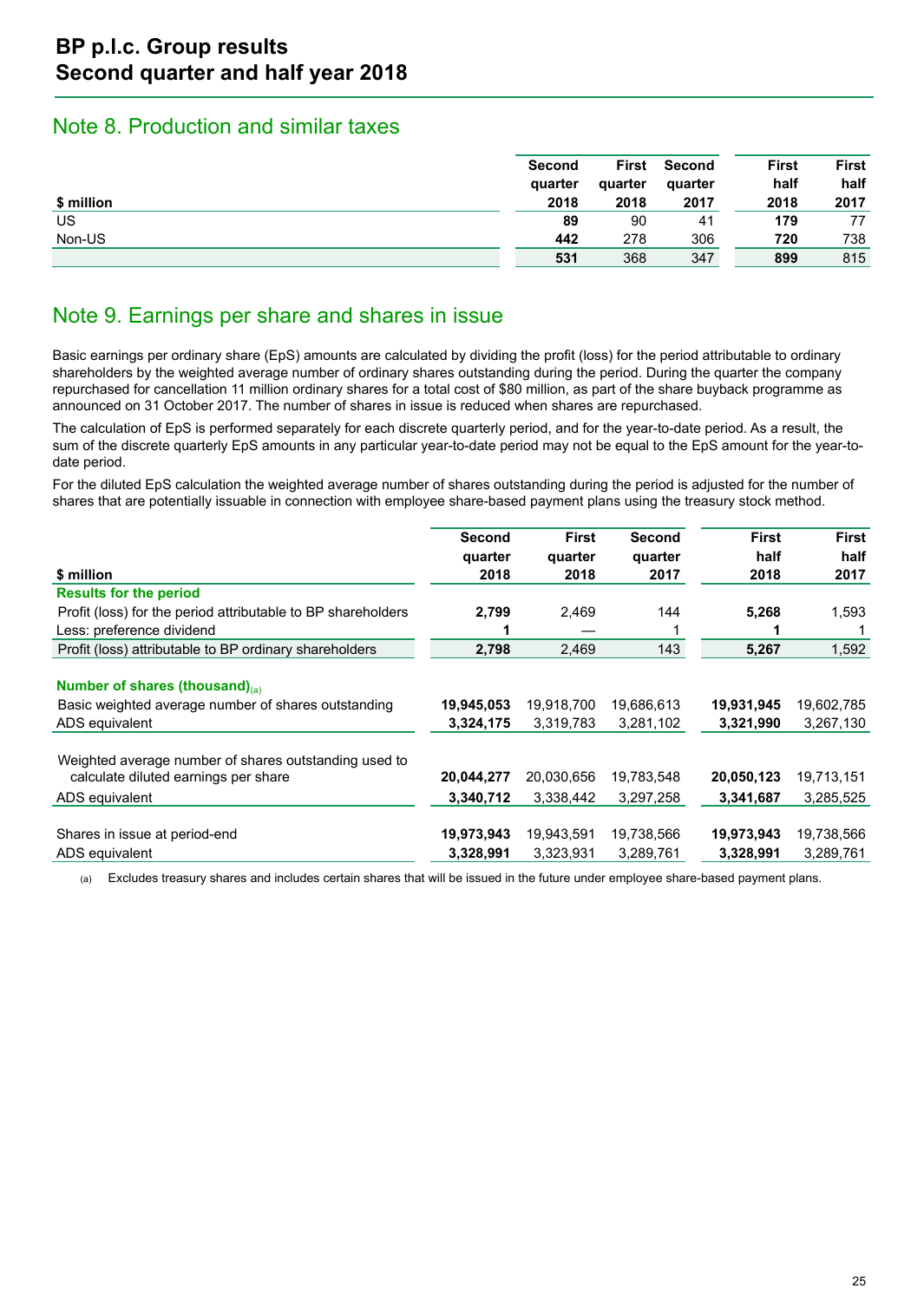## Note 8. Production and similar taxes

| $ million | Second quarter 2018 | First quarter 2018 | Second quarter 2017 | First half 2018 | First half 2017 |
|---|---|---|---|---|---|
| US | **89** | 90 | 41 | **179** | 77 |
| Non-US | **442** | 278 | 306 | **720** | 738 |
| | **531** | 368 | 347 | **899** | 815 |

## Note 9. Earnings per share and shares in issue

Basic earnings per ordinary share (EpS) amounts are calculated by dividing the profit (loss) for the period attributable to ordinary shareholders by the weighted average number of ordinary shares outstanding during the period. During the quarter the company repurchased for cancellation 11 million ordinary shares for a total cost of $80 million, as part of the share buyback programme as announced on 31 October 2017. The number of shares in issue is reduced when shares are repurchased.

The calculation of EpS is performed separately for each discrete quarterly period, and for the year-to-date period. As a result, the sum of the discrete quarterly EpS amounts in any particular year-to-date period may not be equal to the EpS amount for the year-to-date period.

For the diluted EpS calculation the weighted average number of shares outstanding during the period is adjusted for the number of shares that are potentially issuable in connection with employee share-based payment plans using the treasury stock method.

| $ million | Second quarter 2018 | First quarter 2018 | Second quarter 2017 | First half 2018 | First half 2017 |
|---|---|---|---|---|---|
| **Results for the period** | | | | | |
| Profit (loss) for the period attributable to BP shareholders | **2,799** | 2,469 | 144 | **5,268** | 1,593 |
| Less: preference dividend | **1** | — | 1 | **1** | 1 |
| Profit (loss) attributable to BP ordinary shareholders | **2,798** | 2,469 | 143 | **5,267** | 1,592 |
| | | | | | |
| **Number of shares (thousand)**[(a)] | | | | | |
| Basic weighted average number of shares outstanding | **19,945,053** | 19,918,700 | 19,686,613 | **19,931,945** | 19,602,785 |
| ADS equivalent | **3,324,175** | 3,319,783 | 3,281,102 | **3,321,990** | 3,267,130 |
| | | | | | |
| Weighted average number of shares outstanding used to calculate diluted earnings per share | **20,044,277** | 20,030,656 | 19,783,548 | **20,050,123** | 19,713,151 |
| ADS equivalent | **3,340,712** | 3,338,442 | 3,297,258 | **3,341,687** | 3,285,525 |
| | | | | | |
| Shares in issue at period-end | **19,973,943** | 19,943,591 | 19,738,566 | **19,973,943** | 19,738,566 |
| ADS equivalent | **3,328,991** | 3,323,931 | 3,289,761 | **3,328,991** | 3,289,761 |

(a) Excludes treasury shares and includes certain shares that will be issued in the future under employee share-based payment plans.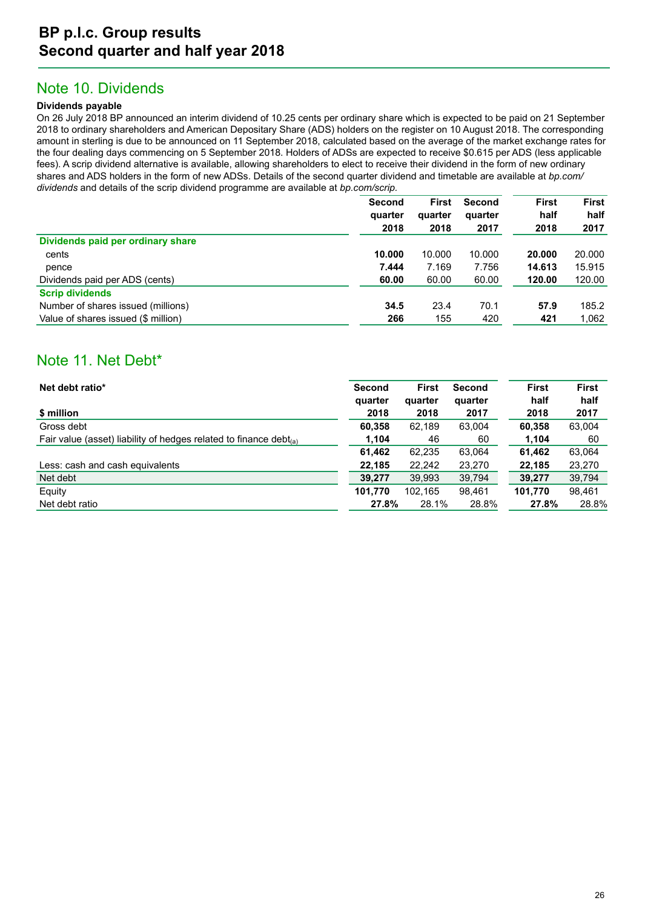## Note 10. Dividends

**Dividends payable**

On 26 July 2018 BP announced an interim dividend of 10.25 cents per ordinary share which is expected to be paid on 21 September 2018 to ordinary shareholders and American Depositary Share (ADS) holders on the register on 10 August 2018. The corresponding amount in sterling is due to be announced on 11 September 2018, calculated based on the average of the market exchange rates for the four dealing days commencing on 5 September 2018. Holders of ADSs are expected to receive $0.615 per ADS (less applicable fees). A scrip dividend alternative is available, allowing shareholders to elect to receive their dividend in the form of new ordinary shares and ADS holders in the form of new ADSs. Details of the second quarter dividend and timetable are available at *bp.com/dividends* and details of the scrip dividend programme are available at *bp.com/scrip*.

| | Second quarter 2018 | First quarter 2018 | Second quarter 2017 | First half 2018 | First half 2017 |
|---|---|---|---|---|---|
| **Dividends paid per ordinary share** | | | | | |
| cents | **10.000** | 10.000 | 10.000 | **20.000** | 20.000 |
| pence | **7.444** | 7.169 | 7.756 | **14.613** | 15.915 |
| Dividends paid per ADS (cents) | **60.00** | 60.00 | 60.00 | **120.00** | 120.00 |
| **Scrip dividends** | | | | | |
| Number of shares issued (millions) | **34.5** | 23.4 | 70.1 | **57.9** | 185.2 |
| Value of shares issued ($ million) | **266** | 155 | 420 | **421** | 1,062 |

## Note 11. Net Debt*

| **Net debt ratio*** <br> **$ million** | Second quarter 2018 | First quarter 2018 | Second quarter 2017 | First half 2018 | First half 2017 |
|---|---|---|---|---|---|
| Gross debt | **60,358** | 62,189 | 63,004 | **60,358** | 63,004 |
| Fair value (asset) liability of hedges related to finance debt(a) | **1,104** | 46 | 60 | **1,104** | 60 |
| | **61,462** | 62,235 | 63,064 | **61,462** | 63,064 |
| Less: cash and cash equivalents | **22,185** | 22,242 | 23,270 | **22,185** | 23,270 |
| Net debt | **39,277** | 39,993 | 39,794 | **39,277** | 39,794 |
| Equity | **101,770** | 102,165 | 98,461 | **101,770** | 98,461 |
| Net debt ratio | **27.8%** | 28.1% | 28.8% | **27.8%** | 28.8% |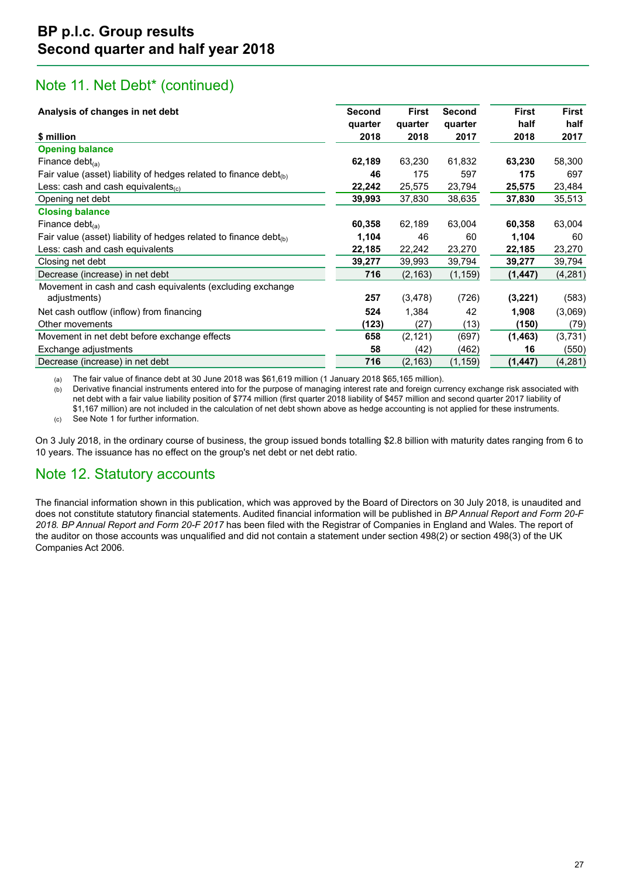## Note 11. Net Debt* (continued)

| Analysis of changes in net debt<br>$ million | Second quarter 2018 | First quarter 2018 | Second quarter 2017 | First half 2018 | First half 2017 |
|---|---|---|---|---|---|
| **Opening balance** | | | | | |
| Finance debt(a) | **62,189** | 63,230 | 61,832 | **63,230** | 58,300 |
| Fair value (asset) liability of hedges related to finance debt(b) | **46** | 175 | 597 | **175** | 697 |
| Less: cash and cash equivalents(c) | **22,242** | 25,575 | 23,794 | **25,575** | 23,484 |
| Opening net debt | **39,993** | 37,830 | 38,635 | **37,830** | 35,513 |
| **Closing balance** | | | | | |
| Finance debt(a) | **60,358** | 62,189 | 63,004 | **60,358** | 63,004 |
| Fair value (asset) liability of hedges related to finance debt(b) | **1,104** | 46 | 60 | **1,104** | 60 |
| Less: cash and cash equivalents | **22,185** | 22,242 | 23,270 | **22,185** | 23,270 |
| Closing net debt | **39,277** | 39,993 | 39,794 | **39,277** | 39,794 |
| Decrease (increase) in net debt | **716** | (2,163) | (1,159) | **(1,447)** | (4,281) |
| Movement in cash and cash equivalents (excluding exchange adjustments) | **257** | (3,478) | (726) | **(3,221)** | (583) |
| Net cash outflow (inflow) from financing | **524** | 1,384 | 42 | **1,908** | (3,069) |
| Other movements | **(123)** | (27) | (13) | **(150)** | (79) |
| Movement in net debt before exchange effects | **658** | (2,121) | (697) | **(1,463)** | (3,731) |
| Exchange adjustments | **58** | (42) | (462) | **16** | (550) |
| Decrease (increase) in net debt | **716** | (2,163) | (1,159) | **(1,447)** | (4,281) |

(a) The fair value of finance debt at 30 June 2018 was $61,619 million (1 January 2018 $65,165 million).

(b) Derivative financial instruments entered into for the purpose of managing interest rate and foreign currency exchange risk associated with net debt with a fair value liability position of $774 million (first quarter 2018 liability of $457 million and second quarter 2017 liability of $1,167 million) are not included in the calculation of net debt shown above as hedge accounting is not applied for these instruments.

(c) See Note 1 for further information.

On 3 July 2018, in the ordinary course of business, the group issued bonds totalling $2.8 billion with maturity dates ranging from 6 to 10 years. The issuance has no effect on the group's net debt or net debt ratio.

## Note 12. Statutory accounts

The financial information shown in this publication, which was approved by the Board of Directors on 30 July 2018, is unaudited and does not constitute statutory financial statements. Audited financial information will be published in *BP Annual Report and Form 20-F 2018. BP Annual Report and Form 20-F 2017* has been filed with the Registrar of Companies in England and Wales. The report of the auditor on those accounts was unqualified and did not contain a statement under section 498(2) or section 498(3) of the UK Companies Act 2006.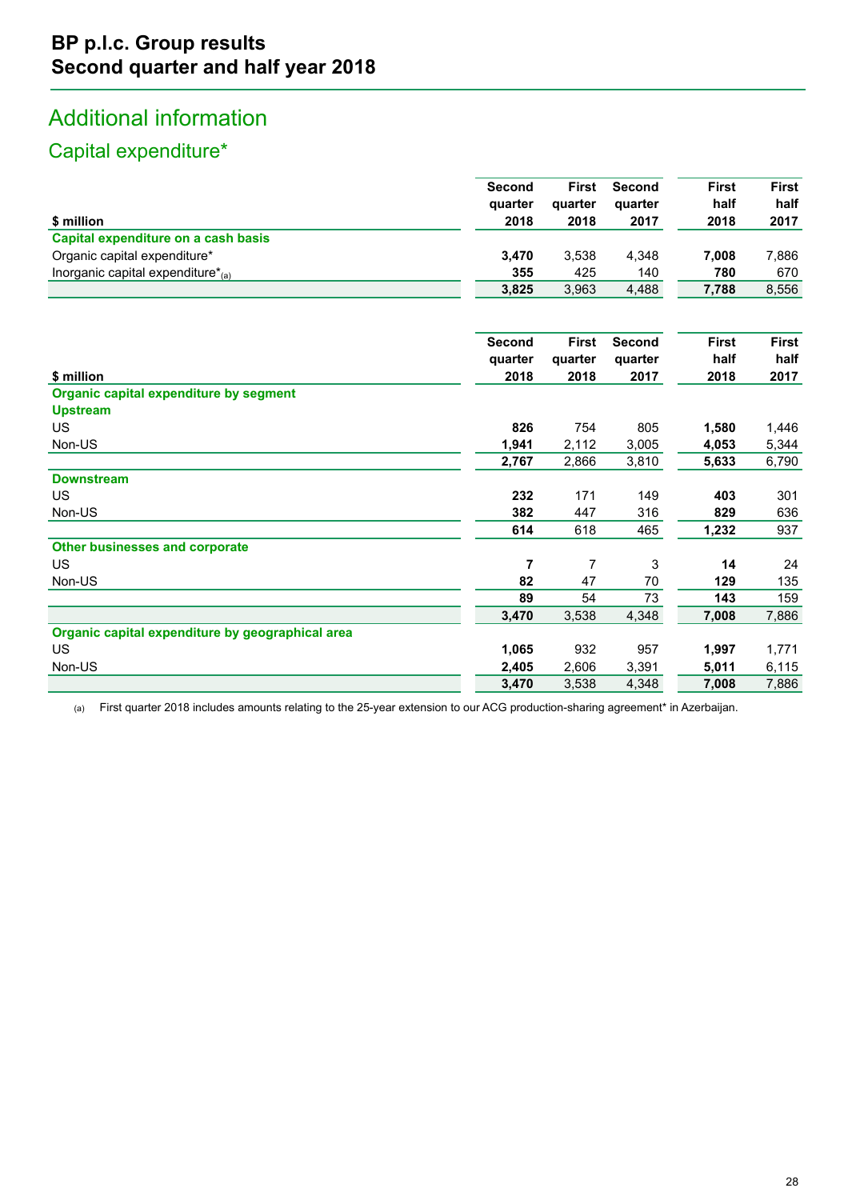## Additional information

### Capital expenditure*

| $ million | Second quarter 2018 | First quarter 2018 | Second quarter 2017 | First half 2018 | First half 2017 |
|---|---|---|---|---|---|
| **Capital expenditure on a cash basis** | | | | | |
| Organic capital expenditure* | **3,470** | 3,538 | 4,348 | **7,008** | 7,886 |
| Inorganic capital expenditure*(a) | **355** | 425 | 140 | **780** | 670 |
| | **3,825** | 3,963 | 4,488 | **7,788** | 8,556 |

| $ million | Second quarter 2018 | First quarter 2018 | Second quarter 2017 | First half 2018 | First half 2017 |
|---|---|---|---|---|---|
| **Organic capital expenditure by segment** | | | | | |
| **Upstream** | | | | | |
| US | **826** | 754 | 805 | **1,580** | 1,446 |
| Non-US | **1,941** | 2,112 | 3,005 | **4,053** | 5,344 |
| | **2,767** | 2,866 | 3,810 | **5,633** | 6,790 |
| **Downstream** | | | | | |
| US | **232** | 171 | 149 | **403** | 301 |
| Non-US | **382** | 447 | 316 | **829** | 636 |
| | **614** | 618 | 465 | **1,232** | 937 |
| **Other businesses and corporate** | | | | | |
| US | **7** | 7 | 3 | **14** | 24 |
| Non-US | **82** | 47 | 70 | **129** | 135 |
| | **89** | 54 | 73 | **143** | 159 |
| | **3,470** | 3,538 | 4,348 | **7,008** | 7,886 |
| **Organic capital expenditure by geographical area** | | | | | |
| US | **1,065** | 932 | 957 | **1,997** | 1,771 |
| Non-US | **2,405** | 2,606 | 3,391 | **5,011** | 6,115 |
| | **3,470** | 3,538 | 4,348 | **7,008** | 7,886 |

(a) First quarter 2018 includes amounts relating to the 25-year extension to our ACG production-sharing agreement* in Azerbaijan.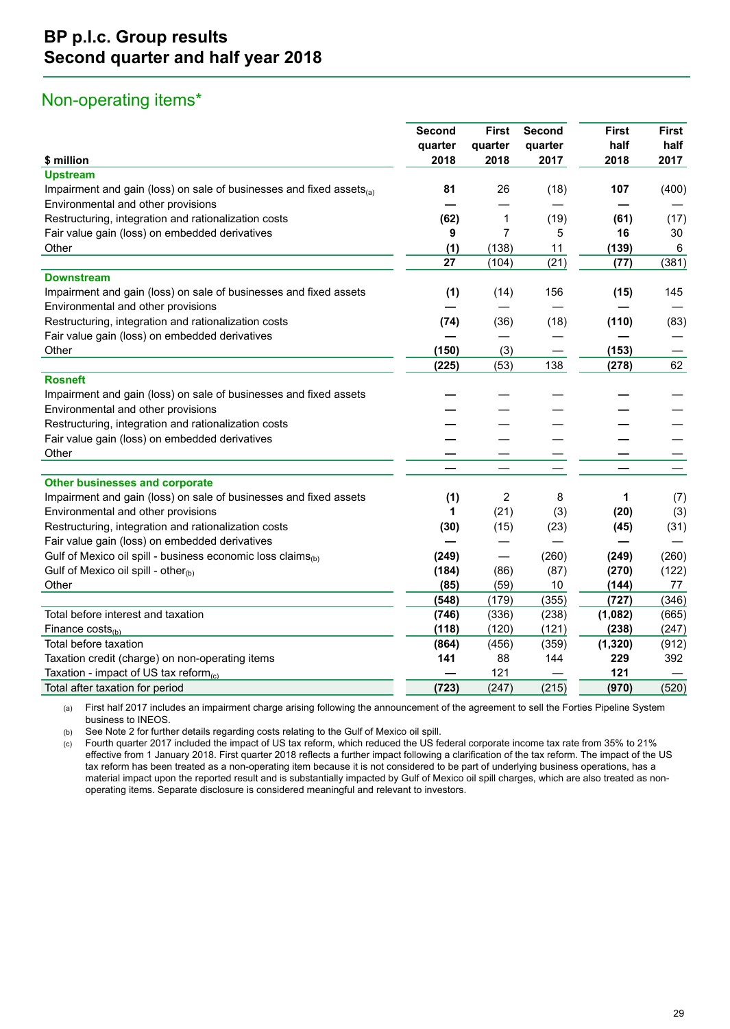# BP p.l.c. Group results
# Second quarter and half year 2018

## Non-operating items*

| $ million | Second quarter 2018 | First quarter 2018 | Second quarter 2017 | First half 2018 | First half 2017 |
|---|---|---|---|---|---|
| **Upstream** | | | | | |
| Impairment and gain (loss) on sale of businesses and fixed assets(a) | **81** | 26 | (18) | **107** | (400) |
| Environmental and other provisions | **—** | — | — | **—** | — |
| Restructuring, integration and rationalization costs | **(62)** | 1 | (19) | **(61)** | (17) |
| Fair value gain (loss) on embedded derivatives | **9** | 7 | 5 | **16** | 30 |
| Other | **(1)** | (138) | 11 | **(139)** | 6 |
| | **27** | (104) | (21) | **(77)** | (381) |
| **Downstream** | | | | | |
| Impairment and gain (loss) on sale of businesses and fixed assets | **(1)** | (14) | 156 | **(15)** | 145 |
| Environmental and other provisions | **—** | — | — | **—** | — |
| Restructuring, integration and rationalization costs | **(74)** | (36) | (18) | **(110)** | (83) |
| Fair value gain (loss) on embedded derivatives | **—** | — | — | **—** | — |
| Other | **(150)** | (3) | — | **(153)** | — |
| | **(225)** | (53) | 138 | **(278)** | 62 |
| **Rosneft** | | | | | |
| Impairment and gain (loss) on sale of businesses and fixed assets | **—** | — | — | **—** | — |
| Environmental and other provisions | **—** | — | — | **—** | — |
| Restructuring, integration and rationalization costs | **—** | — | — | **—** | — |
| Fair value gain (loss) on embedded derivatives | **—** | — | — | **—** | — |
| Other | **—** | — | — | **—** | — |
| | **—** | — | — | **—** | — |
| **Other businesses and corporate** | | | | | |
| Impairment and gain (loss) on sale of businesses and fixed assets | **(1)** | 2 | 8 | **1** | (7) |
| Environmental and other provisions | **1** | (21) | (3) | **(20)** | (3) |
| Restructuring, integration and rationalization costs | **(30)** | (15) | (23) | **(45)** | (31) |
| Fair value gain (loss) on embedded derivatives | **—** | — | — | **—** | — |
| Gulf of Mexico oil spill - business economic loss claims(b) | **(249)** | — | (260) | **(249)** | (260) |
| Gulf of Mexico oil spill - other(b) | **(184)** | (86) | (87) | **(270)** | (122) |
| Other | **(85)** | (59) | 10 | **(144)** | 77 |
| | **(548)** | (179) | (355) | **(727)** | (346) |
| Total before interest and taxation | **(746)** | (336) | (238) | **(1,082)** | (665) |
| Finance costs(b) | **(118)** | (120) | (121) | **(238)** | (247) |
| Total before taxation | **(864)** | (456) | (359) | **(1,320)** | (912) |
| Taxation credit (charge) on non-operating items | **141** | 88 | 144 | **229** | 392 |
| Taxation - impact of US tax reform(c) | **—** | 121 | — | **121** | — |
| Total after taxation for period | **(723)** | (247) | (215) | **(970)** | (520) |

(a) First half 2017 includes an impairment charge arising following the announcement of the agreement to sell the Forties Pipeline System business to INEOS.

(b) See Note 2 for further details regarding costs relating to the Gulf of Mexico oil spill.

(c) Fourth quarter 2017 included the impact of US tax reform, which reduced the US federal corporate income tax rate from 35% to 21% effective from 1 January 2018. First quarter 2018 reflects a further impact following a clarification of the tax reform. The impact of the US tax reform has been treated as a non-operating item because it is not considered to be part of underlying business operations, has a material impact upon the reported result and is substantially impacted by Gulf of Mexico oil spill charges, which are also treated as non-operating items. Separate disclosure is considered meaningful and relevant to investors.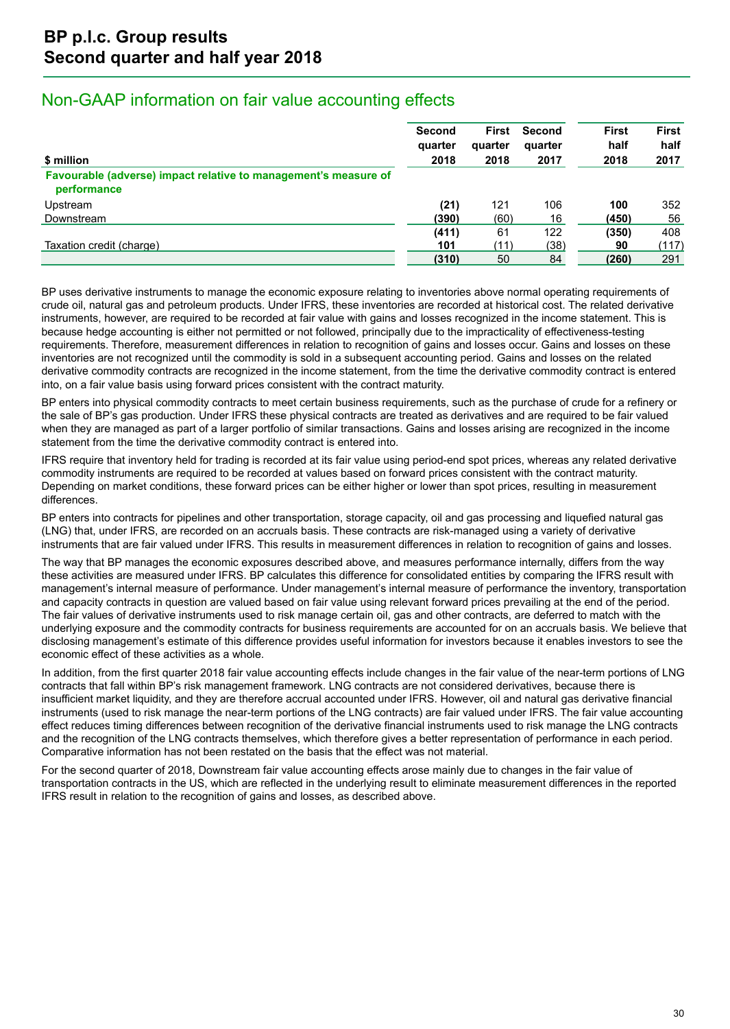## Non-GAAP information on fair value accounting effects

| $ million | Second quarter 2018 | First quarter 2018 | Second quarter 2017 | First half 2018 | First half 2017 |
|---|---|---|---|---|---|
| **Favourable (adverse) impact relative to management's measure of performance** | | | | | |
| Upstream | **(21)** | 121 | 106 | **100** | 352 |
| Downstream | **(390)** | (60) | 16 | **(450)** | 56 |
| | **(411)** | 61 | 122 | **(350)** | 408 |
| Taxation credit (charge) | **101** | (11) | (38) | **90** | (117) |
| | **(310)** | 50 | 84 | **(260)** | 291 |

BP uses derivative instruments to manage the economic exposure relating to inventories above normal operating requirements of crude oil, natural gas and petroleum products. Under IFRS, these inventories are recorded at historical cost. The related derivative instruments, however, are required to be recorded at fair value with gains and losses recognized in the income statement. This is because hedge accounting is either not permitted or not followed, principally due to the impracticality of effectiveness-testing requirements. Therefore, measurement differences in relation to recognition of gains and losses occur. Gains and losses on these inventories are not recognized until the commodity is sold in a subsequent accounting period. Gains and losses on the related derivative commodity contracts are recognized in the income statement, from the time the derivative commodity contract is entered into, on a fair value basis using forward prices consistent with the contract maturity.

BP enters into physical commodity contracts to meet certain business requirements, such as the purchase of crude for a refinery or the sale of BP's gas production. Under IFRS these physical contracts are treated as derivatives and are required to be fair valued when they are managed as part of a larger portfolio of similar transactions. Gains and losses arising are recognized in the income statement from the time the derivative commodity contract is entered into.

IFRS require that inventory held for trading is recorded at its fair value using period-end spot prices, whereas any related derivative commodity instruments are required to be recorded at values based on forward prices consistent with the contract maturity. Depending on market conditions, these forward prices can be either higher or lower than spot prices, resulting in measurement differences.

BP enters into contracts for pipelines and other transportation, storage capacity, oil and gas processing and liquefied natural gas (LNG) that, under IFRS, are recorded on an accruals basis. These contracts are risk-managed using a variety of derivative instruments that are fair valued under IFRS. This results in measurement differences in relation to recognition of gains and losses.

The way that BP manages the economic exposures described above, and measures performance internally, differs from the way these activities are measured under IFRS. BP calculates this difference for consolidated entities by comparing the IFRS result with management's internal measure of performance. Under management's internal measure of performance the inventory, transportation and capacity contracts in question are valued based on fair value using relevant forward prices prevailing at the end of the period. The fair values of derivative instruments used to risk manage certain oil, gas and other contracts, are deferred to match with the underlying exposure and the commodity contracts for business requirements are accounted for on an accruals basis. We believe that disclosing management's estimate of this difference provides useful information for investors because it enables investors to see the economic effect of these activities as a whole.

In addition, from the first quarter 2018 fair value accounting effects include changes in the fair value of the near-term portions of LNG contracts that fall within BP's risk management framework. LNG contracts are not considered derivatives, because there is insufficient market liquidity, and they are therefore accrual accounted under IFRS. However, oil and natural gas derivative financial instruments (used to risk manage the near-term portions of the LNG contracts) are fair valued under IFRS. The fair value accounting effect reduces timing differences between recognition of the derivative financial instruments used to risk manage the LNG contracts and the recognition of the LNG contracts themselves, which therefore gives a better representation of performance in each period. Comparative information has not been restated on the basis that the effect was not material.

For the second quarter of 2018, Downstream fair value accounting effects arose mainly due to changes in the fair value of transportation contracts in the US, which are reflected in the underlying result to eliminate measurement differences in the reported IFRS result in relation to the recognition of gains and losses, as described above.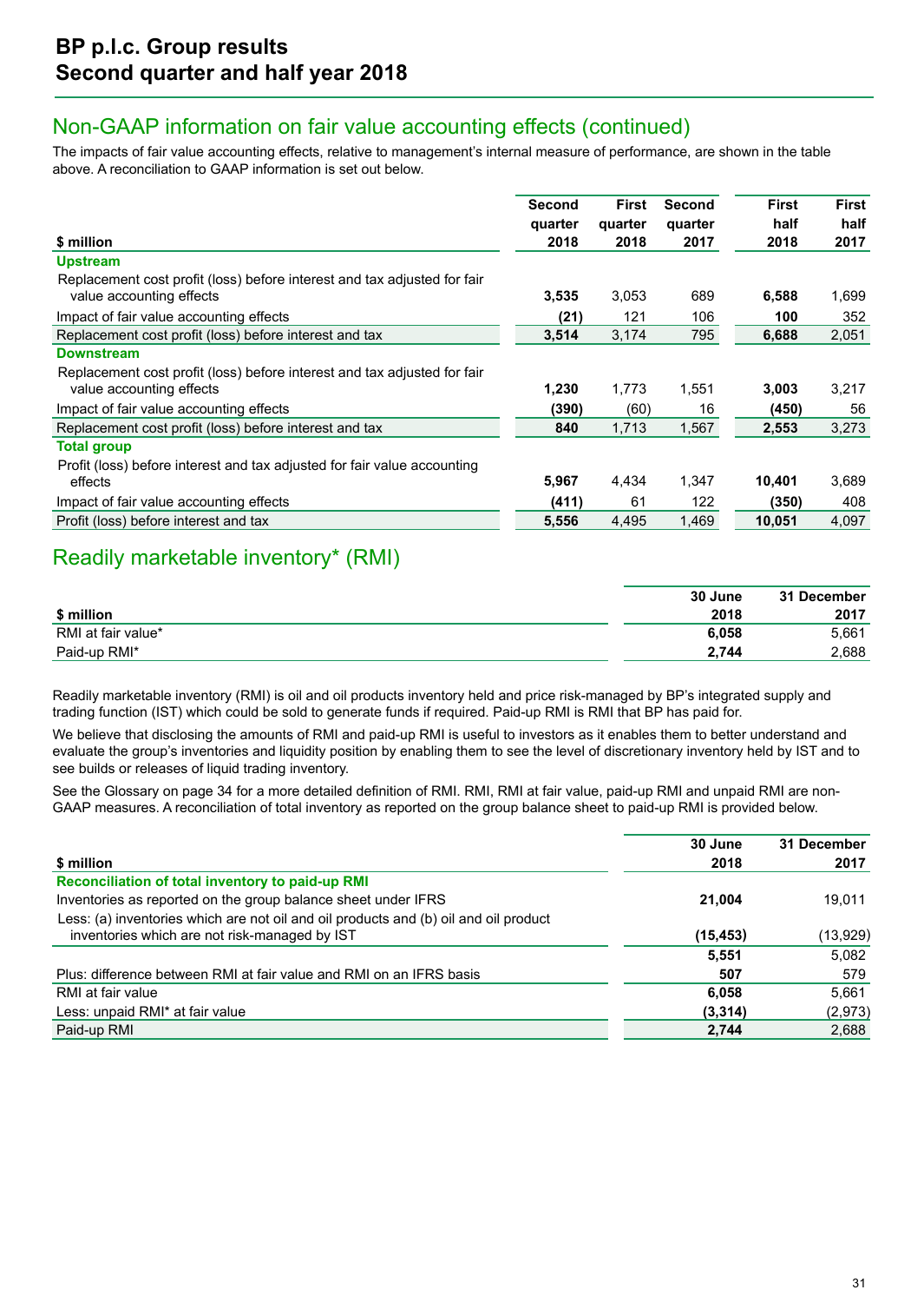# BP p.l.c. Group results
# Second quarter and half year 2018

## Non-GAAP information on fair value accounting effects (continued)

The impacts of fair value accounting effects, relative to management's internal measure of performance, are shown in the table above. A reconciliation to GAAP information is set out below.

| $ million | Second quarter 2018 | First quarter 2018 | Second quarter 2017 | First half 2018 | First half 2017 |
|---|---|---|---|---|---|
| **Upstream** | | | | | |
| Replacement cost profit (loss) before interest and tax adjusted for fair value accounting effects | **3,535** | 3,053 | 689 | **6,588** | 1,699 |
| Impact of fair value accounting effects | **(21)** | 121 | 106 | **100** | 352 |
| Replacement cost profit (loss) before interest and tax | **3,514** | 3,174 | 795 | **6,688** | 2,051 |
| **Downstream** | | | | | |
| Replacement cost profit (loss) before interest and tax adjusted for fair value accounting effects | **1,230** | 1,773 | 1,551 | **3,003** | 3,217 |
| Impact of fair value accounting effects | **(390)** | (60) | 16 | **(450)** | 56 |
| Replacement cost profit (loss) before interest and tax | **840** | 1,713 | 1,567 | **2,553** | 3,273 |
| **Total group** | | | | | |
| Profit (loss) before interest and tax adjusted for fair value accounting effects | **5,967** | 4,434 | 1,347 | **10,401** | 3,689 |
| Impact of fair value accounting effects | **(411)** | 61 | 122 | **(350)** | 408 |
| Profit (loss) before interest and tax | **5,556** | 4,495 | 1,469 | **10,051** | 4,097 |

## Readily marketable inventory* (RMI)

| $ million | 30 June 2018 | 31 December 2017 |
|---|---|---|
| RMI at fair value* | **6,058** | 5,661 |
| Paid-up RMI* | **2,744** | 2,688 |

Readily marketable inventory (RMI) is oil and oil products inventory held and price risk-managed by BP's integrated supply and trading function (IST) which could be sold to generate funds if required. Paid-up RMI is RMI that BP has paid for.

We believe that disclosing the amounts of RMI and paid-up RMI is useful to investors as it enables them to better understand and evaluate the group's inventories and liquidity position by enabling them to see the level of discretionary inventory held by IST and to see builds or releases of liquid trading inventory.

See the Glossary on page 34 for a more detailed definition of RMI. RMI, RMI at fair value, paid-up RMI and unpaid RMI are non-GAAP measures. A reconciliation of total inventory as reported on the group balance sheet to paid-up RMI is provided below.

| $ million | 30 June 2018 | 31 December 2017 |
|---|---|---|
| **Reconciliation of total inventory to paid-up RMI** | | |
| Inventories as reported on the group balance sheet under IFRS | **21,004** | 19,011 |
| Less: (a) inventories which are not oil and oil products and (b) oil and oil product inventories which are not risk-managed by IST | **(15,453)** | (13,929) |
| | **5,551** | 5,082 |
| Plus: difference between RMI at fair value and RMI on an IFRS basis | **507** | 579 |
| RMI at fair value | **6,058** | 5,661 |
| Less: unpaid RMI* at fair value | **(3,314)** | (2,973) |
| Paid-up RMI | **2,744** | 2,688 |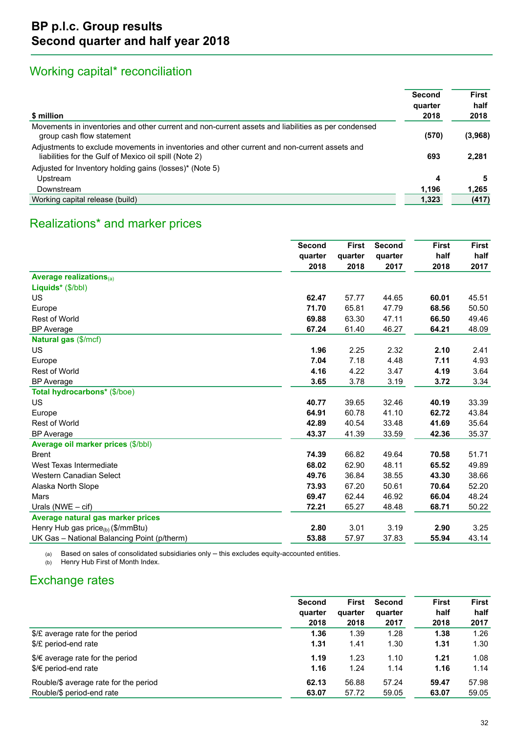# BP p.l.c. Group results
# Second quarter and half year 2018

## Working capital* reconciliation

| $ million | Second quarter 2018 | First half 2018 |
|---|---|---|
| Movements in inventories and other current and non-current assets and liabilities as per condensed group cash flow statement | **(570)** | **(3,968)** |
| Adjustments to exclude movements in inventories and other current and non-current assets and liabilities for the Gulf of Mexico oil spill (Note 2) | **693** | **2,281** |
| Adjusted for Inventory holding gains (losses)* (Note 5) | | |
| Upstream | **4** | **5** |
| Downstream | **1,196** | **1,265** |
| Working capital release (build) | **1,323** | **(417)** |

## Realizations* and marker prices

| | Second quarter 2018 | First quarter 2018 | Second quarter 2017 | First half 2018 | First half 2017 |
|---|---|---|---|---|---|
| **Average realizations**(a) | | | | | |
| **Liquids*** ($/bbl) | | | | | |
| US | **62.47** | 57.77 | 44.65 | **60.01** | 45.51 |
| Europe | **71.70** | 65.81 | 47.79 | **68.56** | 50.50 |
| Rest of World | **69.88** | 63.30 | 47.11 | **66.50** | 49.46 |
| BP Average | **67.24** | 61.40 | 46.27 | **64.21** | 48.09 |
| **Natural gas** ($/mcf) | | | | | |
| US | **1.96** | 2.25 | 2.32 | **2.10** | 2.41 |
| Europe | **7.04** | 7.18 | 4.48 | **7.11** | 4.93 |
| Rest of World | **4.16** | 4.22 | 3.47 | **4.19** | 3.64 |
| BP Average | **3.65** | 3.78 | 3.19 | **3.72** | 3.34 |
| **Total hydrocarbons*** ($/boe) | | | | | |
| US | **40.77** | 39.65 | 32.46 | **40.19** | 33.39 |
| Europe | **64.91** | 60.78 | 41.10 | **62.72** | 43.84 |
| Rest of World | **42.89** | 40.54 | 33.48 | **41.69** | 35.64 |
| BP Average | **43.37** | 41.39 | 33.59 | **42.36** | 35.37 |
| **Average oil marker prices** ($/bbl) | | | | | |
| Brent | **74.39** | 66.82 | 49.64 | **70.58** | 51.71 |
| West Texas Intermediate | **68.02** | 62.90 | 48.11 | **65.52** | 49.89 |
| Western Canadian Select | **49.76** | 36.84 | 38.55 | **43.30** | 38.66 |
| Alaska North Slope | **73.93** | 67.20 | 50.61 | **70.64** | 52.20 |
| Mars | **69.47** | 62.44 | 46.92 | **66.04** | 48.24 |
| Urals (NWE – cif) | **72.21** | 65.27 | 48.48 | **68.71** | 50.22 |
| **Average natural gas marker prices** | | | | | |
| Henry Hub gas price(b) ($/mmBtu) | **2.80** | 3.01 | 3.19 | **2.90** | 3.25 |
| UK Gas – National Balancing Point (p/therm) | **53.88** | 57.97 | 37.83 | **55.94** | 43.14 |

(a) Based on sales of consolidated subsidiaries only – this excludes equity-accounted entities.
(b) Henry Hub First of Month Index.

## Exchange rates

| | Second quarter 2018 | First quarter 2018 | Second quarter 2017 | First half 2018 | First half 2017 |
|---|---|---|---|---|---|
| $/£ average rate for the period | **1.36** | 1.39 | 1.28 | **1.38** | 1.26 |
| $/£ period-end rate | **1.31** | 1.41 | 1.30 | **1.31** | 1.30 |
| $/€ average rate for the period | **1.19** | 1.23 | 1.10 | **1.21** | 1.08 |
| $/€ period-end rate | **1.16** | 1.24 | 1.14 | **1.16** | 1.14 |
| Rouble/$ average rate for the period | **62.13** | 56.88 | 57.24 | **59.47** | 57.98 |
| Rouble/$ period-end rate | **63.07** | 57.72 | 59.05 | **63.07** | 59.05 |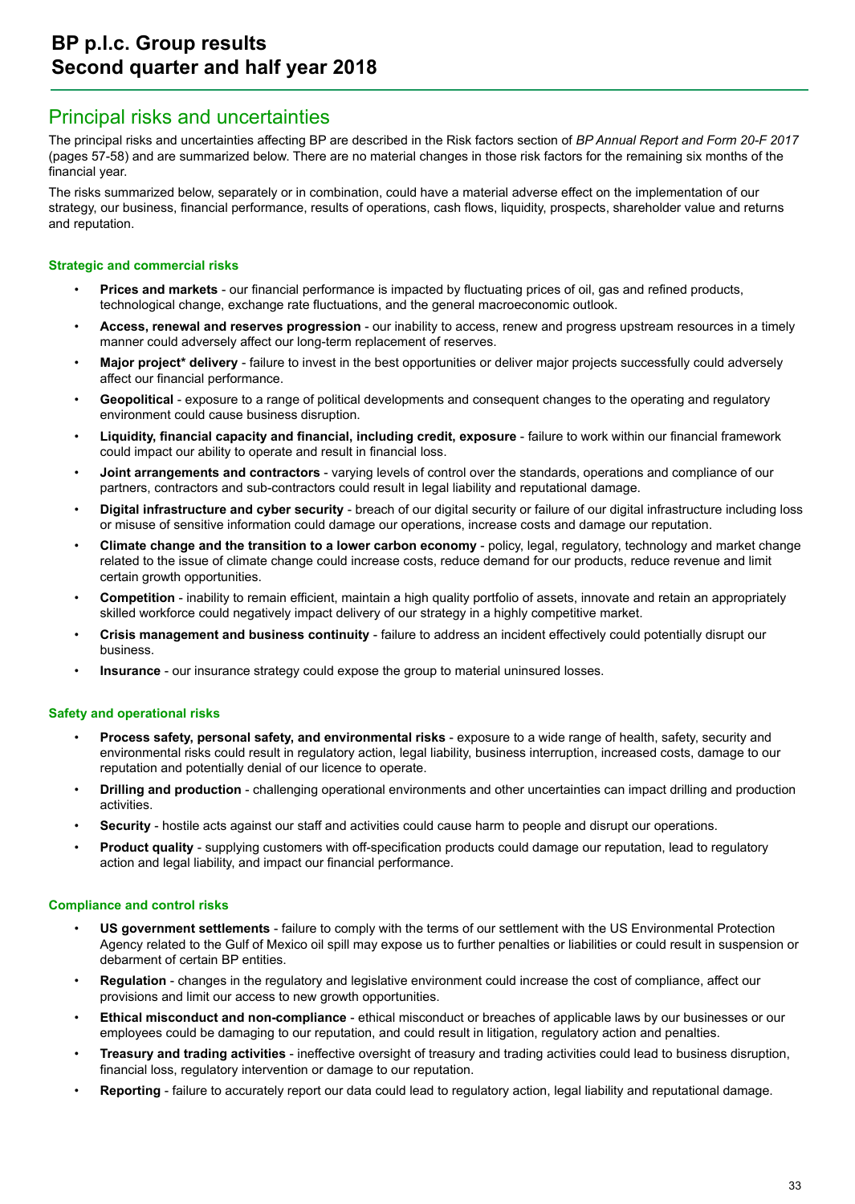## Principal risks and uncertainties

The principal risks and uncertainties affecting BP are described in the Risk factors section of *BP Annual Report and Form 20-F 2017* (pages 57-58) and are summarized below. There are no material changes in those risk factors for the remaining six months of the financial year.

The risks summarized below, separately or in combination, could have a material adverse effect on the implementation of our strategy, our business, financial performance, results of operations, cash flows, liquidity, prospects, shareholder value and returns and reputation.

### Strategic and commercial risks

- **Prices and markets** - our financial performance is impacted by fluctuating prices of oil, gas and refined products, technological change, exchange rate fluctuations, and the general macroeconomic outlook.
- **Access, renewal and reserves progression** - our inability to access, renew and progress upstream resources in a timely manner could adversely affect our long-term replacement of reserves.
- **Major project* delivery** - failure to invest in the best opportunities or deliver major projects successfully could adversely affect our financial performance.
- **Geopolitical** - exposure to a range of political developments and consequent changes to the operating and regulatory environment could cause business disruption.
- **Liquidity, financial capacity and financial, including credit, exposure** - failure to work within our financial framework could impact our ability to operate and result in financial loss.
- **Joint arrangements and contractors** - varying levels of control over the standards, operations and compliance of our partners, contractors and sub-contractors could result in legal liability and reputational damage.
- **Digital infrastructure and cyber security** - breach of our digital security or failure of our digital infrastructure including loss or misuse of sensitive information could damage our operations, increase costs and damage our reputation.
- **Climate change and the transition to a lower carbon economy** - policy, legal, regulatory, technology and market change related to the issue of climate change could increase costs, reduce demand for our products, reduce revenue and limit certain growth opportunities.
- **Competition** - inability to remain efficient, maintain a high quality portfolio of assets, innovate and retain an appropriately skilled workforce could negatively impact delivery of our strategy in a highly competitive market.
- **Crisis management and business continuity** - failure to address an incident effectively could potentially disrupt our business.
- **Insurance** - our insurance strategy could expose the group to material uninsured losses.

### Safety and operational risks

- **Process safety, personal safety, and environmental risks** - exposure to a wide range of health, safety, security and environmental risks could result in regulatory action, legal liability, business interruption, increased costs, damage to our reputation and potentially denial of our licence to operate.
- **Drilling and production** - challenging operational environments and other uncertainties can impact drilling and production activities.
- **Security** - hostile acts against our staff and activities could cause harm to people and disrupt our operations.
- **Product quality** - supplying customers with off-specification products could damage our reputation, lead to regulatory action and legal liability, and impact our financial performance.

### Compliance and control risks

- **US government settlements** - failure to comply with the terms of our settlement with the US Environmental Protection Agency related to the Gulf of Mexico oil spill may expose us to further penalties or liabilities or could result in suspension or debarment of certain BP entities.
- **Regulation** - changes in the regulatory and legislative environment could increase the cost of compliance, affect our provisions and limit our access to new growth opportunities.
- **Ethical misconduct and non-compliance** - ethical misconduct or breaches of applicable laws by our businesses or our employees could be damaging to our reputation, and could result in litigation, regulatory action and penalties.
- **Treasury and trading activities** - ineffective oversight of treasury and trading activities could lead to business disruption, financial loss, regulatory intervention or damage to our reputation.
- **Reporting** - failure to accurately report our data could lead to regulatory action, legal liability and reputational damage.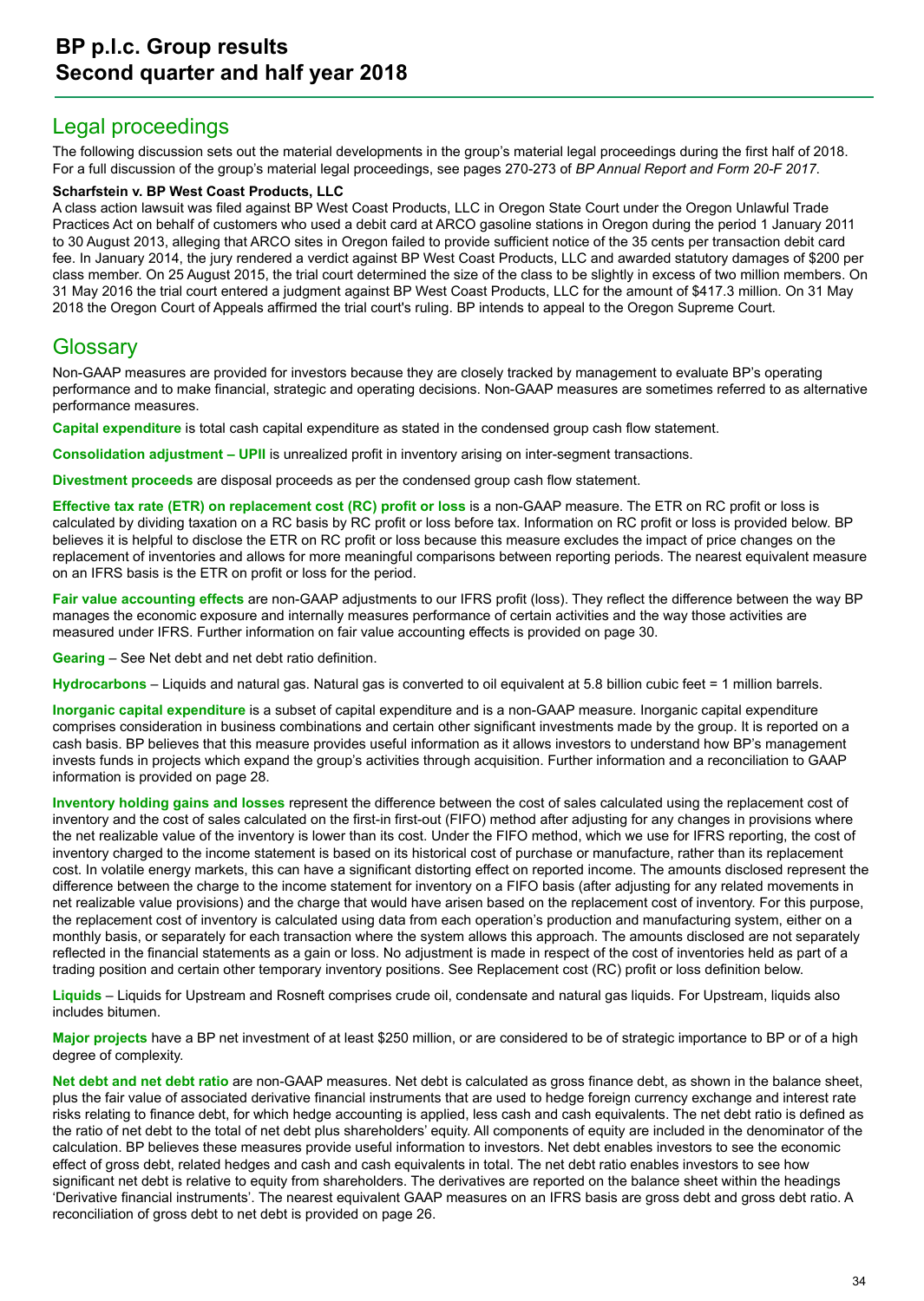## Legal proceedings

The following discussion sets out the material developments in the group's material legal proceedings during the first half of 2018. For a full discussion of the group's material legal proceedings, see pages 270-273 of *BP Annual Report and Form 20-F 2017*.

**Scharfstein v. BP West Coast Products, LLC**

A class action lawsuit was filed against BP West Coast Products, LLC in Oregon State Court under the Oregon Unlawful Trade Practices Act on behalf of customers who used a debit card at ARCO gasoline stations in Oregon during the period 1 January 2011 to 30 August 2013, alleging that ARCO sites in Oregon failed to provide sufficient notice of the 35 cents per transaction debit card fee. In January 2014, the jury rendered a verdict against BP West Coast Products, LLC and awarded statutory damages of $200 per class member. On 25 August 2015, the trial court determined the size of the class to be slightly in excess of two million members. On 31 May 2016 the trial court entered a judgment against BP West Coast Products, LLC for the amount of $417.3 million. On 31 May 2018 the Oregon Court of Appeals affirmed the trial court's ruling. BP intends to appeal to the Oregon Supreme Court.

## Glossary

Non-GAAP measures are provided for investors because they are closely tracked by management to evaluate BP's operating performance and to make financial, strategic and operating decisions. Non-GAAP measures are sometimes referred to as alternative performance measures.

**Capital expenditure** is total cash capital expenditure as stated in the condensed group cash flow statement.

**Consolidation adjustment – UPII** is unrealized profit in inventory arising on inter-segment transactions.

**Divestment proceeds** are disposal proceeds as per the condensed group cash flow statement.

**Effective tax rate (ETR) on replacement cost (RC) profit or loss** is a non-GAAP measure. The ETR on RC profit or loss is calculated by dividing taxation on a RC basis by RC profit or loss before tax. Information on RC profit or loss is provided below. BP believes it is helpful to disclose the ETR on RC profit or loss because this measure excludes the impact of price changes on the replacement of inventories and allows for more meaningful comparisons between reporting periods. The nearest equivalent measure on an IFRS basis is the ETR on profit or loss for the period.

**Fair value accounting effects** are non-GAAP adjustments to our IFRS profit (loss). They reflect the difference between the way BP manages the economic exposure and internally measures performance of certain activities and the way those activities are measured under IFRS. Further information on fair value accounting effects is provided on page 30.

**Gearing** – See Net debt and net debt ratio definition.

**Hydrocarbons** – Liquids and natural gas. Natural gas is converted to oil equivalent at 5.8 billion cubic feet = 1 million barrels.

**Inorganic capital expenditure** is a subset of capital expenditure and is a non-GAAP measure. Inorganic capital expenditure comprises consideration in business combinations and certain other significant investments made by the group. It is reported on a cash basis. BP believes that this measure provides useful information as it allows investors to understand how BP's management invests funds in projects which expand the group's activities through acquisition. Further information and a reconciliation to GAAP information is provided on page 28.

**Inventory holding gains and losses** represent the difference between the cost of sales calculated using the replacement cost of inventory and the cost of sales calculated on the first-in first-out (FIFO) method after adjusting for any changes in provisions where the net realizable value of the inventory is lower than its cost. Under the FIFO method, which we use for IFRS reporting, the cost of inventory charged to the income statement is based on its historical cost of purchase or manufacture, rather than its replacement cost. In volatile energy markets, this can have a significant distorting effect on reported income. The amounts disclosed represent the difference between the charge to the income statement for inventory on a FIFO basis (after adjusting for any related movements in net realizable value provisions) and the charge that would have arisen based on the replacement cost of inventory. For this purpose, the replacement cost of inventory is calculated using data from each operation's production and manufacturing system, either on a monthly basis, or separately for each transaction where the system allows this approach. The amounts disclosed are not separately reflected in the financial statements as a gain or loss. No adjustment is made in respect of the cost of inventories held as part of a trading position and certain other temporary inventory positions. See Replacement cost (RC) profit or loss definition below.

**Liquids** – Liquids for Upstream and Rosneft comprises crude oil, condensate and natural gas liquids. For Upstream, liquids also includes bitumen.

**Major projects** have a BP net investment of at least $250 million, or are considered to be of strategic importance to BP or of a high degree of complexity.

**Net debt and net debt ratio** are non-GAAP measures. Net debt is calculated as gross finance debt, as shown in the balance sheet, plus the fair value of associated derivative financial instruments that are used to hedge foreign currency exchange and interest rate risks relating to finance debt, for which hedge accounting is applied, less cash and cash equivalents. The net debt ratio is defined as the ratio of net debt to the total of net debt plus shareholders' equity. All components of equity are included in the denominator of the calculation. BP believes these measures provide useful information to investors. Net debt enables investors to see the economic effect of gross debt, related hedges and cash and cash equivalents in total. The net debt ratio enables investors to see how significant net debt is relative to equity from shareholders. The derivatives are reported on the balance sheet within the headings 'Derivative financial instruments'. The nearest equivalent GAAP measures on an IFRS basis are gross debt and gross debt ratio. A reconciliation of gross debt to net debt is provided on page 26.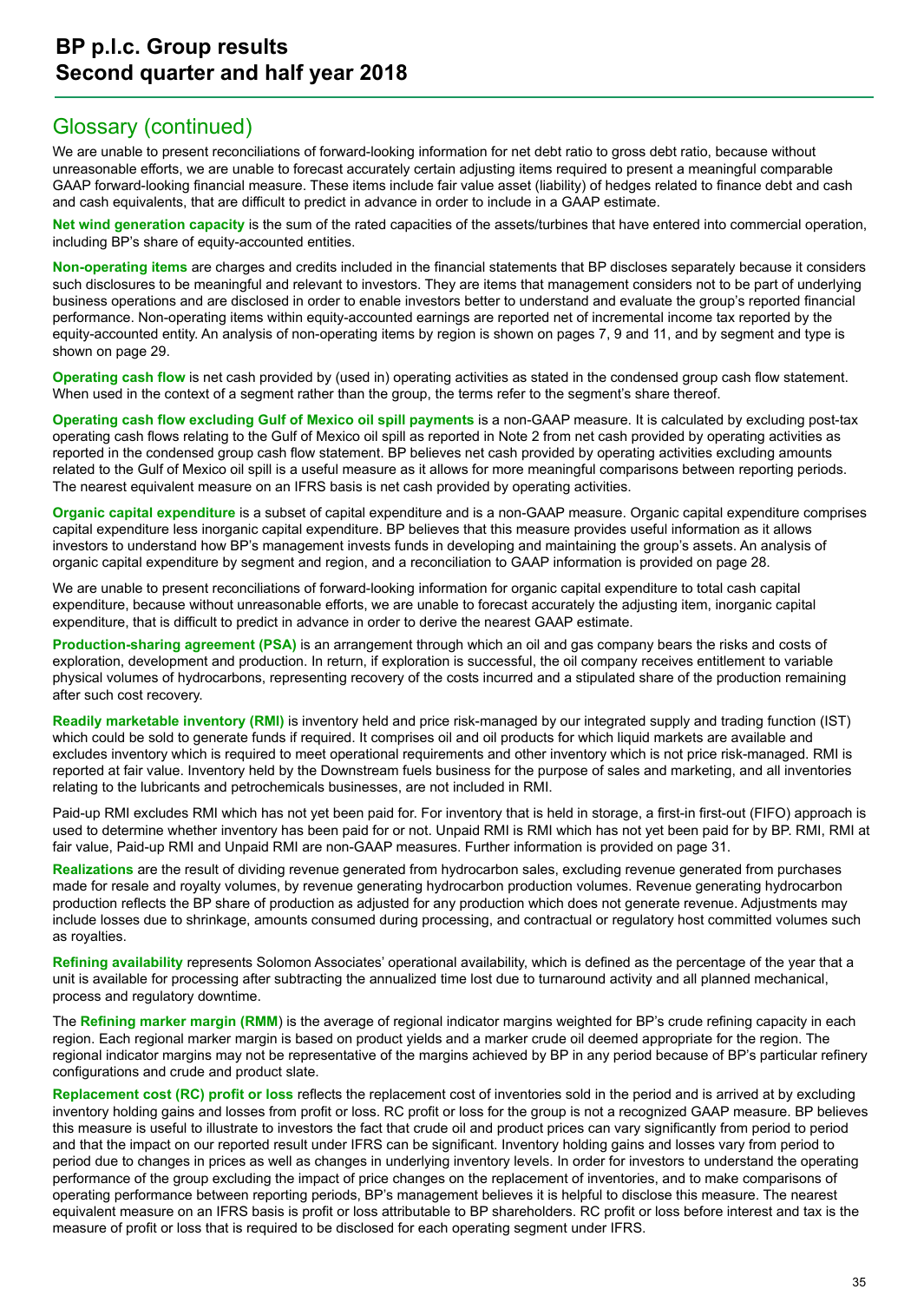## Glossary (continued)

We are unable to present reconciliations of forward-looking information for net debt ratio to gross debt ratio, because without unreasonable efforts, we are unable to forecast accurately certain adjusting items required to present a meaningful comparable GAAP forward-looking financial measure. These items include fair value asset (liability) of hedges related to finance debt and cash and cash equivalents, that are difficult to predict in advance in order to include in a GAAP estimate.

**Net wind generation capacity** is the sum of the rated capacities of the assets/turbines that have entered into commercial operation, including BP's share of equity-accounted entities.

**Non-operating items** are charges and credits included in the financial statements that BP discloses separately because it considers such disclosures to be meaningful and relevant to investors. They are items that management considers not to be part of underlying business operations and are disclosed in order to enable investors better to understand and evaluate the group's reported financial performance. Non-operating items within equity-accounted earnings are reported net of incremental income tax reported by the equity-accounted entity. An analysis of non-operating items by region is shown on pages 7, 9 and 11, and by segment and type is shown on page 29.

**Operating cash flow** is net cash provided by (used in) operating activities as stated in the condensed group cash flow statement. When used in the context of a segment rather than the group, the terms refer to the segment's share thereof.

**Operating cash flow excluding Gulf of Mexico oil spill payments** is a non-GAAP measure. It is calculated by excluding post-tax operating cash flows relating to the Gulf of Mexico oil spill as reported in Note 2 from net cash provided by operating activities as reported in the condensed group cash flow statement. BP believes net cash provided by operating activities excluding amounts related to the Gulf of Mexico oil spill is a useful measure as it allows for more meaningful comparisons between reporting periods. The nearest equivalent measure on an IFRS basis is net cash provided by operating activities.

**Organic capital expenditure** is a subset of capital expenditure and is a non-GAAP measure. Organic capital expenditure comprises capital expenditure less inorganic capital expenditure. BP believes that this measure provides useful information as it allows investors to understand how BP's management invests funds in developing and maintaining the group's assets. An analysis of organic capital expenditure by segment and region, and a reconciliation to GAAP information is provided on page 28.

We are unable to present reconciliations of forward-looking information for organic capital expenditure to total cash capital expenditure, because without unreasonable efforts, we are unable to forecast accurately the adjusting item, inorganic capital expenditure, that is difficult to predict in advance in order to derive the nearest GAAP estimate.

**Production-sharing agreement (PSA)** is an arrangement through which an oil and gas company bears the risks and costs of exploration, development and production. In return, if exploration is successful, the oil company receives entitlement to variable physical volumes of hydrocarbons, representing recovery of the costs incurred and a stipulated share of the production remaining after such cost recovery.

**Readily marketable inventory (RMI)** is inventory held and price risk-managed by our integrated supply and trading function (IST) which could be sold to generate funds if required. It comprises oil and oil products for which liquid markets are available and excludes inventory which is required to meet operational requirements and other inventory which is not price risk-managed. RMI is reported at fair value. Inventory held by the Downstream fuels business for the purpose of sales and marketing, and all inventories relating to the lubricants and petrochemicals businesses, are not included in RMI.

Paid-up RMI excludes RMI which has not yet been paid for. For inventory that is held in storage, a first-in first-out (FIFO) approach is used to determine whether inventory has been paid for or not. Unpaid RMI is RMI which has not yet been paid for by BP. RMI, RMI at fair value, Paid-up RMI and Unpaid RMI are non-GAAP measures. Further information is provided on page 31.

**Realizations** are the result of dividing revenue generated from hydrocarbon sales, excluding revenue generated from purchases made for resale and royalty volumes, by revenue generating hydrocarbon production volumes. Revenue generating hydrocarbon production reflects the BP share of production as adjusted for any production which does not generate revenue. Adjustments may include losses due to shrinkage, amounts consumed during processing, and contractual or regulatory host committed volumes such as royalties.

**Refining availability** represents Solomon Associates' operational availability, which is defined as the percentage of the year that a unit is available for processing after subtracting the annualized time lost due to turnaround activity and all planned mechanical, process and regulatory downtime.

The **Refining marker margin (RMM)** is the average of regional indicator margins weighted for BP's crude refining capacity in each region. Each regional marker margin is based on product yields and a marker crude oil deemed appropriate for the region. The regional indicator margins may not be representative of the margins achieved by BP in any period because of BP's particular refinery configurations and crude and product slate.

**Replacement cost (RC) profit or loss** reflects the replacement cost of inventories sold in the period and is arrived at by excluding inventory holding gains and losses from profit or loss. RC profit or loss for the group is not a recognized GAAP measure. BP believes this measure is useful to illustrate to investors the fact that crude oil and product prices can vary significantly from period to period and that the impact on our reported result under IFRS can be significant. Inventory holding gains and losses vary from period to period due to changes in prices as well as changes in underlying inventory levels. In order for investors to understand the operating performance of the group excluding the impact of price changes on the replacement of inventories, and to make comparisons of operating performance between reporting periods, BP's management believes it is helpful to disclose this measure. The nearest equivalent measure on an IFRS basis is profit or loss attributable to BP shareholders. RC profit or loss before interest and tax is the measure of profit or loss that is required to be disclosed for each operating segment under IFRS.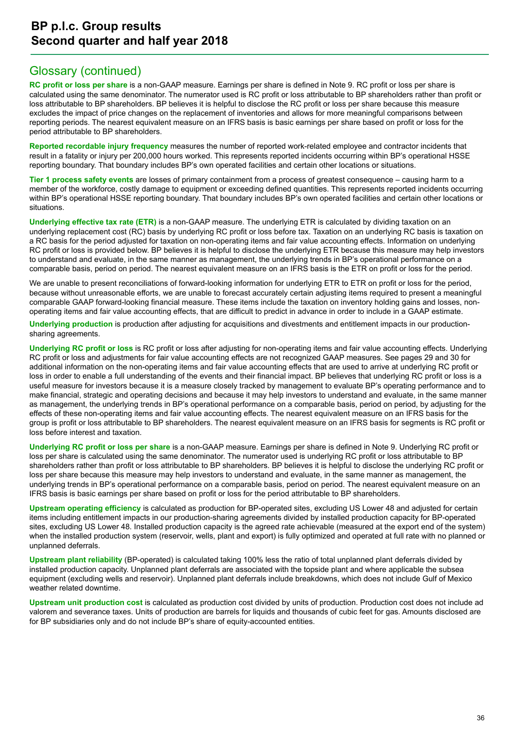## Glossary (continued)

**RC profit or loss per share** is a non-GAAP measure. Earnings per share is defined in Note 9. RC profit or loss per share is calculated using the same denominator. The numerator used is RC profit or loss attributable to BP shareholders rather than profit or loss attributable to BP shareholders. BP believes it is helpful to disclose the RC profit or loss per share because this measure excludes the impact of price changes on the replacement of inventories and allows for more meaningful comparisons between reporting periods. The nearest equivalent measure on an IFRS basis is basic earnings per share based on profit or loss for the period attributable to BP shareholders.

**Reported recordable injury frequency** measures the number of reported work-related employee and contractor incidents that result in a fatality or injury per 200,000 hours worked. This represents reported incidents occurring within BP's operational HSSE reporting boundary. That boundary includes BP's own operated facilities and certain other locations or situations.

**Tier 1 process safety events** are losses of primary containment from a process of greatest consequence – causing harm to a member of the workforce, costly damage to equipment or exceeding defined quantities. This represents reported incidents occurring within BP's operational HSSE reporting boundary. That boundary includes BP's own operated facilities and certain other locations or situations.

**Underlying effective tax rate (ETR)** is a non-GAAP measure. The underlying ETR is calculated by dividing taxation on an underlying replacement cost (RC) basis by underlying RC profit or loss before tax. Taxation on an underlying RC basis is taxation on a RC basis for the period adjusted for taxation on non-operating items and fair value accounting effects. Information on underlying RC profit or loss is provided below. BP believes it is helpful to disclose the underlying ETR because this measure may help investors to understand and evaluate, in the same manner as management, the underlying trends in BP's operational performance on a comparable basis, period on period. The nearest equivalent measure on an IFRS basis is the ETR on profit or loss for the period.

We are unable to present reconciliations of forward-looking information for underlying ETR to ETR on profit or loss for the period, because without unreasonable efforts, we are unable to forecast accurately certain adjusting items required to present a meaningful comparable GAAP forward-looking financial measure. These items include the taxation on inventory holding gains and losses, non-operating items and fair value accounting effects, that are difficult to predict in advance in order to include in a GAAP estimate.

**Underlying production** is production after adjusting for acquisitions and divestments and entitlement impacts in our production-sharing agreements.

**Underlying RC profit or loss** is RC profit or loss after adjusting for non-operating items and fair value accounting effects. Underlying RC profit or loss and adjustments for fair value accounting effects are not recognized GAAP measures. See pages 29 and 30 for additional information on the non-operating items and fair value accounting effects that are used to arrive at underlying RC profit or loss in order to enable a full understanding of the events and their financial impact. BP believes that underlying RC profit or loss is a useful measure for investors because it is a measure closely tracked by management to evaluate BP's operating performance and to make financial, strategic and operating decisions and because it may help investors to understand and evaluate, in the same manner as management, the underlying trends in BP's operational performance on a comparable basis, period on period, by adjusting for the effects of these non-operating items and fair value accounting effects. The nearest equivalent measure on an IFRS basis for the group is profit or loss attributable to BP shareholders. The nearest equivalent measure on an IFRS basis for segments is RC profit or loss before interest and taxation.

**Underlying RC profit or loss per share** is a non-GAAP measure. Earnings per share is defined in Note 9. Underlying RC profit or loss per share is calculated using the same denominator. The numerator used is underlying RC profit or loss attributable to BP shareholders rather than profit or loss attributable to BP shareholders. BP believes it is helpful to disclose the underlying RC profit or loss per share because this measure may help investors to understand and evaluate, in the same manner as management, the underlying trends in BP's operational performance on a comparable basis, period on period. The nearest equivalent measure on an IFRS basis is basic earnings per share based on profit or loss for the period attributable to BP shareholders.

**Upstream operating efficiency** is calculated as production for BP-operated sites, excluding US Lower 48 and adjusted for certain items including entitlement impacts in our production-sharing agreements divided by installed production capacity for BP-operated sites, excluding US Lower 48. Installed production capacity is the agreed rate achievable (measured at the export end of the system) when the installed production system (reservoir, wells, plant and export) is fully optimized and operated at full rate with no planned or unplanned deferrals.

**Upstream plant reliability** (BP-operated) is calculated taking 100% less the ratio of total unplanned plant deferrals divided by installed production capacity. Unplanned plant deferrals are associated with the topside plant and where applicable the subsea equipment (excluding wells and reservoir). Unplanned plant deferrals include breakdowns, which does not include Gulf of Mexico weather related downtime.

**Upstream unit production cost** is calculated as production cost divided by units of production. Production cost does not include ad valorem and severance taxes. Units of production are barrels for liquids and thousands of cubic feet for gas. Amounts disclosed are for BP subsidiaries only and do not include BP's share of equity-accounted entities.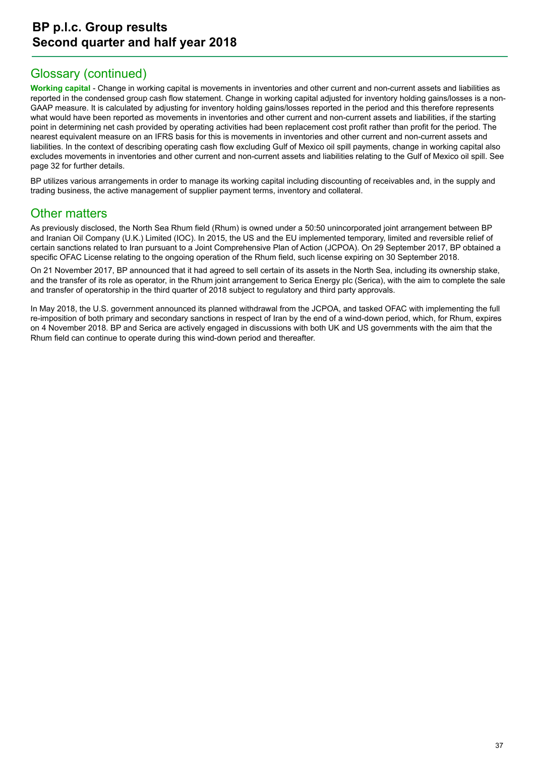## Glossary (continued)

**Working capital** - Change in working capital is movements in inventories and other current and non-current assets and liabilities as reported in the condensed group cash flow statement. Change in working capital adjusted for inventory holding gains/losses is a non-GAAP measure. It is calculated by adjusting for inventory holding gains/losses reported in the period and this therefore represents what would have been reported as movements in inventories and other current and non-current assets and liabilities, if the starting point in determining net cash provided by operating activities had been replacement cost profit rather than profit for the period. The nearest equivalent measure on an IFRS basis for this is movements in inventories and other current and non-current assets and liabilities. In the context of describing operating cash flow excluding Gulf of Mexico oil spill payments, change in working capital also excludes movements in inventories and other current and non-current assets and liabilities relating to the Gulf of Mexico oil spill. See page 32 for further details.

BP utilizes various arrangements in order to manage its working capital including discounting of receivables and, in the supply and trading business, the active management of supplier payment terms, inventory and collateral.

## Other matters

As previously disclosed, the North Sea Rhum field (Rhum) is owned under a 50:50 unincorporated joint arrangement between BP and Iranian Oil Company (U.K.) Limited (IOC). In 2015, the US and the EU implemented temporary, limited and reversible relief of certain sanctions related to Iran pursuant to a Joint Comprehensive Plan of Action (JCPOA). On 29 September 2017, BP obtained a specific OFAC License relating to the ongoing operation of the Rhum field, such license expiring on 30 September 2018.

On 21 November 2017, BP announced that it had agreed to sell certain of its assets in the North Sea, including its ownership stake, and the transfer of its role as operator, in the Rhum joint arrangement to Serica Energy plc (Serica), with the aim to complete the sale and transfer of operatorship in the third quarter of 2018 subject to regulatory and third party approvals.

In May 2018, the U.S. government announced its planned withdrawal from the JCPOA, and tasked OFAC with implementing the full re-imposition of both primary and secondary sanctions in respect of Iran by the end of a wind-down period, which, for Rhum, expires on 4 November 2018. BP and Serica are actively engaged in discussions with both UK and US governments with the aim that the Rhum field can continue to operate during this wind-down period and thereafter.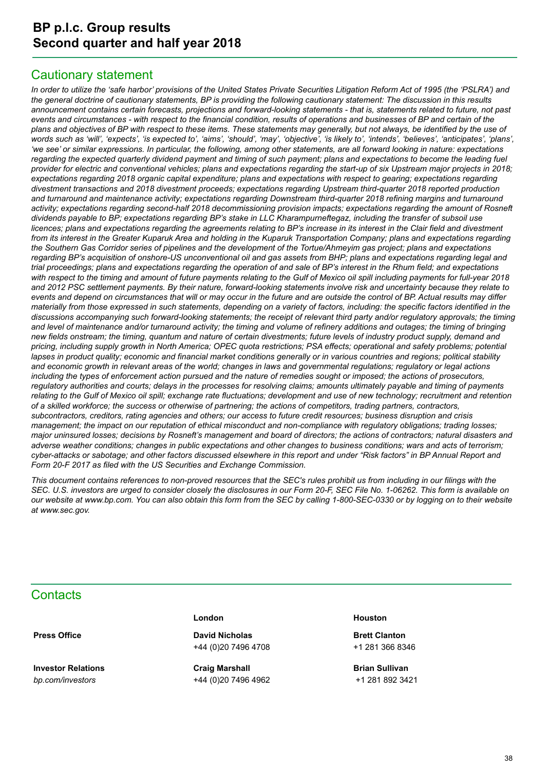## Cautionary statement

*In order to utilize the 'safe harbor' provisions of the United States Private Securities Litigation Reform Act of 1995 (the 'PSLRA') and the general doctrine of cautionary statements, BP is providing the following cautionary statement: The discussion in this results announcement contains certain forecasts, projections and forward-looking statements - that is, statements related to future, not past events and circumstances - with respect to the financial condition, results of operations and businesses of BP and certain of the plans and objectives of BP with respect to these items. These statements may generally, but not always, be identified by the use of words such as 'will', 'expects', 'is expected to', 'aims', 'should', 'may', 'objective', 'is likely to', 'intends', 'believes', 'anticipates', 'plans', 'we see' or similar expressions. In particular, the following, among other statements, are all forward looking in nature: expectations regarding the expected quarterly dividend payment and timing of such payment; plans and expectations to become the leading fuel provider for electric and conventional vehicles; plans and expectations regarding the start-up of six Upstream major projects in 2018; expectations regarding 2018 organic capital expenditure; plans and expectations with respect to gearing; expectations regarding divestment transactions and 2018 divestment proceeds; expectations regarding Upstream third-quarter 2018 reported production and turnaround and maintenance activity; expectations regarding Downstream third-quarter 2018 refining margins and turnaround activity; expectations regarding second-half 2018 decommissioning provision impacts; expectations regarding the amount of Rosneft dividends payable to BP; expectations regarding BP's stake in LLC Kharampurneftegaz, including the transfer of subsoil use licences; plans and expectations regarding the agreements relating to BP's increase in its interest in the Clair field and divestment from its interest in the Greater Kuparuk Area and holding in the Kuparuk Transportation Company; plans and expectations regarding the Southern Gas Corridor series of pipelines and the development of the Tortue/Ahmeyim gas project; plans and expectations regarding BP's acquisition of onshore-US unconventional oil and gas assets from BHP; plans and expectations regarding legal and trial proceedings; plans and expectations regarding the operation of and sale of BP's interest in the Rhum field; and expectations with respect to the timing and amount of future payments relating to the Gulf of Mexico oil spill including payments for full-year 2018 and 2012 PSC settlement payments. By their nature, forward-looking statements involve risk and uncertainty because they relate to events and depend on circumstances that will or may occur in the future and are outside the control of BP. Actual results may differ materially from those expressed in such statements, depending on a variety of factors, including: the specific factors identified in the discussions accompanying such forward-looking statements; the receipt of relevant third party and/or regulatory approvals; the timing and level of maintenance and/or turnaround activity; the timing and volume of refinery additions and outages; the timing of bringing new fields onstream; the timing, quantum and nature of certain divestments; future levels of industry product supply, demand and pricing, including supply growth in North America; OPEC quota restrictions; PSA effects; operational and safety problems; potential lapses in product quality; economic and financial market conditions generally or in various countries and regions; political stability and economic growth in relevant areas of the world; changes in laws and governmental regulations; regulatory or legal actions including the types of enforcement action pursued and the nature of remedies sought or imposed; the actions of prosecutors, regulatory authorities and courts; delays in the processes for resolving claims; amounts ultimately payable and timing of payments relating to the Gulf of Mexico oil spill; exchange rate fluctuations; development and use of new technology; recruitment and retention of a skilled workforce; the success or otherwise of partnering; the actions of competitors, trading partners, contractors, subcontractors, creditors, rating agencies and others; our access to future credit resources; business disruption and crisis management; the impact on our reputation of ethical misconduct and non-compliance with regulatory obligations; trading losses; major uninsured losses; decisions by Rosneft's management and board of directors; the actions of contractors; natural disasters and adverse weather conditions; changes in public expectations and other changes to business conditions; wars and acts of terrorism; cyber-attacks or sabotage; and other factors discussed elsewhere in this report and under "Risk factors" in BP Annual Report and Form 20-F 2017 as filed with the US Securities and Exchange Commission.*

*This document contains references to non-proved resources that the SEC's rules prohibit us from including in our filings with the SEC. U.S. investors are urged to consider closely the disclosures in our Form 20-F, SEC File No. 1-06262. This form is available on our website at www.bp.com. You can also obtain this form from the SEC by calling 1-800-SEC-0330 or by logging on to their website at www.sec.gov.*

## Contacts

| | London | Houston |
|---|---|---|
| **Press Office** | **David Nicholas**<br>+44 (0)20 7496 4708 | **Brett Clanton**<br>+1 281 366 8346 |
| **Investor Relations**<br>*bp.com/investors* | **Craig Marshall**<br>+44 (0)20 7496 4962 | **Brian Sullivan**<br>+1 281 892 3421 |